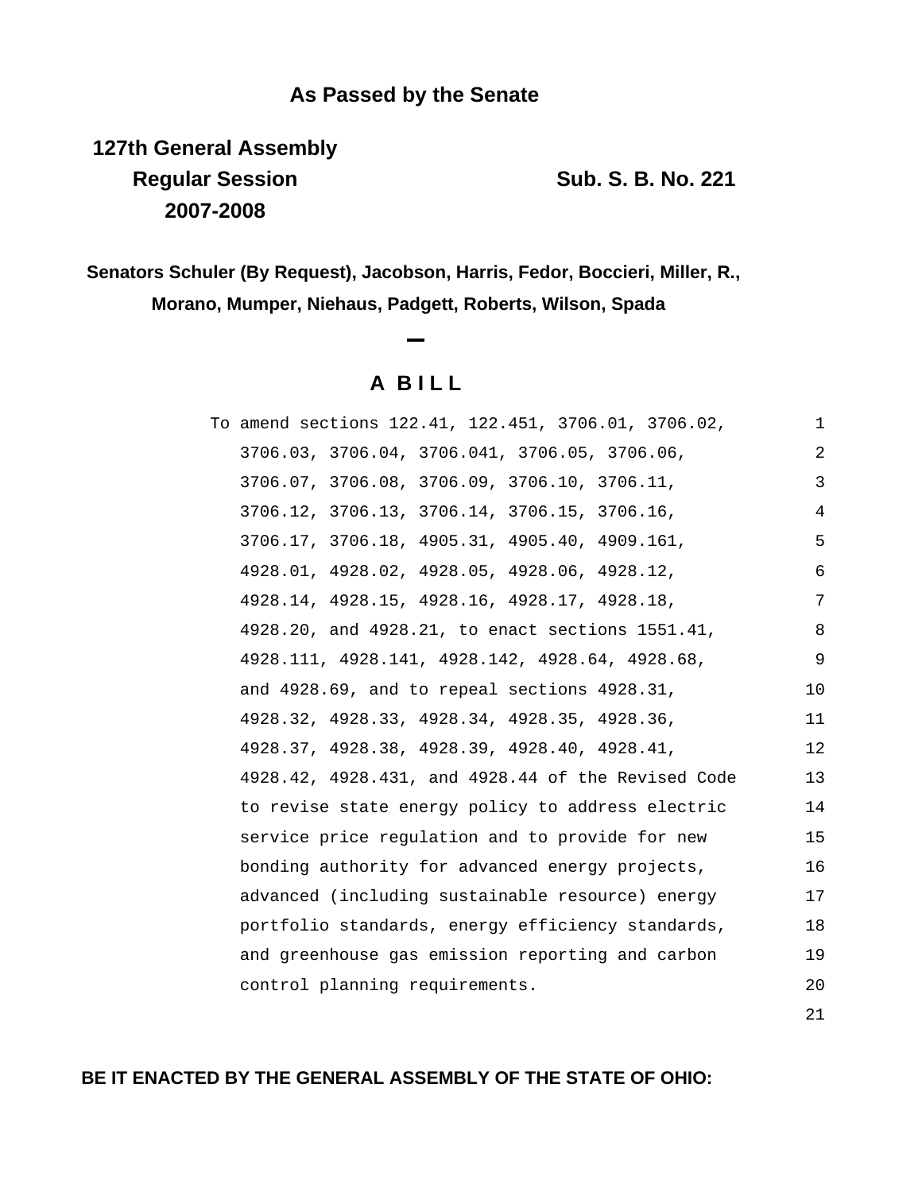**As Passed by the Senate**

**127th General Assembly**
**Regular Session**
**2007-2008**

**Sub. S. B. No. 221**

**Senators Schuler (By Request), Jacobson, Harris, Fedor, Boccieri, Miller, R., Morano, Mumper, Niehaus, Padgett, Roberts, Wilson, Spada**

# A BILL

To amend sections 122.41, 122.451, 3706.01, 3706.02, 3706.03, 3706.04, 3706.041, 3706.05, 3706.06, 3706.07, 3706.08, 3706.09, 3706.10, 3706.11, 3706.12, 3706.13, 3706.14, 3706.15, 3706.16, 3706.17, 3706.18, 4905.31, 4905.40, 4909.161, 4928.01, 4928.02, 4928.05, 4928.06, 4928.12, 4928.14, 4928.15, 4928.16, 4928.17, 4928.18, 4928.20, and 4928.21, to enact sections 1551.41, 4928.111, 4928.141, 4928.142, 4928.64, 4928.68, and 4928.69, and to repeal sections 4928.31, 4928.32, 4928.33, 4928.34, 4928.35, 4928.36, 4928.37, 4928.38, 4928.39, 4928.40, 4928.41, 4928.42, 4928.431, and 4928.44 of the Revised Code to revise state energy policy to address electric service price regulation and to provide for new bonding authority for advanced energy projects, advanced (including sustainable resource) energy portfolio standards, energy efficiency standards, and greenhouse gas emission reporting and carbon control planning requirements.

**BE IT ENACTED BY THE GENERAL ASSEMBLY OF THE STATE OF OHIO:**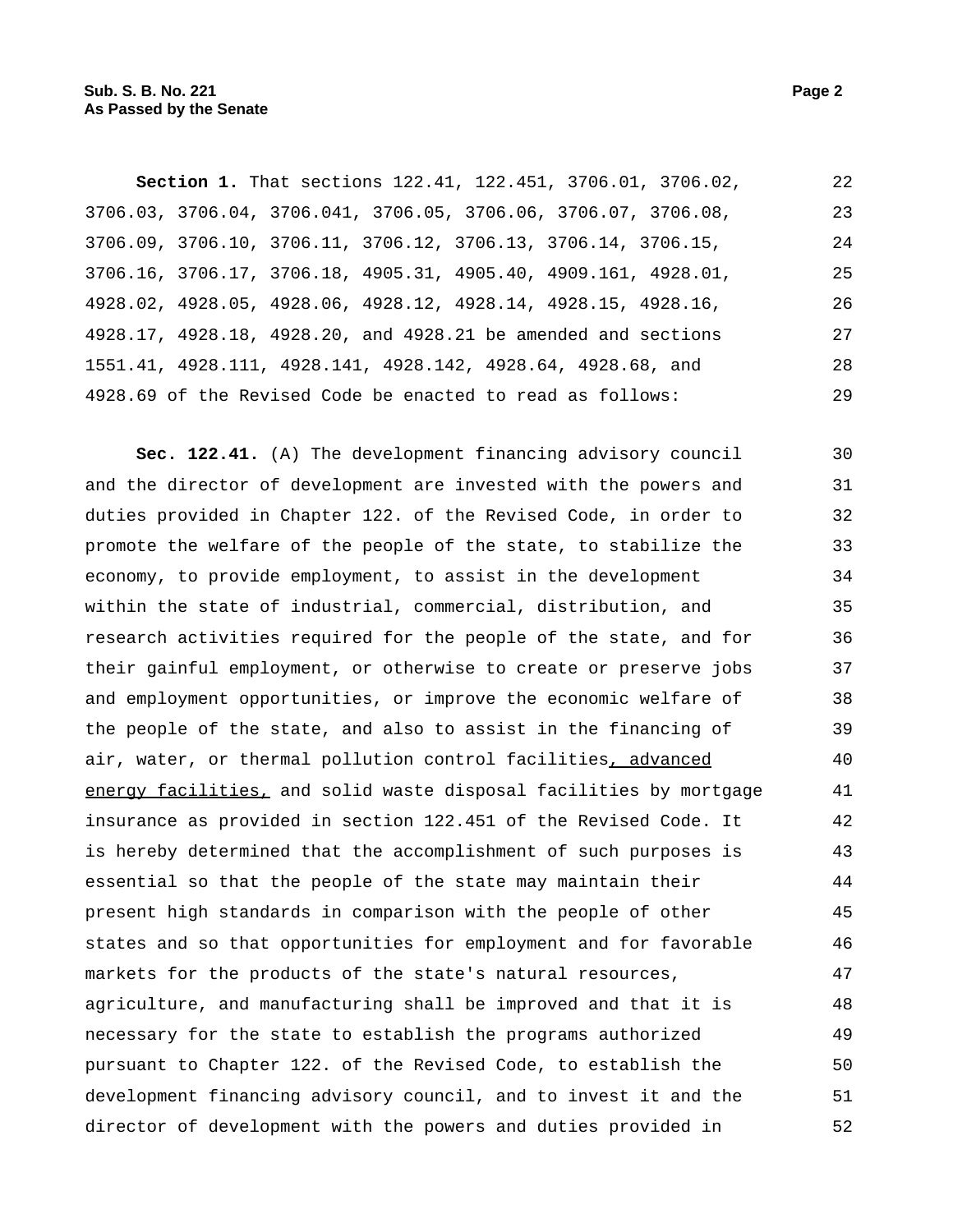**Section 1.** That sections 122.41, 122.451, 3706.01, 3706.02, 3706.03, 3706.04, 3706.041, 3706.05, 3706.06, 3706.07, 3706.08, 3706.09, 3706.10, 3706.11, 3706.12, 3706.13, 3706.14, 3706.15, 3706.16, 3706.17, 3706.18, 4905.31, 4905.40, 4909.161, 4928.01, 4928.02, 4928.05, 4928.06, 4928.12, 4928.14, 4928.15, 4928.16, 4928.17, 4928.18, 4928.20, and 4928.21 be amended and sections 1551.41, 4928.111, 4928.141, 4928.142, 4928.64, 4928.68, and 4928.69 of the Revised Code be enacted to read as follows:

**Sec. 122.41.** (A) The development financing advisory council and the director of development are invested with the powers and duties provided in Chapter 122. of the Revised Code, in order to promote the welfare of the people of the state, to stabilize the economy, to provide employment, to assist in the development within the state of industrial, commercial, distribution, and research activities required for the people of the state, and for their gainful employment, or otherwise to create or preserve jobs and employment opportunities, or improve the economic welfare of the people of the state, and also to assist in the financing of air, water, or thermal pollution control facilities<u>, advanced energy facilities,</u> and solid waste disposal facilities by mortgage insurance as provided in section 122.451 of the Revised Code. It is hereby determined that the accomplishment of such purposes is essential so that the people of the state may maintain their present high standards in comparison with the people of other states and so that opportunities for employment and for favorable markets for the products of the state's natural resources, agriculture, and manufacturing shall be improved and that it is necessary for the state to establish the programs authorized pursuant to Chapter 122. of the Revised Code, to establish the development financing advisory council, and to invest it and the director of development with the powers and duties provided in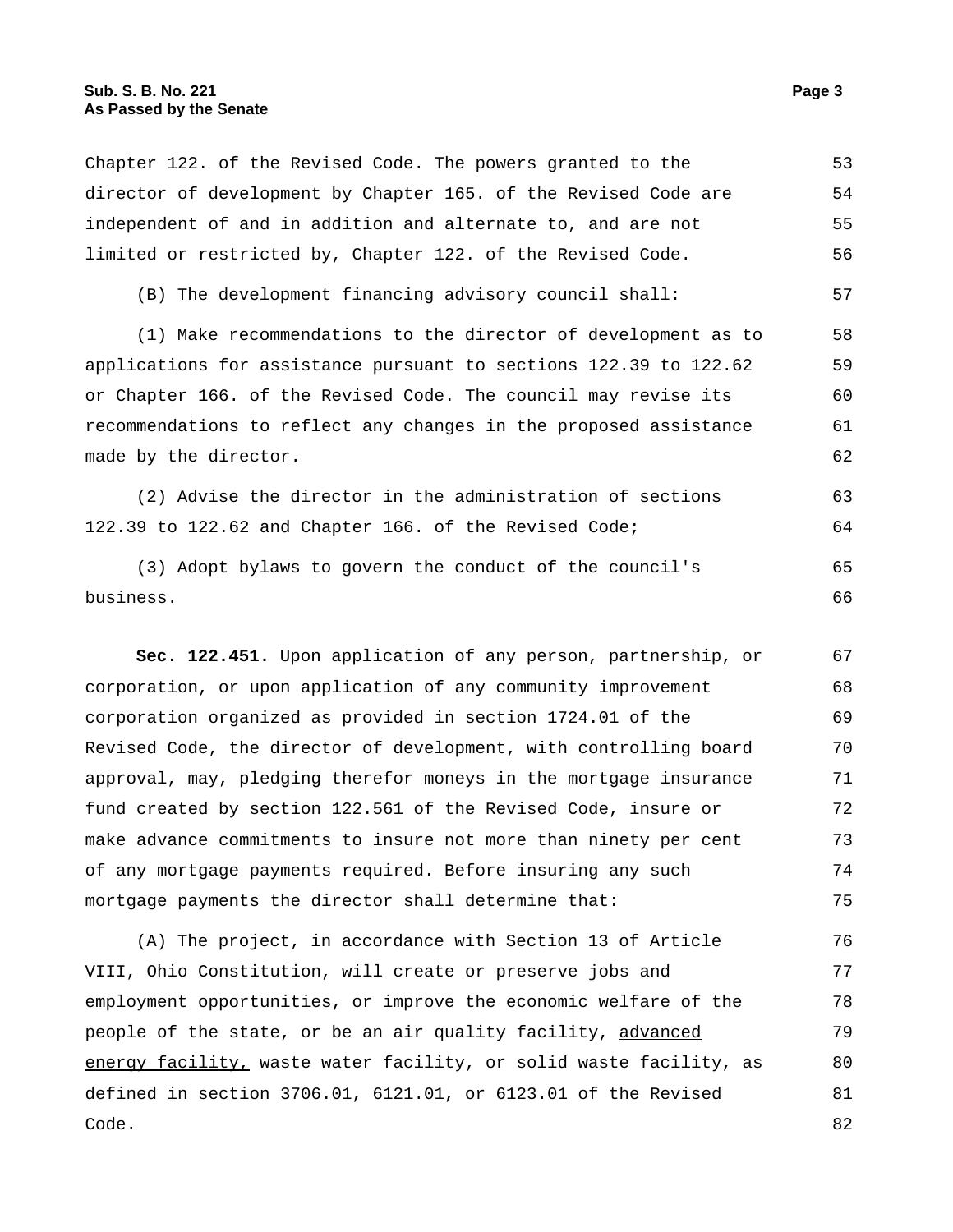Chapter 122. of the Revised Code. The powers granted to the director of development by Chapter 165. of the Revised Code are independent of and in addition and alternate to, and are not limited or restricted by, Chapter 122. of the Revised Code.

(B) The development financing advisory council shall:

(1) Make recommendations to the director of development as to applications for assistance pursuant to sections 122.39 to 122.62 or Chapter 166. of the Revised Code. The council may revise its recommendations to reflect any changes in the proposed assistance made by the director.

(2) Advise the director in the administration of sections 122.39 to 122.62 and Chapter 166. of the Revised Code;

(3) Adopt bylaws to govern the conduct of the council's business.

**Sec. 122.451.** Upon application of any person, partnership, or corporation, or upon application of any community improvement corporation organized as provided in section 1724.01 of the Revised Code, the director of development, with controlling board approval, may, pledging therefor moneys in the mortgage insurance fund created by section 122.561 of the Revised Code, insure or make advance commitments to insure not more than ninety per cent of any mortgage payments required. Before insuring any such mortgage payments the director shall determine that:

(A) The project, in accordance with Section 13 of Article VIII, Ohio Constitution, will create or preserve jobs and employment opportunities, or improve the economic welfare of the people of the state, or be an air quality facility, <u>advanced energy facility,</u> waste water facility, or solid waste facility, as defined in section 3706.01, 6121.01, or 6123.01 of the Revised Code.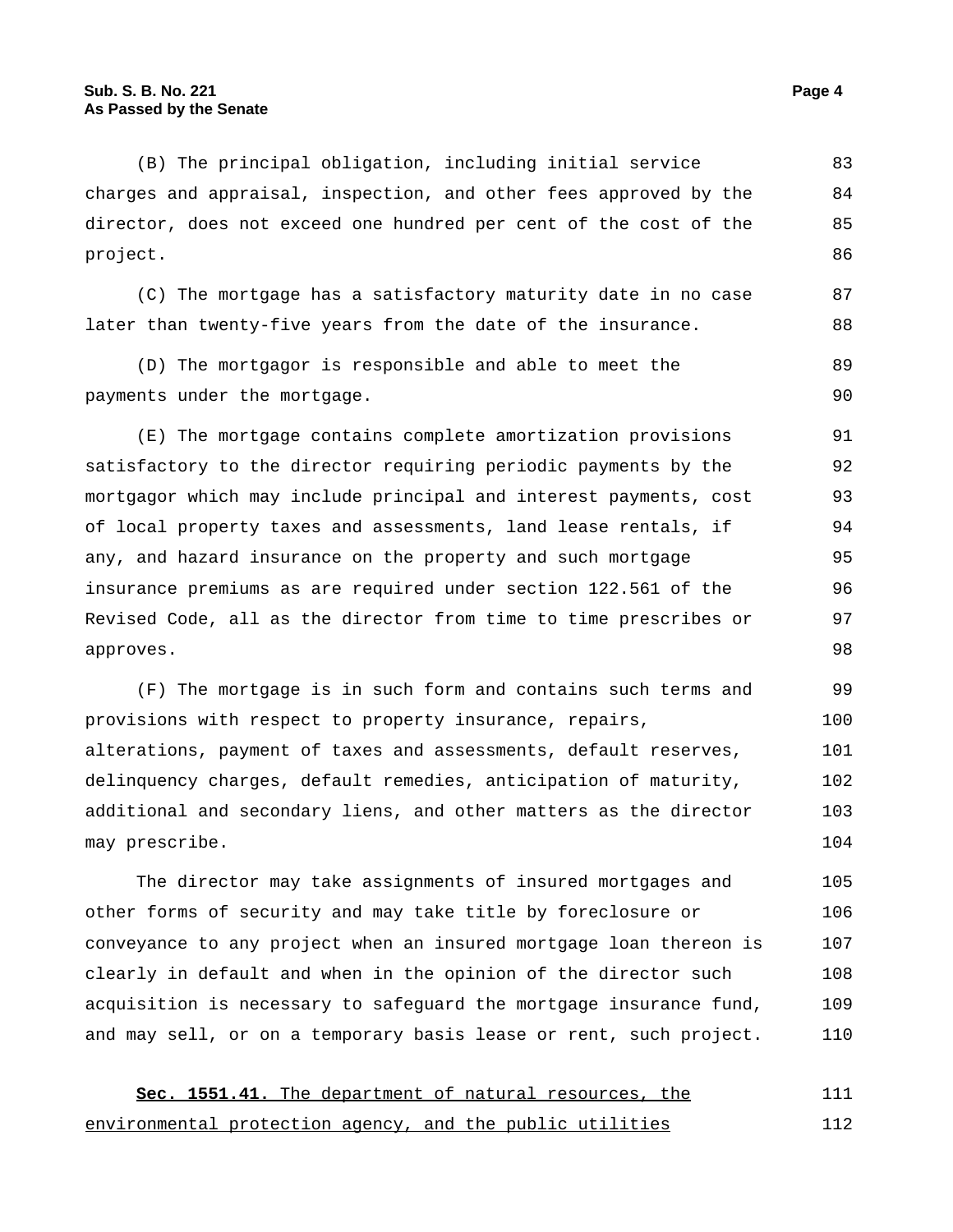(B) The principal obligation, including initial service charges and appraisal, inspection, and other fees approved by the director, does not exceed one hundred per cent of the cost of the project.

(C) The mortgage has a satisfactory maturity date in no case later than twenty-five years from the date of the insurance.

(D) The mortgagor is responsible and able to meet the payments under the mortgage.

(E) The mortgage contains complete amortization provisions satisfactory to the director requiring periodic payments by the mortgagor which may include principal and interest payments, cost of local property taxes and assessments, land lease rentals, if any, and hazard insurance on the property and such mortgage insurance premiums as are required under section 122.561 of the Revised Code, all as the director from time to time prescribes or approves.

(F) The mortgage is in such form and contains such terms and provisions with respect to property insurance, repairs, alterations, payment of taxes and assessments, default reserves, delinquency charges, default remedies, anticipation of maturity, additional and secondary liens, and other matters as the director may prescribe.

The director may take assignments of insured mortgages and other forms of security and may take title by foreclosure or conveyance to any project when an insured mortgage loan thereon is clearly in default and when in the opinion of the director such acquisition is necessary to safeguard the mortgage insurance fund, and may sell, or on a temporary basis lease or rent, such project.

<u>**Sec. 1551.41.** The department of natural resources, the environmental protection agency, and the public utilities</u>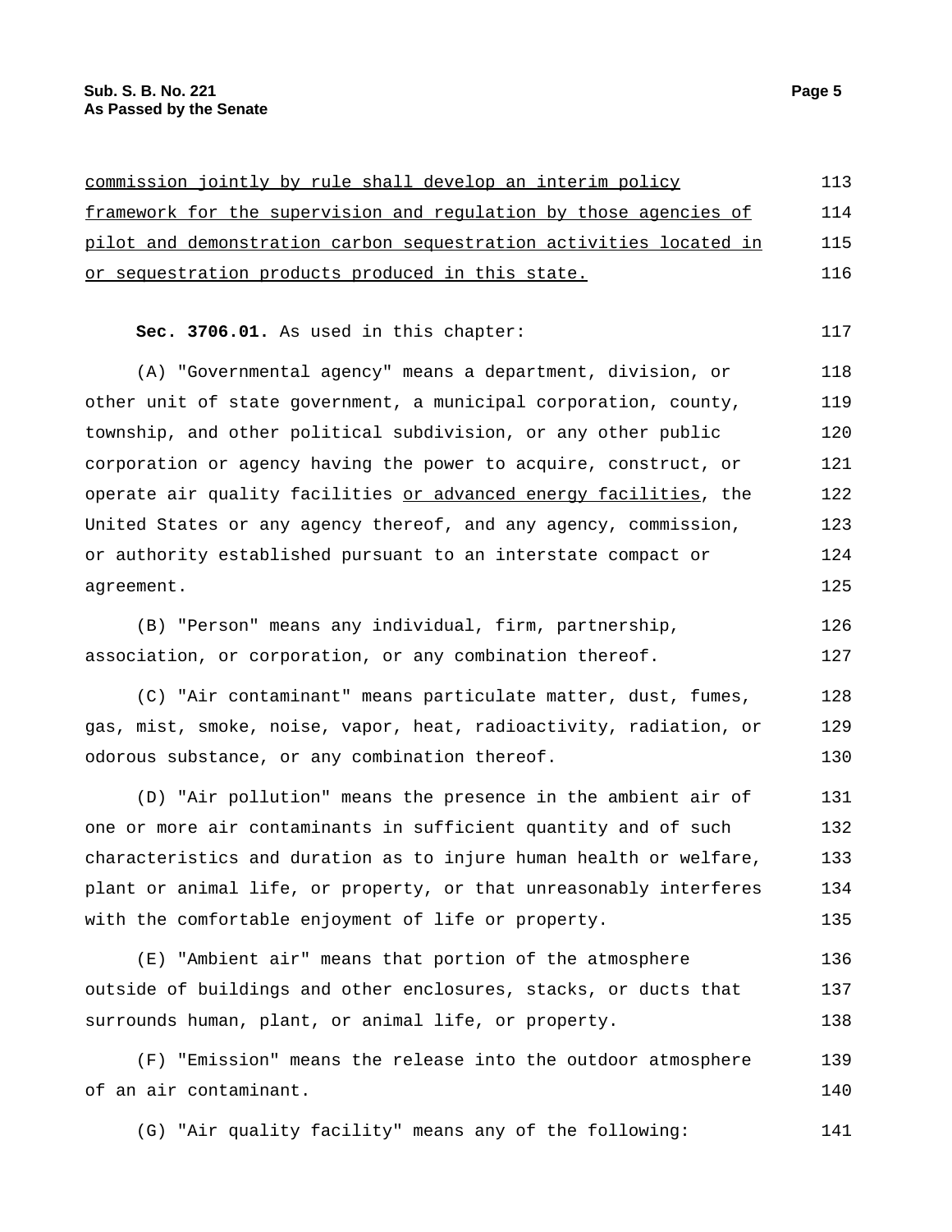commission jointly by rule shall develop an interim policy framework for the supervision and regulation by those agencies of pilot and demonstration carbon sequestration activities located in or sequestration products produced in this state.

**Sec. 3706.01.** As used in this chapter:

(A) "Governmental agency" means a department, division, or other unit of state government, a municipal corporation, county, township, and other political subdivision, or any other public corporation or agency having the power to acquire, construct, or operate air quality facilities or advanced energy facilities, the United States or any agency thereof, and any agency, commission, or authority established pursuant to an interstate compact or agreement.

(B) "Person" means any individual, firm, partnership, association, or corporation, or any combination thereof.

(C) "Air contaminant" means particulate matter, dust, fumes, gas, mist, smoke, noise, vapor, heat, radioactivity, radiation, or odorous substance, or any combination thereof.

(D) "Air pollution" means the presence in the ambient air of one or more air contaminants in sufficient quantity and of such characteristics and duration as to injure human health or welfare, plant or animal life, or property, or that unreasonably interferes with the comfortable enjoyment of life or property.

(E) "Ambient air" means that portion of the atmosphere outside of buildings and other enclosures, stacks, or ducts that surrounds human, plant, or animal life, or property.

(F) "Emission" means the release into the outdoor atmosphere of an air contaminant.

(G) "Air quality facility" means any of the following: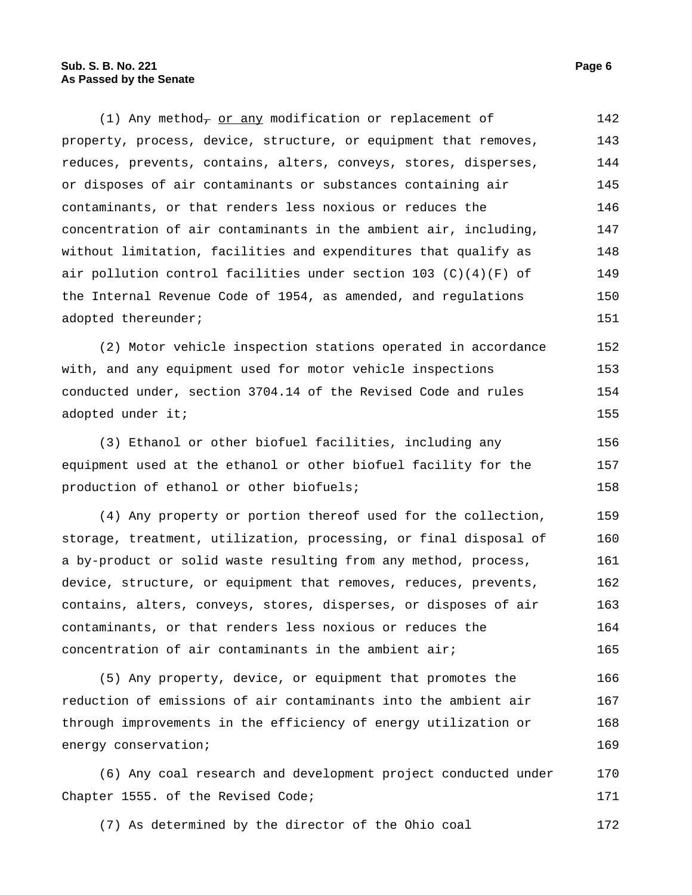(1) Any method~~,~~ or any modification or replacement of property, process, device, structure, or equipment that removes, reduces, prevents, contains, alters, conveys, stores, disperses, or disposes of air contaminants or substances containing air contaminants, or that renders less noxious or reduces the concentration of air contaminants in the ambient air, including, without limitation, facilities and expenditures that qualify as air pollution control facilities under section 103 (C)(4)(F) of the Internal Revenue Code of 1954, as amended, and regulations adopted thereunder;

(2) Motor vehicle inspection stations operated in accordance with, and any equipment used for motor vehicle inspections conducted under, section 3704.14 of the Revised Code and rules adopted under it;

(3) Ethanol or other biofuel facilities, including any equipment used at the ethanol or other biofuel facility for the production of ethanol or other biofuels;

(4) Any property or portion thereof used for the collection, storage, treatment, utilization, processing, or final disposal of a by-product or solid waste resulting from any method, process, device, structure, or equipment that removes, reduces, prevents, contains, alters, conveys, stores, disperses, or disposes of air contaminants, or that renders less noxious or reduces the concentration of air contaminants in the ambient air;

(5) Any property, device, or equipment that promotes the reduction of emissions of air contaminants into the ambient air through improvements in the efficiency of energy utilization or energy conservation;

(6) Any coal research and development project conducted under Chapter 1555. of the Revised Code;

(7) As determined by the director of the Ohio coal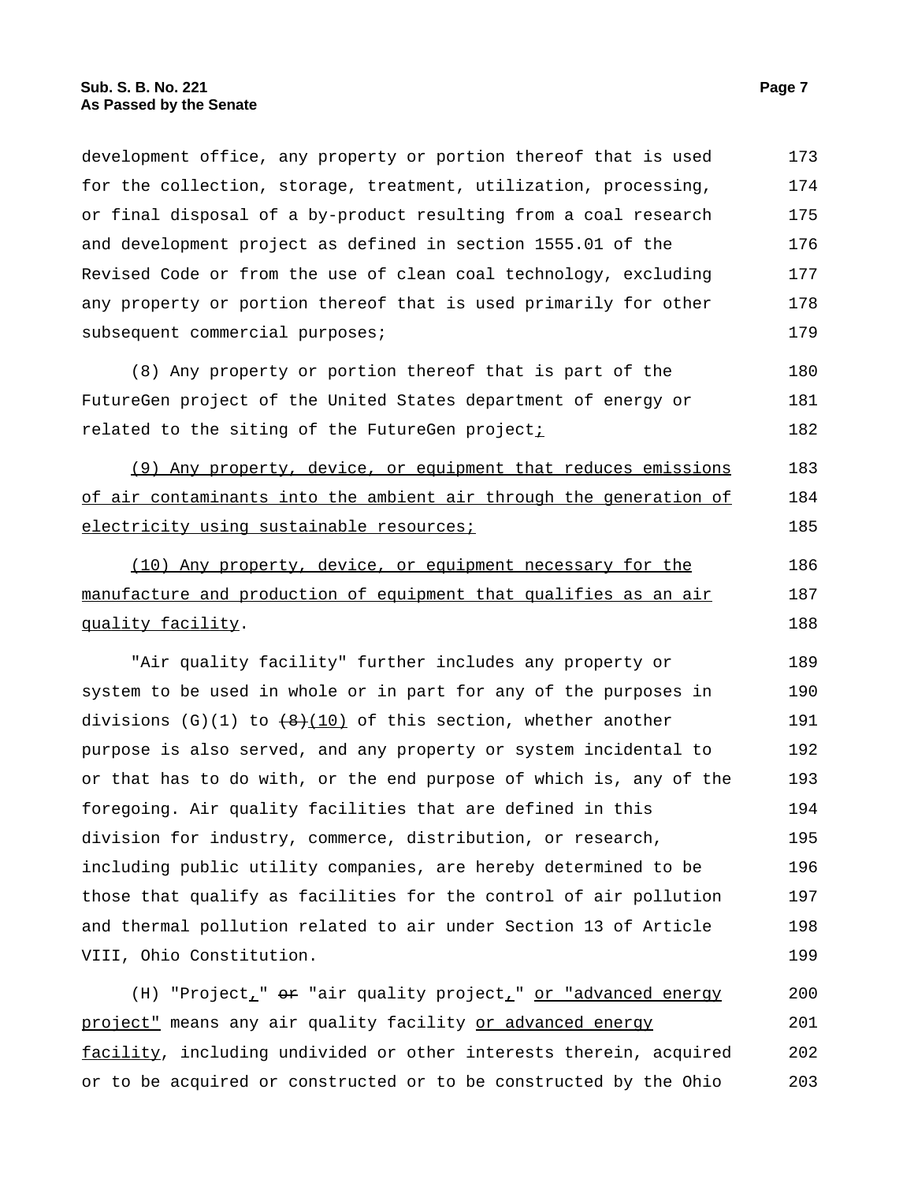development office, any property or portion thereof that is used for the collection, storage, treatment, utilization, processing, or final disposal of a by-product resulting from a coal research and development project as defined in section 1555.01 of the Revised Code or from the use of clean coal technology, excluding any property or portion thereof that is used primarily for other subsequent commercial purposes;

(8) Any property or portion thereof that is part of the FutureGen project of the United States department of energy or related to the siting of the FutureGen project;

(9) Any property, device, or equipment that reduces emissions of air contaminants into the ambient air through the generation of electricity using sustainable resources;

(10) Any property, device, or equipment necessary for the manufacture and production of equipment that qualifies as an air quality facility.

"Air quality facility" further includes any property or system to be used in whole or in part for any of the purposes in divisions (G)(1) to ~~(8)~~(10) of this section, whether another purpose is also served, and any property or system incidental to or that has to do with, or the end purpose of which is, any of the foregoing. Air quality facilities that are defined in this division for industry, commerce, distribution, or research, including public utility companies, are hereby determined to be those that qualify as facilities for the control of air pollution and thermal pollution related to air under Section 13 of Article VIII, Ohio Constitution.

(H) "Project," ~~or~~ "air quality project," or "advanced energy project" means any air quality facility or advanced energy facility, including undivided or other interests therein, acquired or to be acquired or constructed or to be constructed by the Ohio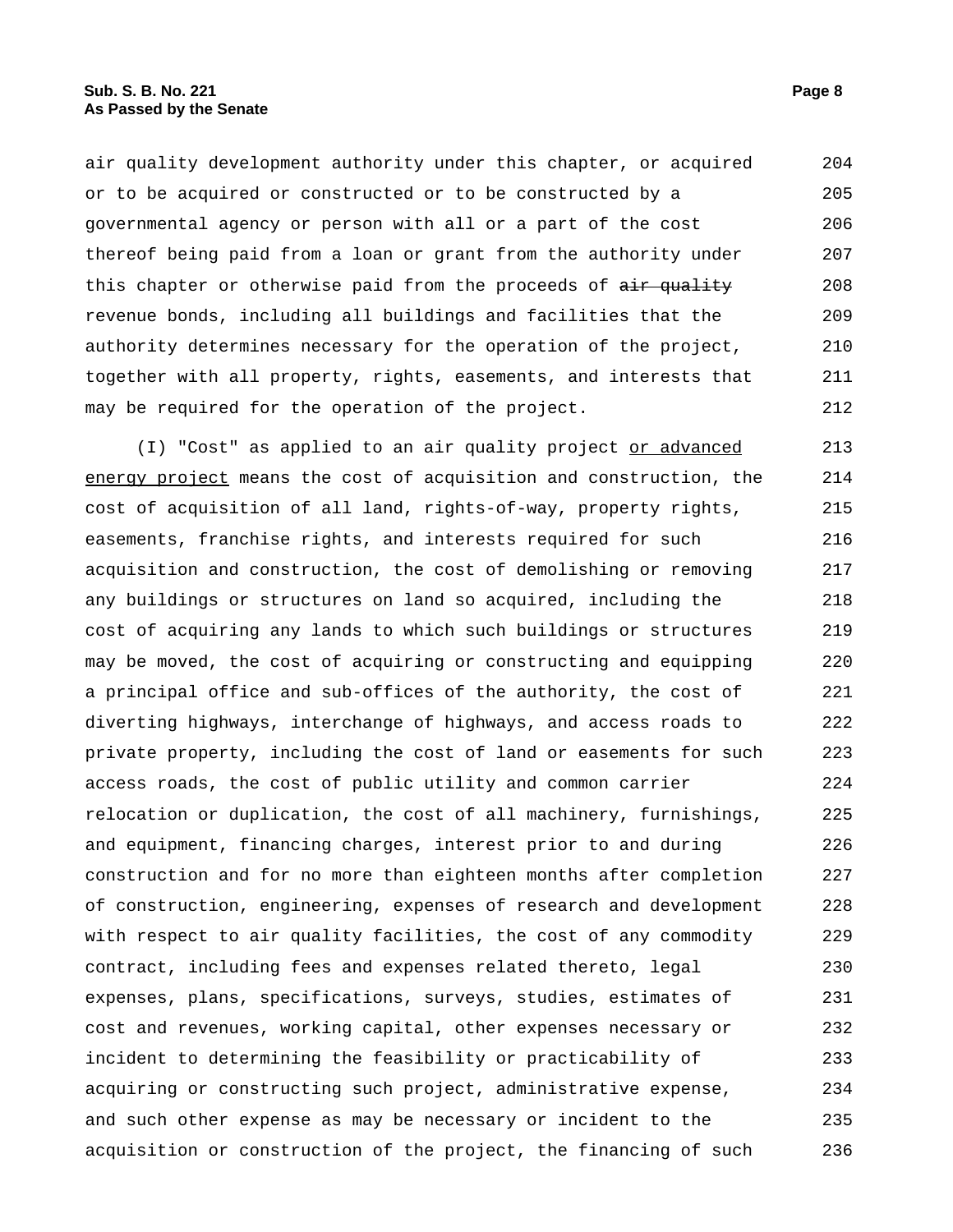air quality development authority under this chapter, or acquired or to be acquired or constructed or to be constructed by a governmental agency or person with all or a part of the cost thereof being paid from a loan or grant from the authority under this chapter or otherwise paid from the proceeds of ~~air quality~~ revenue bonds, including all buildings and facilities that the authority determines necessary for the operation of the project, together with all property, rights, easements, and interests that may be required for the operation of the project.

(I) "Cost" as applied to an air quality project <u>or advanced energy project</u> means the cost of acquisition and construction, the cost of acquisition of all land, rights-of-way, property rights, easements, franchise rights, and interests required for such acquisition and construction, the cost of demolishing or removing any buildings or structures on land so acquired, including the cost of acquiring any lands to which such buildings or structures may be moved, the cost of acquiring or constructing and equipping a principal office and sub-offices of the authority, the cost of diverting highways, interchange of highways, and access roads to private property, including the cost of land or easements for such access roads, the cost of public utility and common carrier relocation or duplication, the cost of all machinery, furnishings, and equipment, financing charges, interest prior to and during construction and for no more than eighteen months after completion of construction, engineering, expenses of research and development with respect to air quality facilities, the cost of any commodity contract, including fees and expenses related thereto, legal expenses, plans, specifications, surveys, studies, estimates of cost and revenues, working capital, other expenses necessary or incident to determining the feasibility or practicability of acquiring or constructing such project, administrative expense, and such other expense as may be necessary or incident to the acquisition or construction of the project, the financing of such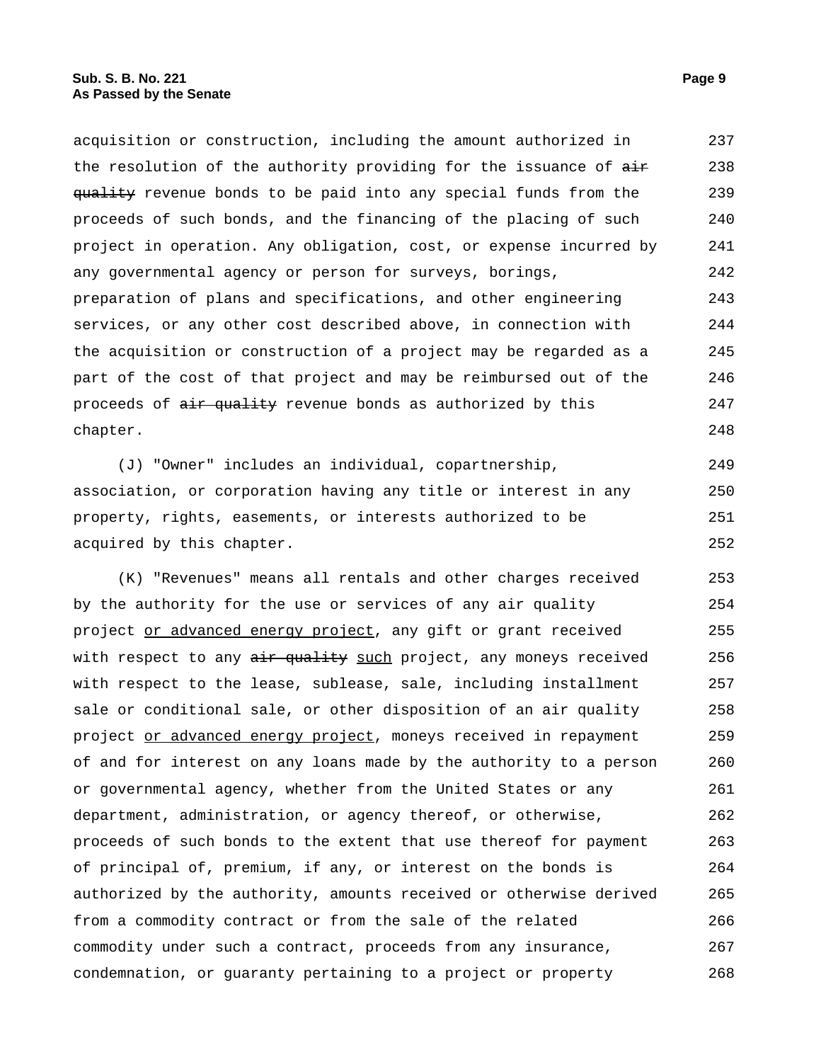acquisition or construction, including the amount authorized in the resolution of the authority providing for the issuance of ~~air quality~~ revenue bonds to be paid into any special funds from the proceeds of such bonds, and the financing of the placing of such project in operation. Any obligation, cost, or expense incurred by any governmental agency or person for surveys, borings, preparation of plans and specifications, and other engineering services, or any other cost described above, in connection with the acquisition or construction of a project may be regarded as a part of the cost of that project and may be reimbursed out of the proceeds of ~~air quality~~ revenue bonds as authorized by this chapter.

(J) "Owner" includes an individual, copartnership, association, or corporation having any title or interest in any property, rights, easements, or interests authorized to be acquired by this chapter.

(K) "Revenues" means all rentals and other charges received by the authority for the use or services of any air quality project <u>or advanced energy project</u>, any gift or grant received with respect to any ~~air quality~~ <u>such</u> project, any moneys received with respect to the lease, sublease, sale, including installment sale or conditional sale, or other disposition of an air quality project <u>or advanced energy project</u>, moneys received in repayment of and for interest on any loans made by the authority to a person or governmental agency, whether from the United States or any department, administration, or agency thereof, or otherwise, proceeds of such bonds to the extent that use thereof for payment of principal of, premium, if any, or interest on the bonds is authorized by the authority, amounts received or otherwise derived from a commodity contract or from the sale of the related commodity under such a contract, proceeds from any insurance, condemnation, or guaranty pertaining to a project or property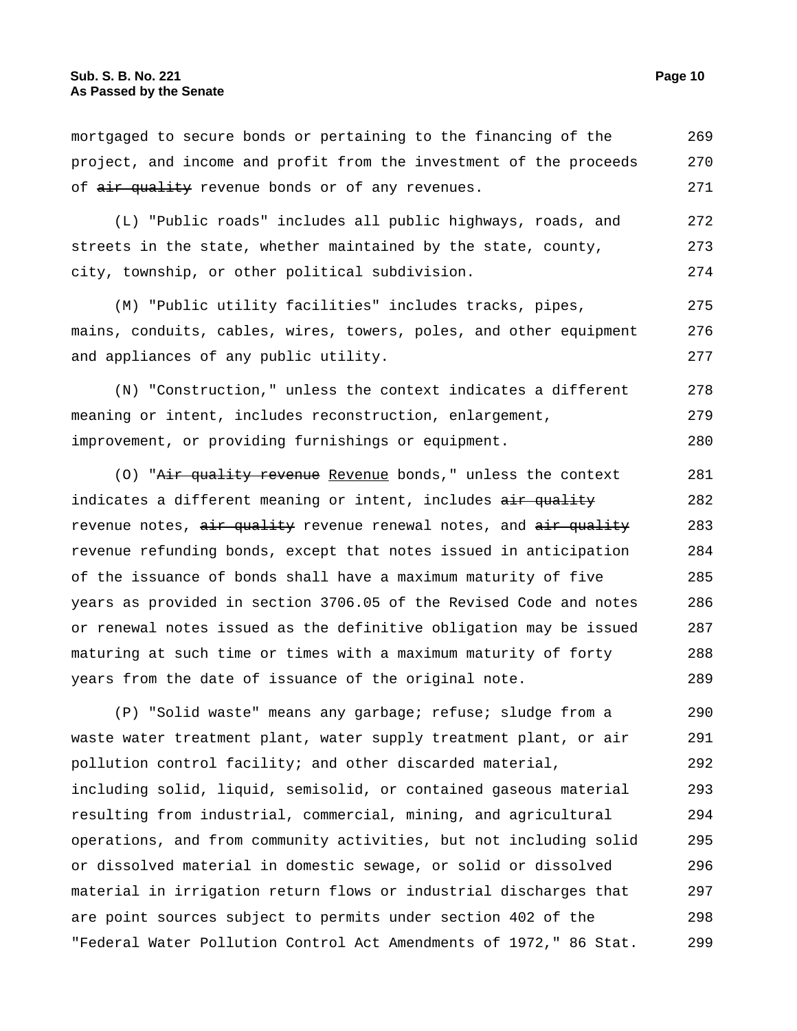mortgaged to secure bonds or pertaining to the financing of the project, and income and profit from the investment of the proceeds of ~~air quality~~ revenue bonds or of any revenues.

(L) "Public roads" includes all public highways, roads, and streets in the state, whether maintained by the state, county, city, township, or other political subdivision.

(M) "Public utility facilities" includes tracks, pipes, mains, conduits, cables, wires, towers, poles, and other equipment and appliances of any public utility.

(N) "Construction," unless the context indicates a different meaning or intent, includes reconstruction, enlargement, improvement, or providing furnishings or equipment.

(O) "~~Air quality revenue~~ <u>Revenue</u> bonds," unless the context indicates a different meaning or intent, includes ~~air quality~~ revenue notes, ~~air quality~~ revenue renewal notes, and ~~air quality~~ revenue refunding bonds, except that notes issued in anticipation of the issuance of bonds shall have a maximum maturity of five years as provided in section 3706.05 of the Revised Code and notes or renewal notes issued as the definitive obligation may be issued maturing at such time or times with a maximum maturity of forty years from the date of issuance of the original note.

(P) "Solid waste" means any garbage; refuse; sludge from a waste water treatment plant, water supply treatment plant, or air pollution control facility; and other discarded material, including solid, liquid, semisolid, or contained gaseous material resulting from industrial, commercial, mining, and agricultural operations, and from community activities, but not including solid or dissolved material in domestic sewage, or solid or dissolved material in irrigation return flows or industrial discharges that are point sources subject to permits under section 402 of the "Federal Water Pollution Control Act Amendments of 1972," 86 Stat.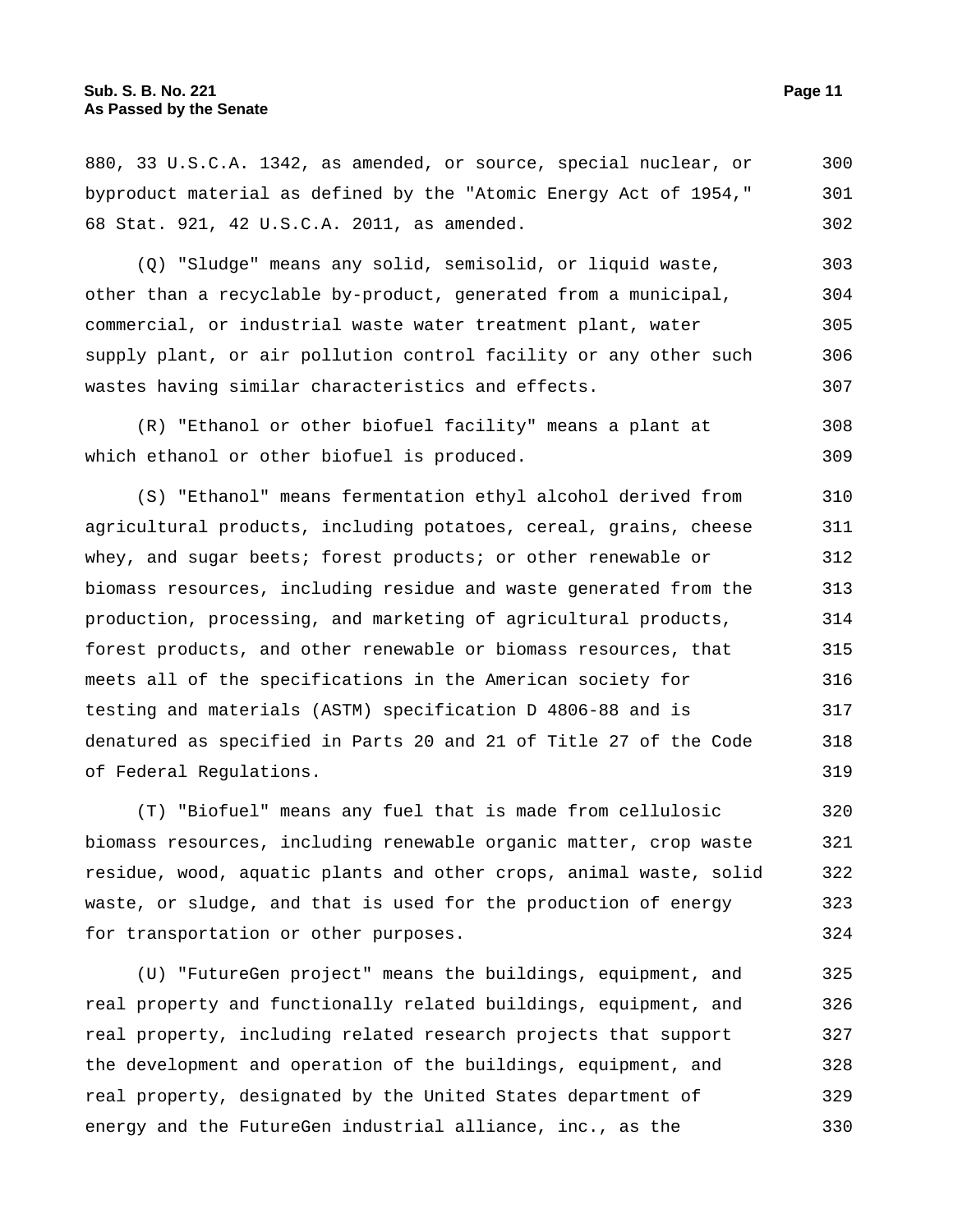880, 33 U.S.C.A. 1342, as amended, or source, special nuclear, or byproduct material as defined by the "Atomic Energy Act of 1954," 68 Stat. 921, 42 U.S.C.A. 2011, as amended.

(Q) "Sludge" means any solid, semisolid, or liquid waste, other than a recyclable by-product, generated from a municipal, commercial, or industrial waste water treatment plant, water supply plant, or air pollution control facility or any other such wastes having similar characteristics and effects.

(R) "Ethanol or other biofuel facility" means a plant at which ethanol or other biofuel is produced.

(S) "Ethanol" means fermentation ethyl alcohol derived from agricultural products, including potatoes, cereal, grains, cheese whey, and sugar beets; forest products; or other renewable or biomass resources, including residue and waste generated from the production, processing, and marketing of agricultural products, forest products, and other renewable or biomass resources, that meets all of the specifications in the American society for testing and materials (ASTM) specification D 4806-88 and is denatured as specified in Parts 20 and 21 of Title 27 of the Code of Federal Regulations.

(T) "Biofuel" means any fuel that is made from cellulosic biomass resources, including renewable organic matter, crop waste residue, wood, aquatic plants and other crops, animal waste, solid waste, or sludge, and that is used for the production of energy for transportation or other purposes.

(U) "FutureGen project" means the buildings, equipment, and real property and functionally related buildings, equipment, and real property, including related research projects that support the development and operation of the buildings, equipment, and real property, designated by the United States department of energy and the FutureGen industrial alliance, inc., as the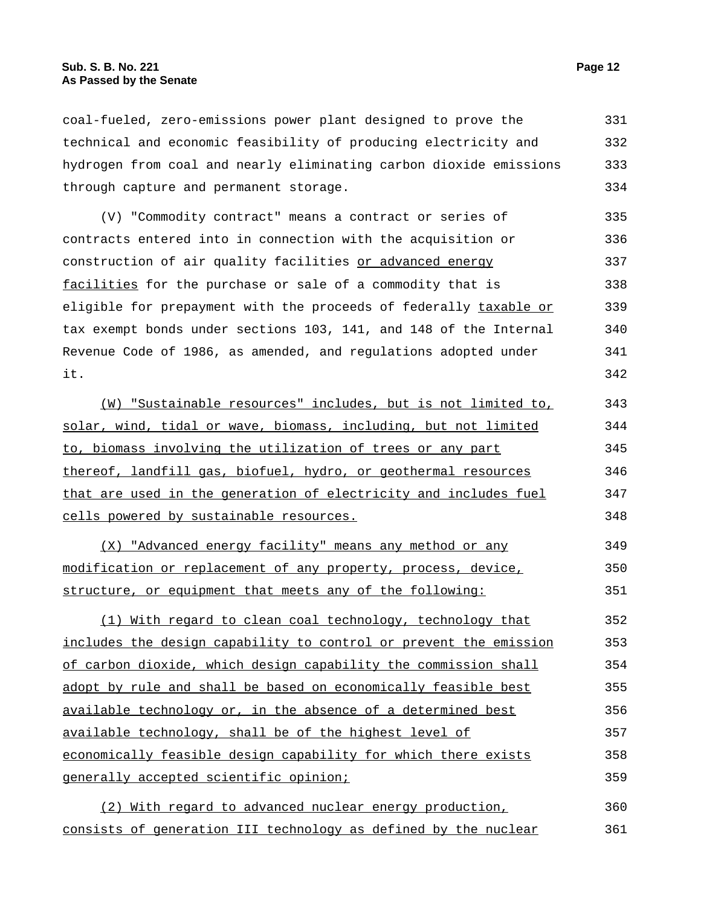coal-fueled, zero-emissions power plant designed to prove the technical and economic feasibility of producing electricity and hydrogen from coal and nearly eliminating carbon dioxide emissions through capture and permanent storage.

(V) "Commodity contract" means a contract or series of contracts entered into in connection with the acquisition or construction of air quality facilities or advanced energy facilities for the purchase or sale of a commodity that is eligible for prepayment with the proceeds of federally taxable or tax exempt bonds under sections 103, 141, and 148 of the Internal Revenue Code of 1986, as amended, and regulations adopted under it.

(W) "Sustainable resources" includes, but is not limited to, solar, wind, tidal or wave, biomass, including, but not limited to, biomass involving the utilization of trees or any part thereof, landfill gas, biofuel, hydro, or geothermal resources that are used in the generation of electricity and includes fuel cells powered by sustainable resources.

(X) "Advanced energy facility" means any method or any modification or replacement of any property, process, device, structure, or equipment that meets any of the following:

(1) With regard to clean coal technology, technology that includes the design capability to control or prevent the emission of carbon dioxide, which design capability the commission shall adopt by rule and shall be based on economically feasible best available technology or, in the absence of a determined best available technology, shall be of the highest level of economically feasible design capability for which there exists generally accepted scientific opinion;

(2) With regard to advanced nuclear energy production, consists of generation III technology as defined by the nuclear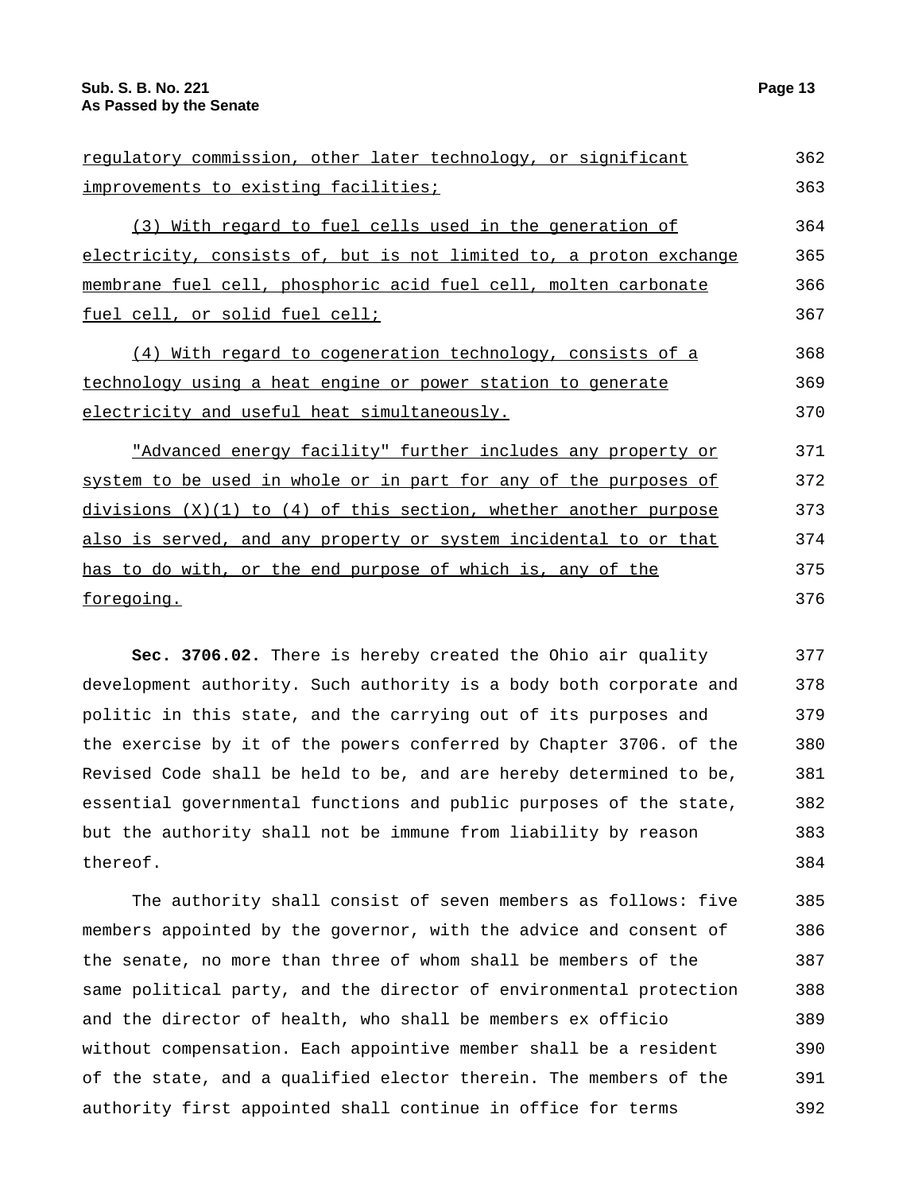regulatory commission, other later technology, or significant improvements to existing facilities;

(3) With regard to fuel cells used in the generation of electricity, consists of, but is not limited to, a proton exchange membrane fuel cell, phosphoric acid fuel cell, molten carbonate fuel cell, or solid fuel cell;

(4) With regard to cogeneration technology, consists of a technology using a heat engine or power station to generate electricity and useful heat simultaneously.

"Advanced energy facility" further includes any property or system to be used in whole or in part for any of the purposes of divisions (X)(1) to (4) of this section, whether another purpose also is served, and any property or system incidental to or that has to do with, or the end purpose of which is, any of the foregoing.

**Sec. 3706.02.** There is hereby created the Ohio air quality development authority. Such authority is a body both corporate and politic in this state, and the carrying out of its purposes and the exercise by it of the powers conferred by Chapter 3706. of the Revised Code shall be held to be, and are hereby determined to be, essential governmental functions and public purposes of the state, but the authority shall not be immune from liability by reason thereof.

The authority shall consist of seven members as follows: five members appointed by the governor, with the advice and consent of the senate, no more than three of whom shall be members of the same political party, and the director of environmental protection and the director of health, who shall be members ex officio without compensation. Each appointive member shall be a resident of the state, and a qualified elector therein. The members of the authority first appointed shall continue in office for terms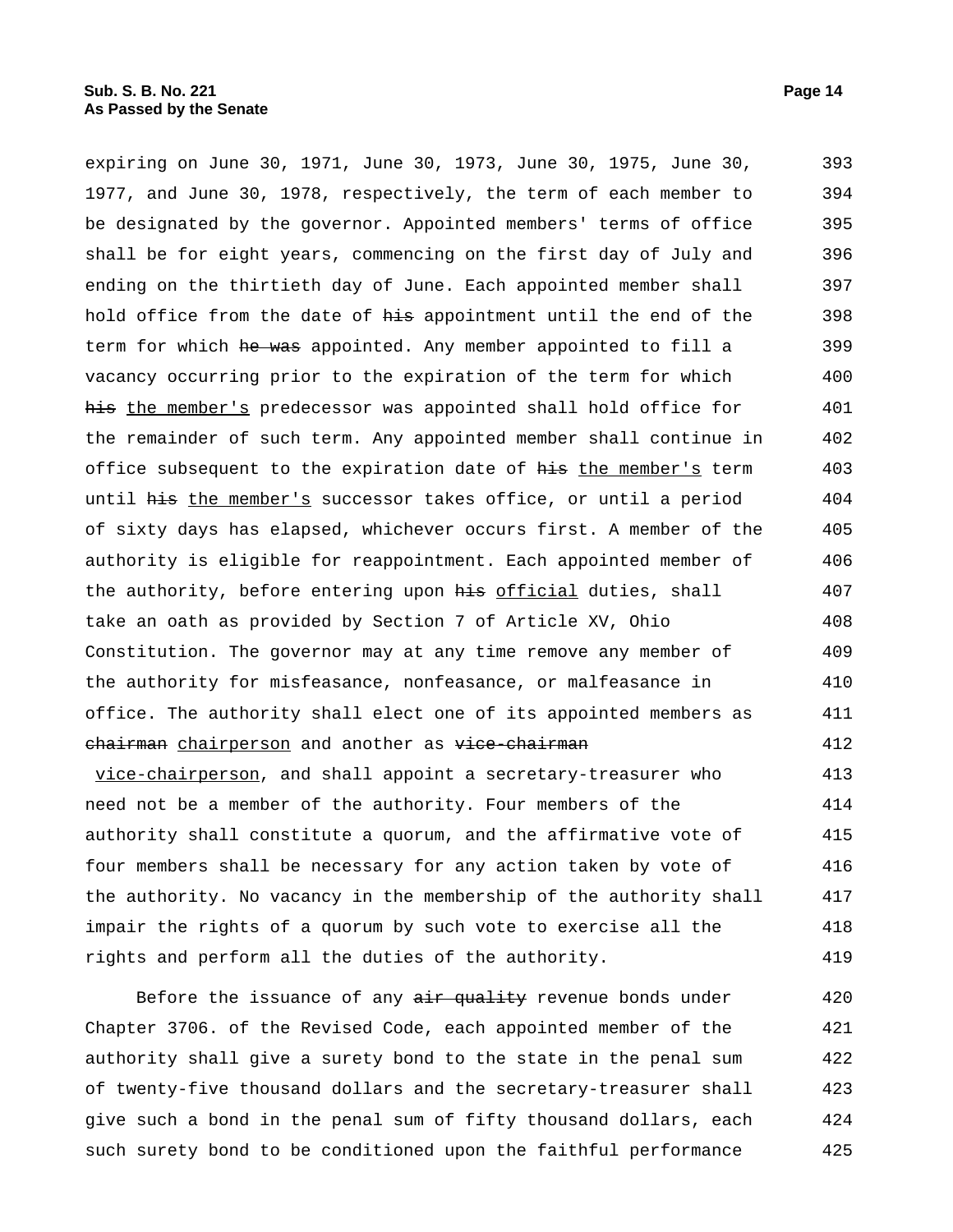expiring on June 30, 1971, June 30, 1973, June 30, 1975, June 30, 1977, and June 30, 1978, respectively, the term of each member to be designated by the governor. Appointed members' terms of office shall be for eight years, commencing on the first day of July and ending on the thirtieth day of June. Each appointed member shall hold office from the date of ~~his~~ appointment until the end of the term for which ~~he was~~ appointed. Any member appointed to fill a vacancy occurring prior to the expiration of the term for which ~~his~~ the member's predecessor was appointed shall hold office for the remainder of such term. Any appointed member shall continue in office subsequent to the expiration date of ~~his~~ the member's term until ~~his~~ the member's successor takes office, or until a period of sixty days has elapsed, whichever occurs first. A member of the authority is eligible for reappointment. Each appointed member of the authority, before entering upon ~~his~~ official duties, shall take an oath as provided by Section 7 of Article XV, Ohio Constitution. The governor may at any time remove any member of the authority for misfeasance, nonfeasance, or malfeasance in office. The authority shall elect one of its appointed members as ~~chairman~~ chairperson and another as ~~vice-chairman~~ vice-chairperson, and shall appoint a secretary-treasurer who need not be a member of the authority. Four members of the authority shall constitute a quorum, and the affirmative vote of four members shall be necessary for any action taken by vote of the authority. No vacancy in the membership of the authority shall impair the rights of a quorum by such vote to exercise all the rights and perform all the duties of the authority.

Before the issuance of any ~~air quality~~ revenue bonds under Chapter 3706. of the Revised Code, each appointed member of the authority shall give a surety bond to the state in the penal sum of twenty-five thousand dollars and the secretary-treasurer shall give such a bond in the penal sum of fifty thousand dollars, each such surety bond to be conditioned upon the faithful performance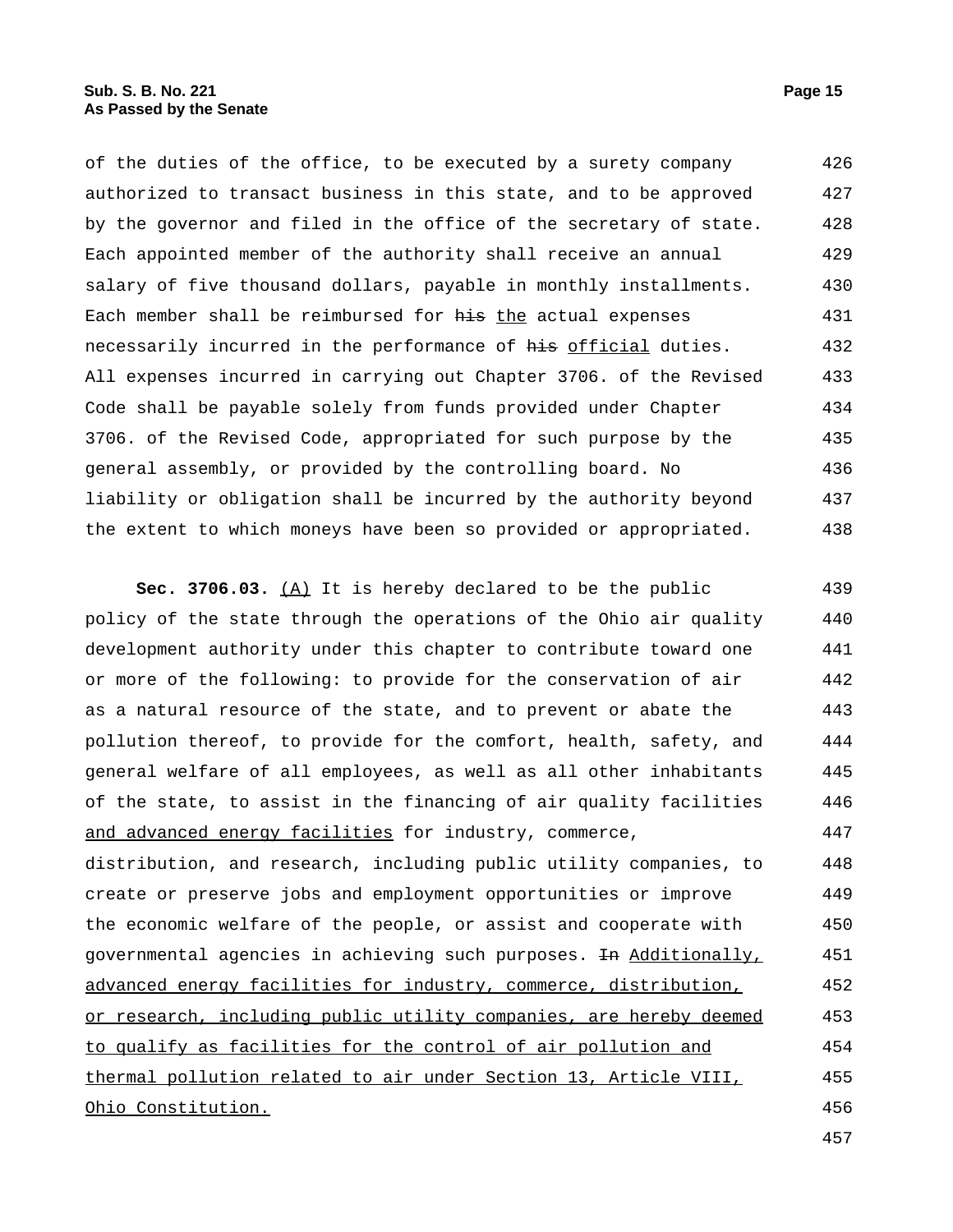of the duties of the office, to be executed by a surety company authorized to transact business in this state, and to be approved by the governor and filed in the office of the secretary of state. Each appointed member of the authority shall receive an annual salary of five thousand dollars, payable in monthly installments. Each member shall be reimbursed for ~~his~~ the actual expenses necessarily incurred in the performance of ~~his~~ official duties. All expenses incurred in carrying out Chapter 3706. of the Revised Code shall be payable solely from funds provided under Chapter 3706. of the Revised Code, appropriated for such purpose by the general assembly, or provided by the controlling board. No liability or obligation shall be incurred by the authority beyond the extent to which moneys have been so provided or appropriated.

**Sec. 3706.03.** (A) It is hereby declared to be the public policy of the state through the operations of the Ohio air quality development authority under this chapter to contribute toward one or more of the following: to provide for the conservation of air as a natural resource of the state, and to prevent or abate the pollution thereof, to provide for the comfort, health, safety, and general welfare of all employees, as well as all other inhabitants of the state, to assist in the financing of air quality facilities and advanced energy facilities for industry, commerce, distribution, and research, including public utility companies, to create or preserve jobs and employment opportunities or improve the economic welfare of the people, or assist and cooperate with governmental agencies in achieving such purposes. ~~In~~ Additionally, advanced energy facilities for industry, commerce, distribution, or research, including public utility companies, are hereby deemed to qualify as facilities for the control of air pollution and thermal pollution related to air under Section 13, Article VIII, Ohio Constitution.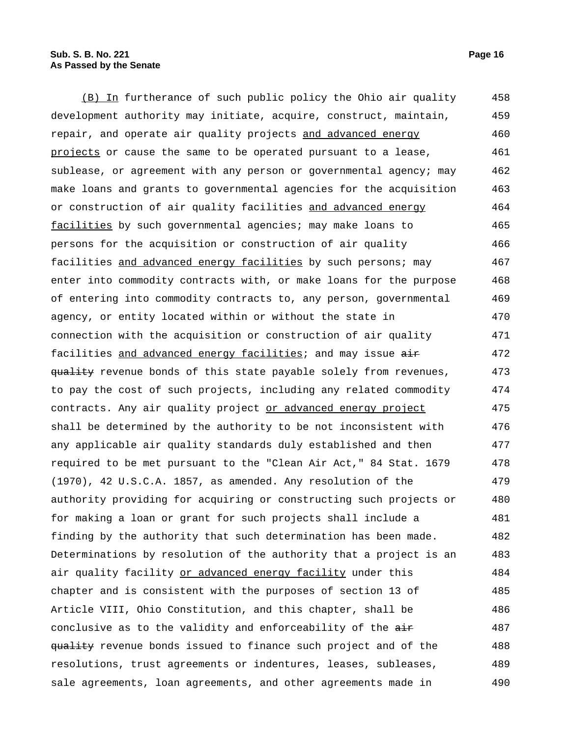(B) In furtherance of such public policy the Ohio air quality development authority may initiate, acquire, construct, maintain, repair, and operate air quality projects and advanced energy projects or cause the same to be operated pursuant to a lease, sublease, or agreement with any person or governmental agency; may make loans and grants to governmental agencies for the acquisition or construction of air quality facilities and advanced energy facilities by such governmental agencies; may make loans to persons for the acquisition or construction of air quality facilities and advanced energy facilities by such persons; may enter into commodity contracts with, or make loans for the purpose of entering into commodity contracts to, any person, governmental agency, or entity located within or without the state in connection with the acquisition or construction of air quality facilities and advanced energy facilities; and may issue ~~air quality~~ revenue bonds of this state payable solely from revenues, to pay the cost of such projects, including any related commodity contracts. Any air quality project or advanced energy project shall be determined by the authority to be not inconsistent with any applicable air quality standards duly established and then required to be met pursuant to the "Clean Air Act," 84 Stat. 1679 (1970), 42 U.S.C.A. 1857, as amended. Any resolution of the authority providing for acquiring or constructing such projects or for making a loan or grant for such projects shall include a finding by the authority that such determination has been made. Determinations by resolution of the authority that a project is an air quality facility or advanced energy facility under this chapter and is consistent with the purposes of section 13 of Article VIII, Ohio Constitution, and this chapter, shall be conclusive as to the validity and enforceability of the ~~air quality~~ revenue bonds issued to finance such project and of the resolutions, trust agreements or indentures, leases, subleases, sale agreements, loan agreements, and other agreements made in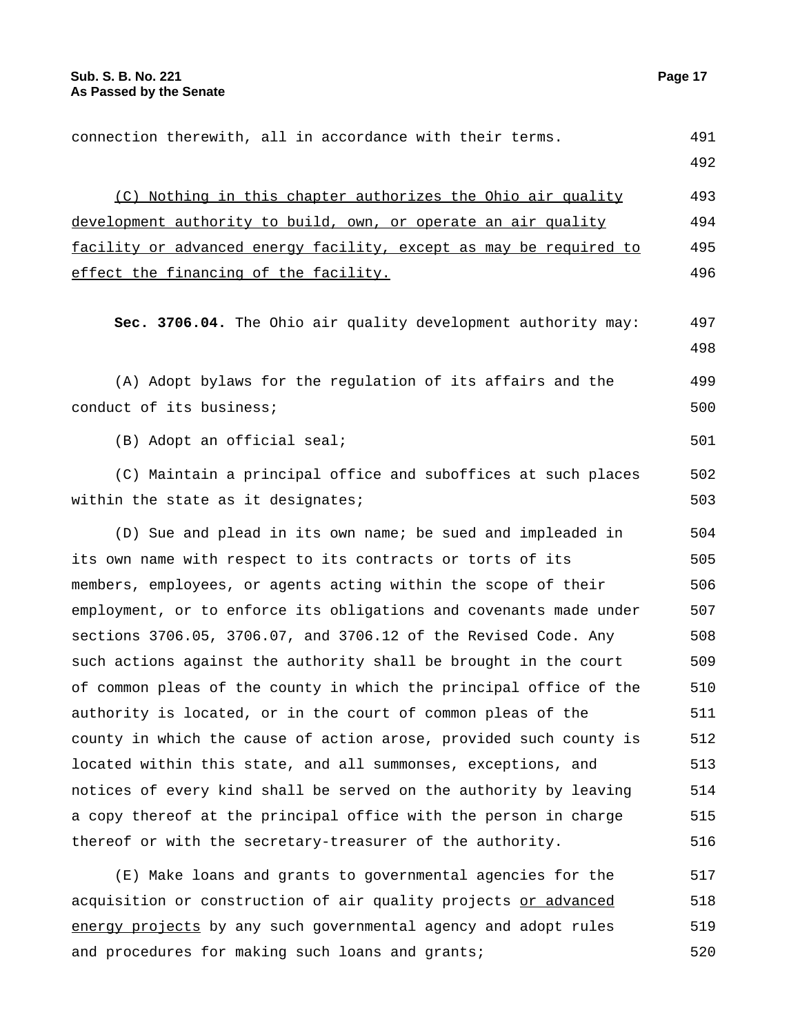connection therewith, all in accordance with their terms.

<u>(C) Nothing in this chapter authorizes the Ohio air quality development authority to build, own, or operate an air quality facility or advanced energy facility, except as may be required to effect the financing of the facility.</u>

**Sec. 3706.04.** The Ohio air quality development authority may:

(A) Adopt bylaws for the regulation of its affairs and the conduct of its business;

(B) Adopt an official seal;

(C) Maintain a principal office and suboffices at such places within the state as it designates;

(D) Sue and plead in its own name; be sued and impleaded in its own name with respect to its contracts or torts of its members, employees, or agents acting within the scope of their employment, or to enforce its obligations and covenants made under sections 3706.05, 3706.07, and 3706.12 of the Revised Code. Any such actions against the authority shall be brought in the court of common pleas of the county in which the principal office of the authority is located, or in the court of common pleas of the county in which the cause of action arose, provided such county is located within this state, and all summonses, exceptions, and notices of every kind shall be served on the authority by leaving a copy thereof at the principal office with the person in charge thereof or with the secretary-treasurer of the authority.

(E) Make loans and grants to governmental agencies for the acquisition or construction of air quality projects <u>or advanced energy projects</u> by any such governmental agency and adopt rules and procedures for making such loans and grants;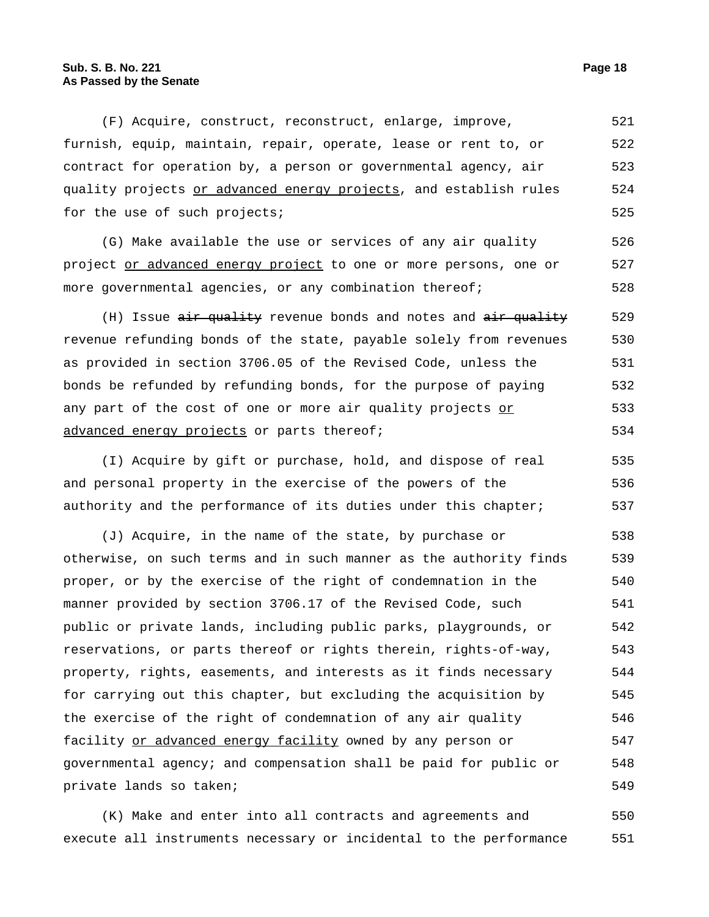(F) Acquire, construct, reconstruct, enlarge, improve, furnish, equip, maintain, repair, operate, lease or rent to, or contract for operation by, a person or governmental agency, air quality projects <u>or advanced energy projects</u>, and establish rules for the use of such projects;

(G) Make available the use or services of any air quality project <u>or advanced energy project</u> to one or more persons, one or more governmental agencies, or any combination thereof;

(H) Issue ~~air quality~~ revenue bonds and notes and ~~air quality~~ revenue refunding bonds of the state, payable solely from revenues as provided in section 3706.05 of the Revised Code, unless the bonds be refunded by refunding bonds, for the purpose of paying any part of the cost of one or more air quality projects <u>or advanced energy projects</u> or parts thereof;

(I) Acquire by gift or purchase, hold, and dispose of real and personal property in the exercise of the powers of the authority and the performance of its duties under this chapter;

(J) Acquire, in the name of the state, by purchase or otherwise, on such terms and in such manner as the authority finds proper, or by the exercise of the right of condemnation in the manner provided by section 3706.17 of the Revised Code, such public or private lands, including public parks, playgrounds, or reservations, or parts thereof or rights therein, rights-of-way, property, rights, easements, and interests as it finds necessary for carrying out this chapter, but excluding the acquisition by the exercise of the right of condemnation of any air quality facility <u>or advanced energy facility</u> owned by any person or governmental agency; and compensation shall be paid for public or private lands so taken;

(K) Make and enter into all contracts and agreements and execute all instruments necessary or incidental to the performance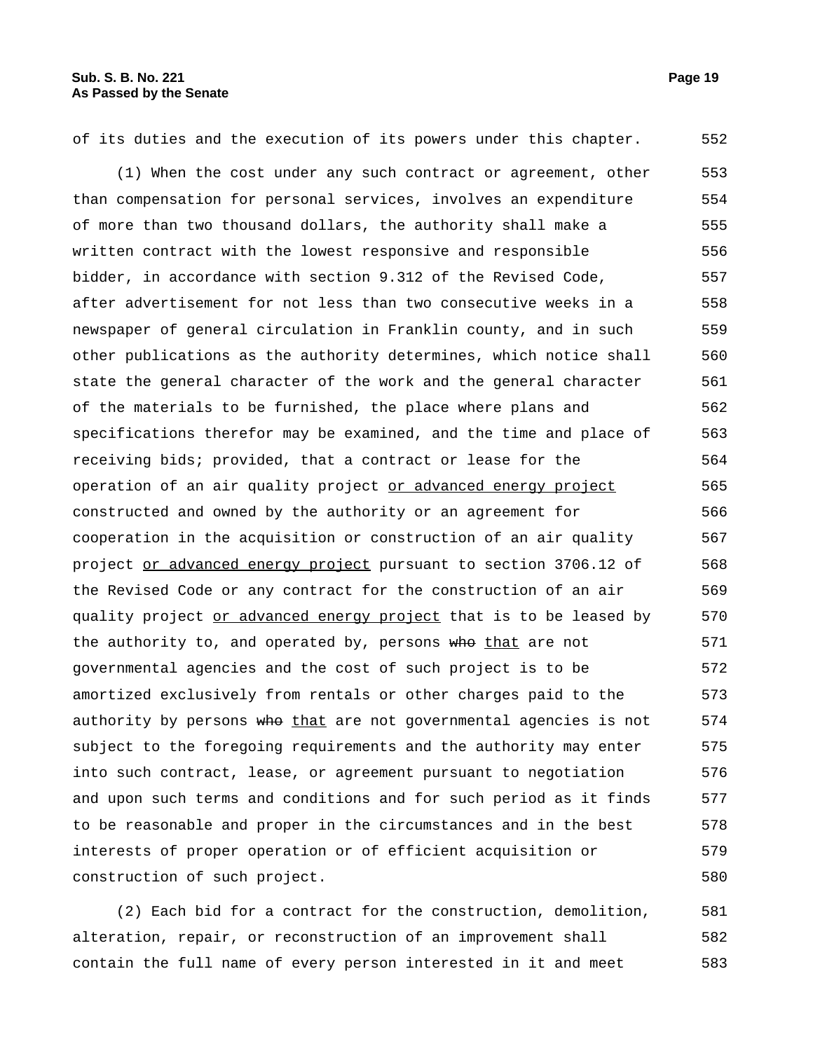of its duties and the execution of its powers under this chapter. 552

(1) When the cost under any such contract or agreement, other than compensation for personal services, involves an expenditure of more than two thousand dollars, the authority shall make a written contract with the lowest responsive and responsible bidder, in accordance with section 9.312 of the Revised Code, after advertisement for not less than two consecutive weeks in a newspaper of general circulation in Franklin county, and in such other publications as the authority determines, which notice shall state the general character of the work and the general character of the materials to be furnished, the place where plans and specifications therefor may be examined, and the time and place of receiving bids; provided, that a contract or lease for the operation of an air quality project <u>or advanced energy project</u> constructed and owned by the authority or an agreement for cooperation in the acquisition or construction of an air quality project <u>or advanced energy project</u> pursuant to section 3706.12 of the Revised Code or any contract for the construction of an air quality project <u>or advanced energy project</u> that is to be leased by the authority to, and operated by, persons ~~who~~ <u>that</u> are not governmental agencies and the cost of such project is to be amortized exclusively from rentals or other charges paid to the authority by persons ~~who~~ <u>that</u> are not governmental agencies is not subject to the foregoing requirements and the authority may enter into such contract, lease, or agreement pursuant to negotiation and upon such terms and conditions and for such period as it finds to be reasonable and proper in the circumstances and in the best interests of proper operation or of efficient acquisition or construction of such project. 553–580

(2) Each bid for a contract for the construction, demolition, alteration, repair, or reconstruction of an improvement shall contain the full name of every person interested in it and meet 581–583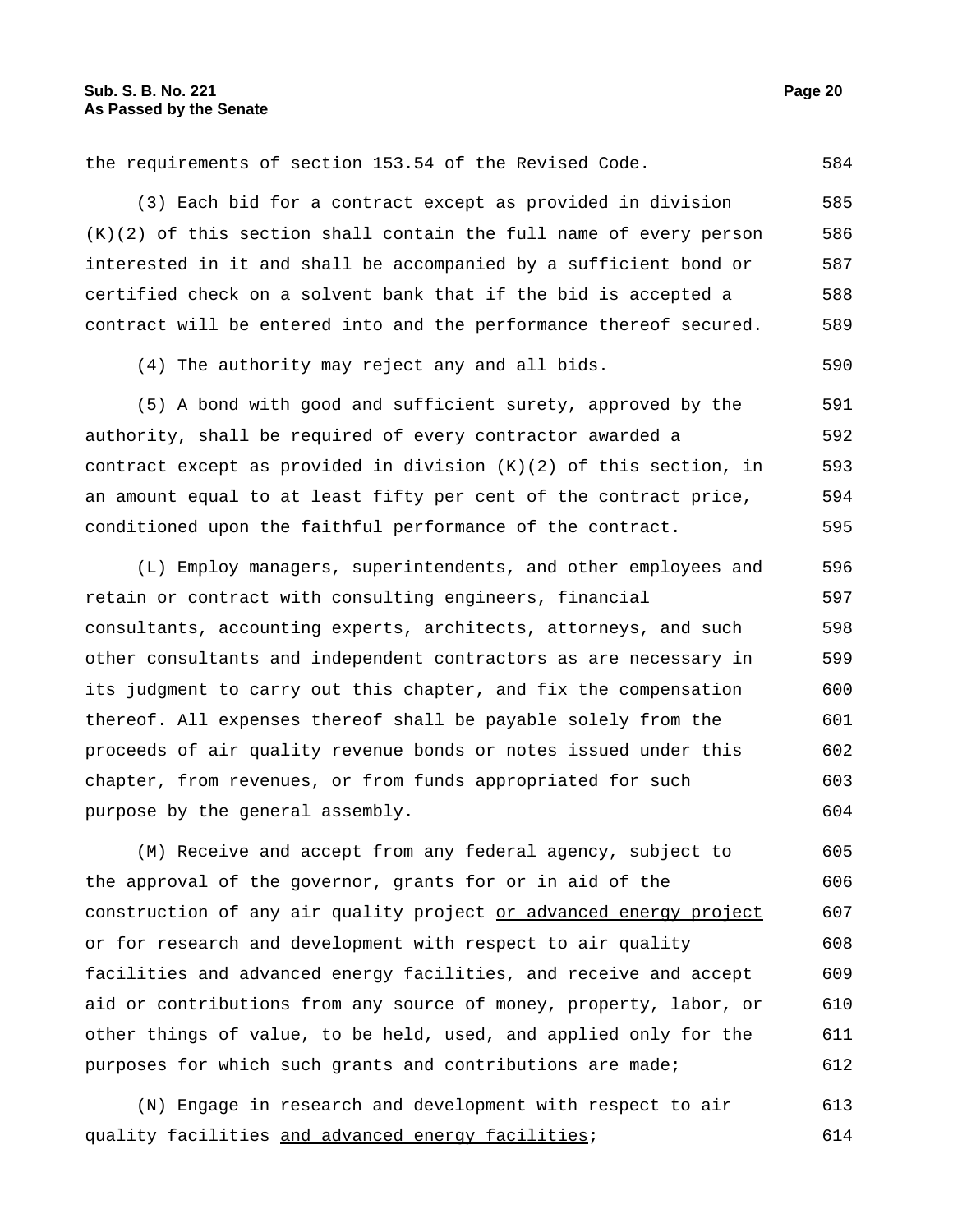the requirements of section 153.54 of the Revised Code.

(3) Each bid for a contract except as provided in division (K)(2) of this section shall contain the full name of every person interested in it and shall be accompanied by a sufficient bond or certified check on a solvent bank that if the bid is accepted a contract will be entered into and the performance thereof secured.

(4) The authority may reject any and all bids.

(5) A bond with good and sufficient surety, approved by the authority, shall be required of every contractor awarded a contract except as provided in division (K)(2) of this section, in an amount equal to at least fifty per cent of the contract price, conditioned upon the faithful performance of the contract.

(L) Employ managers, superintendents, and other employees and retain or contract with consulting engineers, financial consultants, accounting experts, architects, attorneys, and such other consultants and independent contractors as are necessary in its judgment to carry out this chapter, and fix the compensation thereof. All expenses thereof shall be payable solely from the proceeds of ~~air quality~~ revenue bonds or notes issued under this chapter, from revenues, or from funds appropriated for such purpose by the general assembly.

(M) Receive and accept from any federal agency, subject to the approval of the governor, grants for or in aid of the construction of any air quality project <u>or advanced energy project</u> or for research and development with respect to air quality facilities <u>and advanced energy facilities</u>, and receive and accept aid or contributions from any source of money, property, labor, or other things of value, to be held, used, and applied only for the purposes for which such grants and contributions are made;

(N) Engage in research and development with respect to air quality facilities <u>and advanced energy facilities</u>;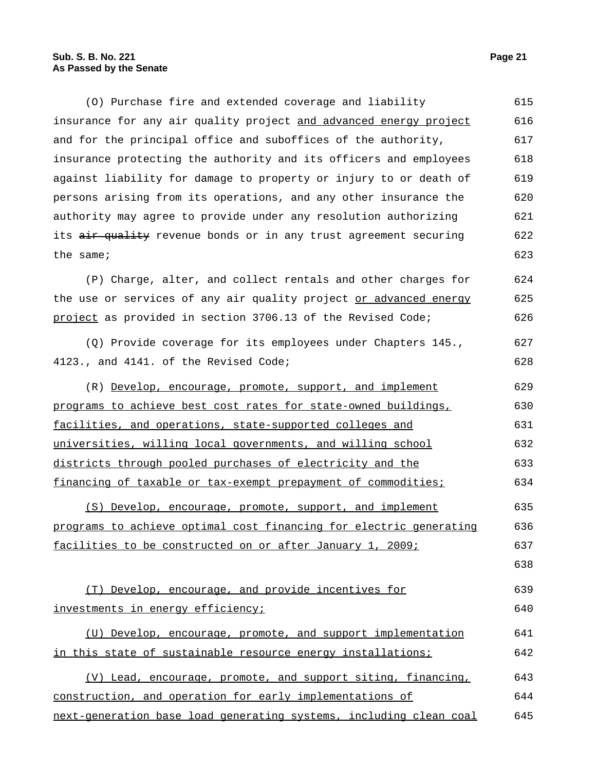(O) Purchase fire and extended coverage and liability insurance for any air quality project and advanced energy project and for the principal office and suboffices of the authority, insurance protecting the authority and its officers and employees against liability for damage to property or injury to or death of persons arising from its operations, and any other insurance the authority may agree to provide under any resolution authorizing its ~~air quality~~ revenue bonds or in any trust agreement securing the same;

(P) Charge, alter, and collect rentals and other charges for the use or services of any air quality project or advanced energy project as provided in section 3706.13 of the Revised Code;

(Q) Provide coverage for its employees under Chapters 145., 4123., and 4141. of the Revised Code;

(R) Develop, encourage, promote, support, and implement programs to achieve best cost rates for state-owned buildings, facilities, and operations, state-supported colleges and universities, willing local governments, and willing school districts through pooled purchases of electricity and the financing of taxable or tax-exempt prepayment of commodities;

(S) Develop, encourage, promote, support, and implement programs to achieve optimal cost financing for electric generating facilities to be constructed on or after January 1, 2009;

(T) Develop, encourage, and provide incentives for investments in energy efficiency;

(U) Develop, encourage, promote, and support implementation in this state of sustainable resource energy installations;

(V) Lead, encourage, promote, and support siting, financing, construction, and operation for early implementations of next-generation base load generating systems, including clean coal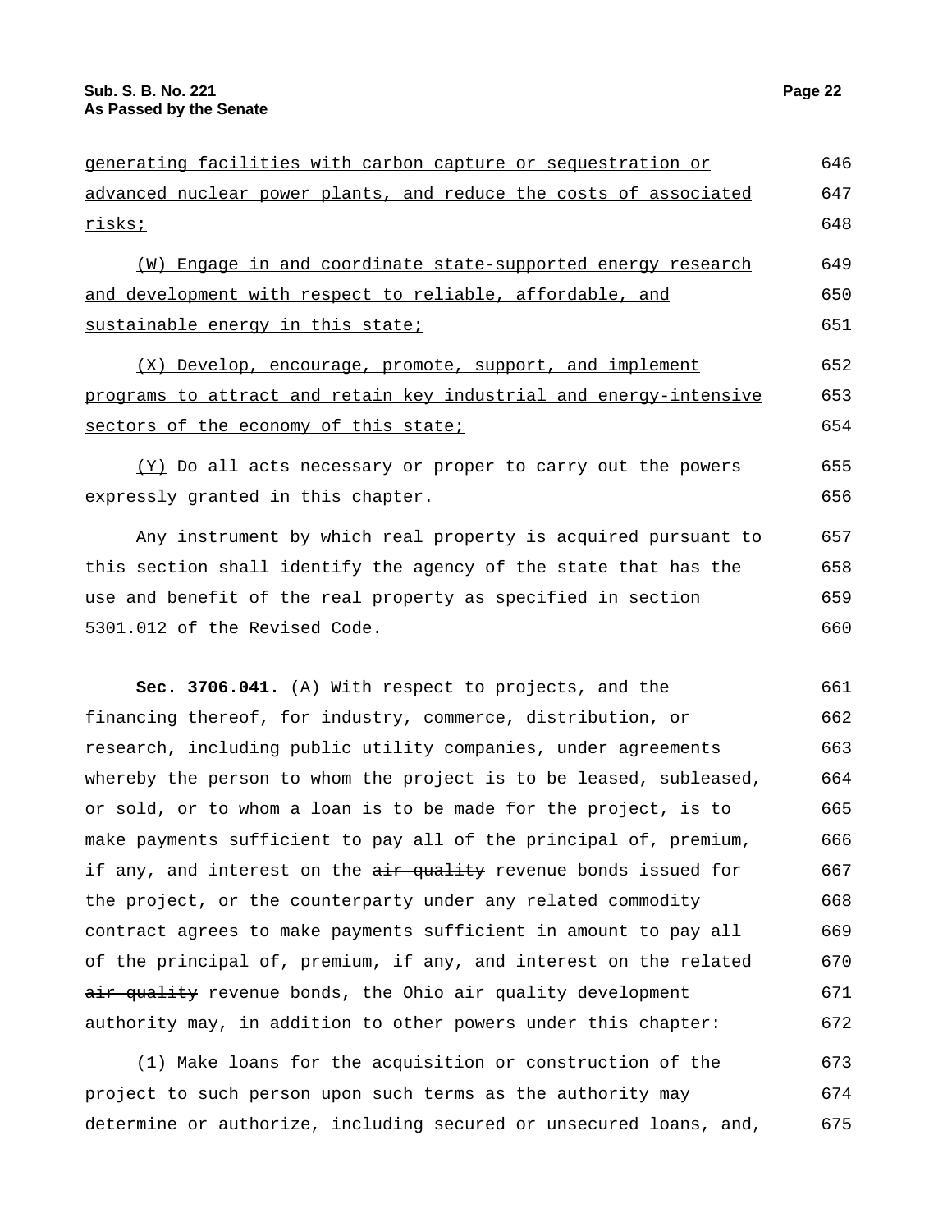generating facilities with carbon capture or sequestration or advanced nuclear power plants, and reduce the costs of associated risks;

(W) Engage in and coordinate state-supported energy research and development with respect to reliable, affordable, and sustainable energy in this state;

(X) Develop, encourage, promote, support, and implement programs to attract and retain key industrial and energy-intensive sectors of the economy of this state;

(Y) Do all acts necessary or proper to carry out the powers expressly granted in this chapter.

Any instrument by which real property is acquired pursuant to this section shall identify the agency of the state that has the use and benefit of the real property as specified in section 5301.012 of the Revised Code.

**Sec. 3706.041.** (A) With respect to projects, and the financing thereof, for industry, commerce, distribution, or research, including public utility companies, under agreements whereby the person to whom the project is to be leased, subleased, or sold, or to whom a loan is to be made for the project, is to make payments sufficient to pay all of the principal of, premium, if any, and interest on the ~~air quality~~ revenue bonds issued for the project, or the counterparty under any related commodity contract agrees to make payments sufficient in amount to pay all of the principal of, premium, if any, and interest on the related ~~air quality~~ revenue bonds, the Ohio air quality development authority may, in addition to other powers under this chapter:

(1) Make loans for the acquisition or construction of the project to such person upon such terms as the authority may determine or authorize, including secured or unsecured loans, and,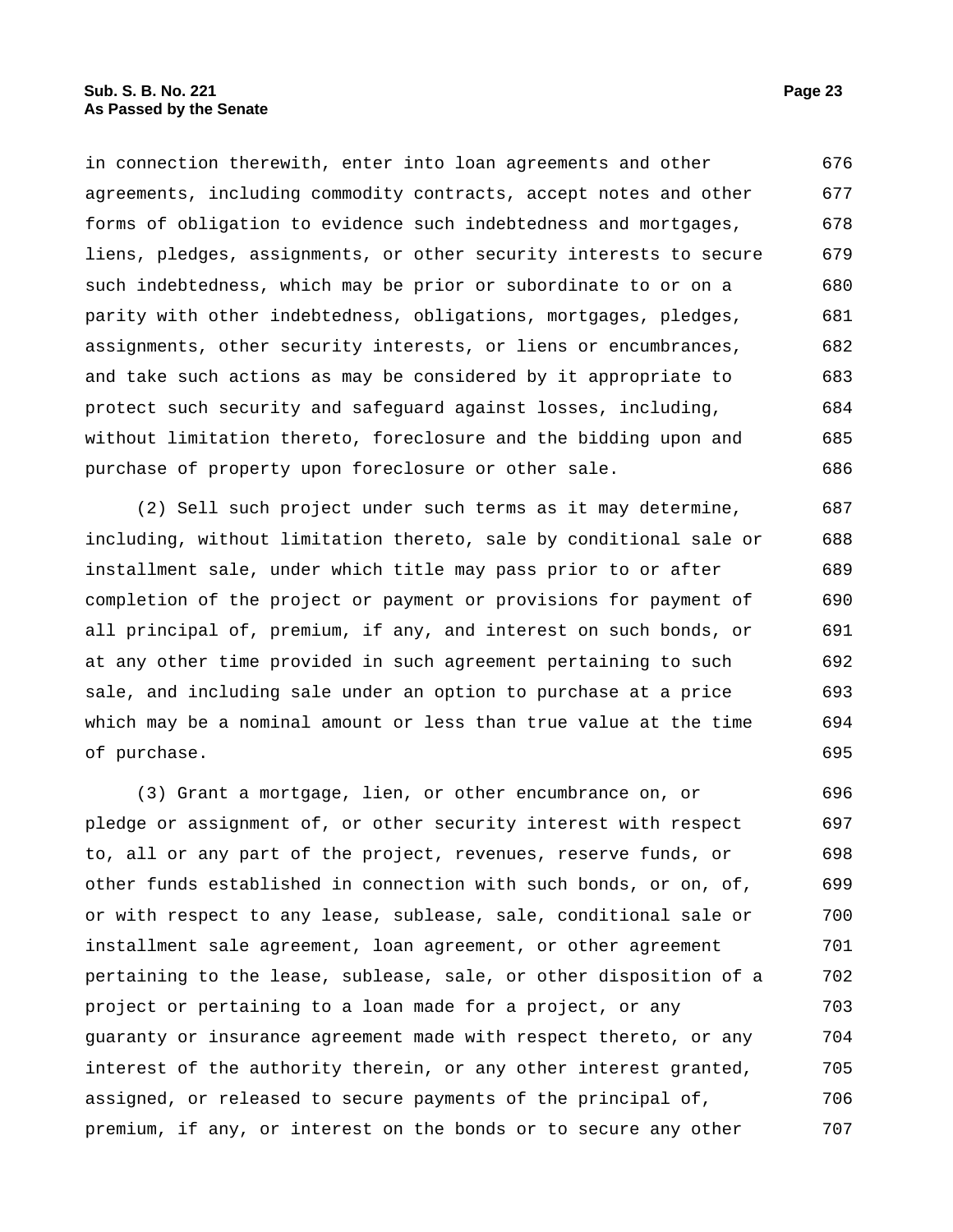in connection therewith, enter into loan agreements and other agreements, including commodity contracts, accept notes and other forms of obligation to evidence such indebtedness and mortgages, liens, pledges, assignments, or other security interests to secure such indebtedness, which may be prior or subordinate to or on a parity with other indebtedness, obligations, mortgages, pledges, assignments, other security interests, or liens or encumbrances, and take such actions as may be considered by it appropriate to protect such security and safeguard against losses, including, without limitation thereto, foreclosure and the bidding upon and purchase of property upon foreclosure or other sale.

(2) Sell such project under such terms as it may determine, including, without limitation thereto, sale by conditional sale or installment sale, under which title may pass prior to or after completion of the project or payment or provisions for payment of all principal of, premium, if any, and interest on such bonds, or at any other time provided in such agreement pertaining to such sale, and including sale under an option to purchase at a price which may be a nominal amount or less than true value at the time of purchase.

(3) Grant a mortgage, lien, or other encumbrance on, or pledge or assignment of, or other security interest with respect to, all or any part of the project, revenues, reserve funds, or other funds established in connection with such bonds, or on, of, or with respect to any lease, sublease, sale, conditional sale or installment sale agreement, loan agreement, or other agreement pertaining to the lease, sublease, sale, or other disposition of a project or pertaining to a loan made for a project, or any guaranty or insurance agreement made with respect thereto, or any interest of the authority therein, or any other interest granted, assigned, or released to secure payments of the principal of, premium, if any, or interest on the bonds or to secure any other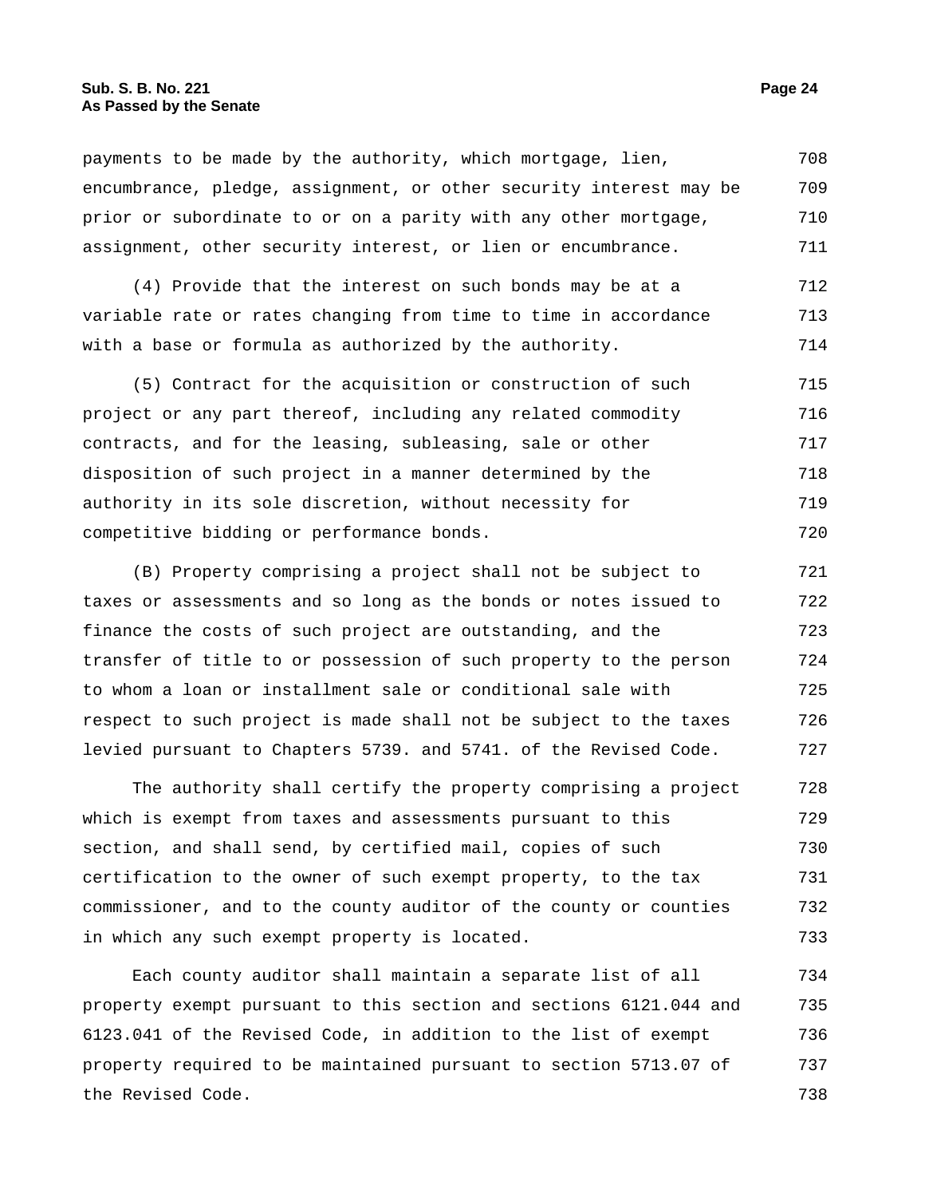payments to be made by the authority, which mortgage, lien, encumbrance, pledge, assignment, or other security interest may be prior or subordinate to or on a parity with any other mortgage, assignment, other security interest, or lien or encumbrance.

(4) Provide that the interest on such bonds may be at a variable rate or rates changing from time to time in accordance with a base or formula as authorized by the authority.

(5) Contract for the acquisition or construction of such project or any part thereof, including any related commodity contracts, and for the leasing, subleasing, sale or other disposition of such project in a manner determined by the authority in its sole discretion, without necessity for competitive bidding or performance bonds.

(B) Property comprising a project shall not be subject to taxes or assessments and so long as the bonds or notes issued to finance the costs of such project are outstanding, and the transfer of title to or possession of such property to the person to whom a loan or installment sale or conditional sale with respect to such project is made shall not be subject to the taxes levied pursuant to Chapters 5739. and 5741. of the Revised Code.

The authority shall certify the property comprising a project which is exempt from taxes and assessments pursuant to this section, and shall send, by certified mail, copies of such certification to the owner of such exempt property, to the tax commissioner, and to the county auditor of the county or counties in which any such exempt property is located.

Each county auditor shall maintain a separate list of all property exempt pursuant to this section and sections 6121.044 and 6123.041 of the Revised Code, in addition to the list of exempt property required to be maintained pursuant to section 5713.07 of the Revised Code.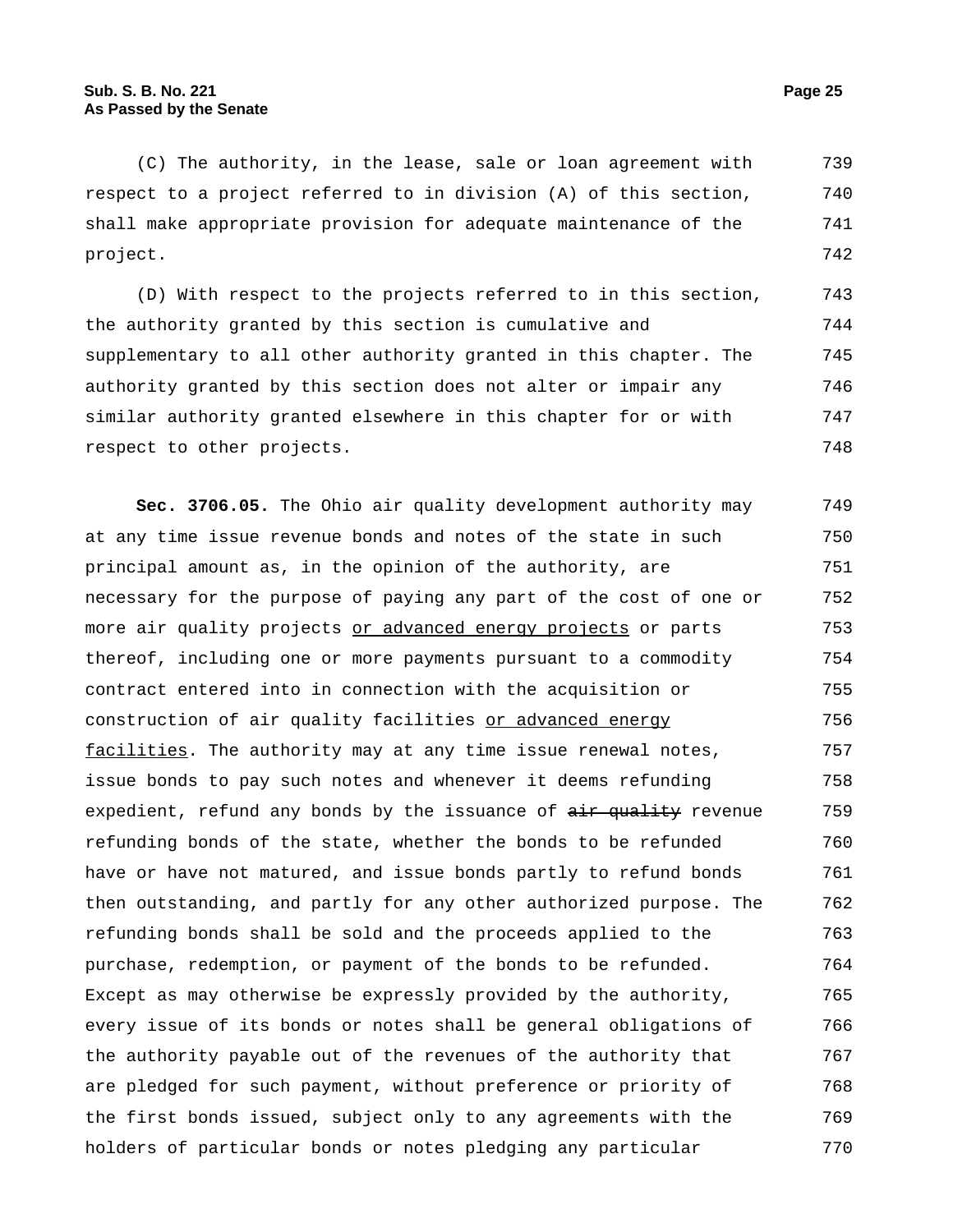(C) The authority, in the lease, sale or loan agreement with respect to a project referred to in division (A) of this section, shall make appropriate provision for adequate maintenance of the project.

(D) With respect to the projects referred to in this section, the authority granted by this section is cumulative and supplementary to all other authority granted in this chapter. The authority granted by this section does not alter or impair any similar authority granted elsewhere in this chapter for or with respect to other projects.

**Sec. 3706.05.** The Ohio air quality development authority may at any time issue revenue bonds and notes of the state in such principal amount as, in the opinion of the authority, are necessary for the purpose of paying any part of the cost of one or more air quality projects <u>or advanced energy projects</u> or parts thereof, including one or more payments pursuant to a commodity contract entered into in connection with the acquisition or construction of air quality facilities <u>or advanced energy facilities</u>. The authority may at any time issue renewal notes, issue bonds to pay such notes and whenever it deems refunding expedient, refund any bonds by the issuance of ~~air quality~~ revenue refunding bonds of the state, whether the bonds to be refunded have or have not matured, and issue bonds partly to refund bonds then outstanding, and partly for any other authorized purpose. The refunding bonds shall be sold and the proceeds applied to the purchase, redemption, or payment of the bonds to be refunded. Except as may otherwise be expressly provided by the authority, every issue of its bonds or notes shall be general obligations of the authority payable out of the revenues of the authority that are pledged for such payment, without preference or priority of the first bonds issued, subject only to any agreements with the holders of particular bonds or notes pledging any particular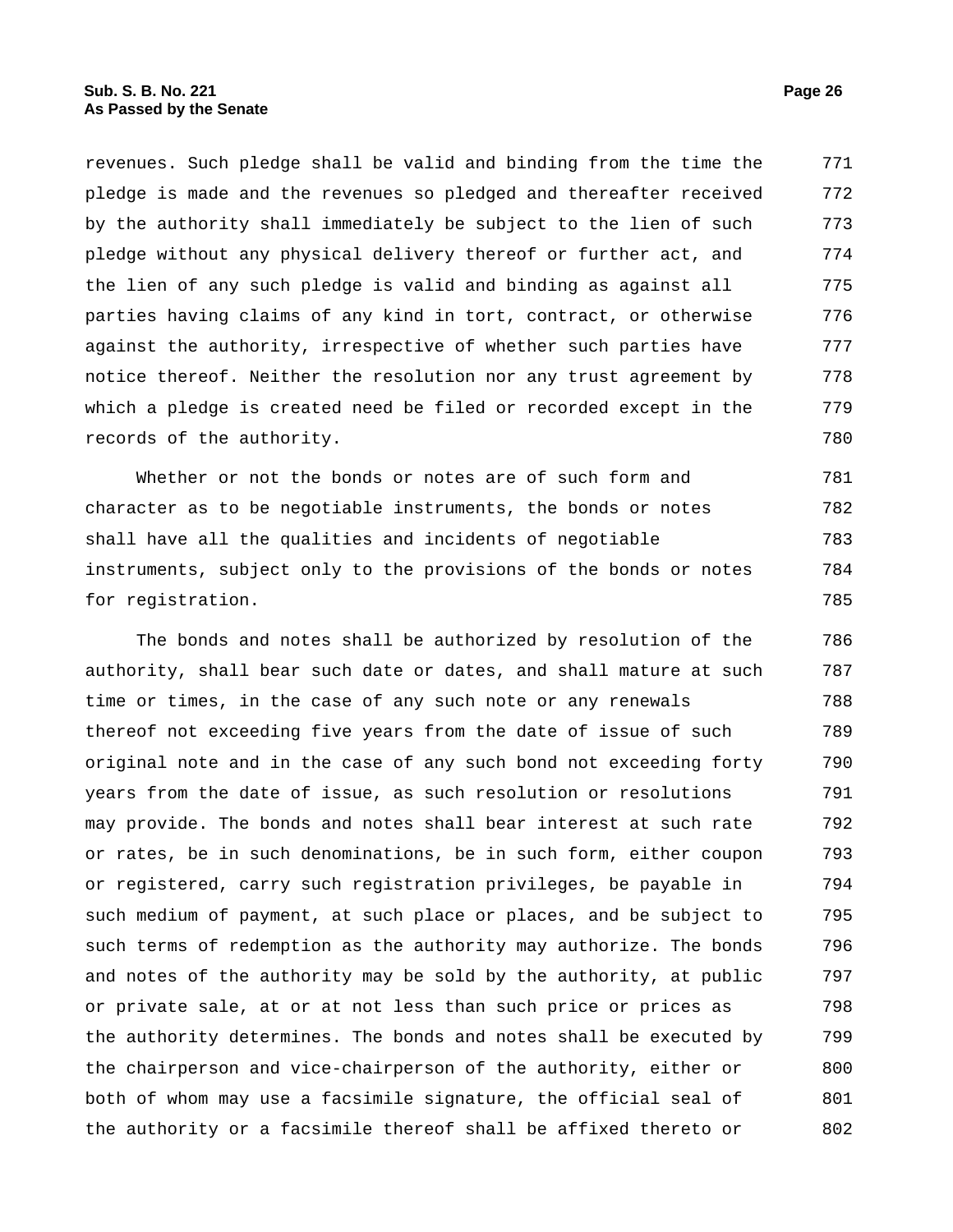revenues. Such pledge shall be valid and binding from the time the pledge is made and the revenues so pledged and thereafter received by the authority shall immediately be subject to the lien of such pledge without any physical delivery thereof or further act, and the lien of any such pledge is valid and binding as against all parties having claims of any kind in tort, contract, or otherwise against the authority, irrespective of whether such parties have notice thereof. Neither the resolution nor any trust agreement by which a pledge is created need be filed or recorded except in the records of the authority.

Whether or not the bonds or notes are of such form and character as to be negotiable instruments, the bonds or notes shall have all the qualities and incidents of negotiable instruments, subject only to the provisions of the bonds or notes for registration.

The bonds and notes shall be authorized by resolution of the authority, shall bear such date or dates, and shall mature at such time or times, in the case of any such note or any renewals thereof not exceeding five years from the date of issue of such original note and in the case of any such bond not exceeding forty years from the date of issue, as such resolution or resolutions may provide. The bonds and notes shall bear interest at such rate or rates, be in such denominations, be in such form, either coupon or registered, carry such registration privileges, be payable in such medium of payment, at such place or places, and be subject to such terms of redemption as the authority may authorize. The bonds and notes of the authority may be sold by the authority, at public or private sale, at or at not less than such price or prices as the authority determines. The bonds and notes shall be executed by the chairperson and vice-chairperson of the authority, either or both of whom may use a facsimile signature, the official seal of the authority or a facsimile thereof shall be affixed thereto or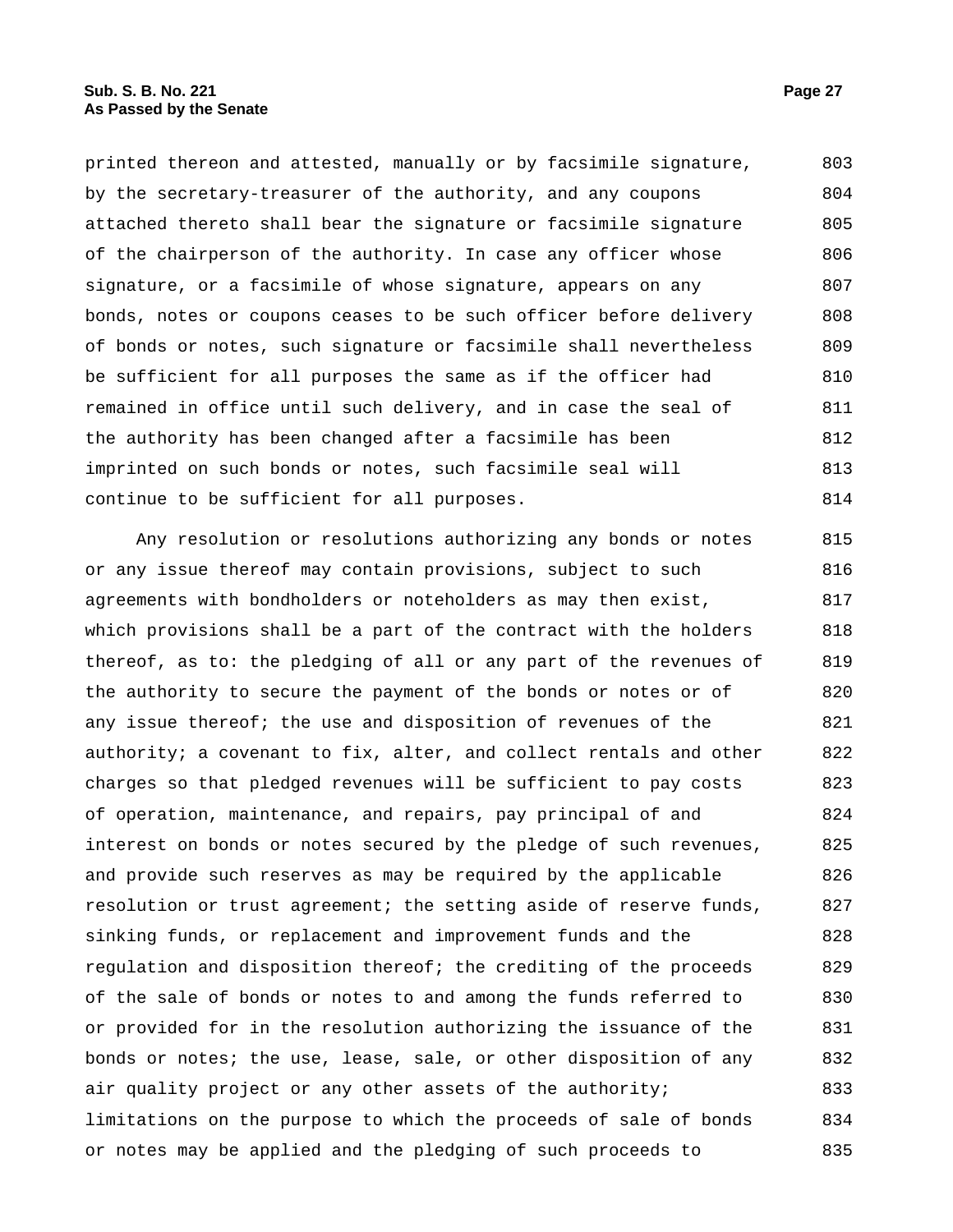printed thereon and attested, manually or by facsimile signature, by the secretary-treasurer of the authority, and any coupons attached thereto shall bear the signature or facsimile signature of the chairperson of the authority. In case any officer whose signature, or a facsimile of whose signature, appears on any bonds, notes or coupons ceases to be such officer before delivery of bonds or notes, such signature or facsimile shall nevertheless be sufficient for all purposes the same as if the officer had remained in office until such delivery, and in case the seal of the authority has been changed after a facsimile has been imprinted on such bonds or notes, such facsimile seal will continue to be sufficient for all purposes.

Any resolution or resolutions authorizing any bonds or notes or any issue thereof may contain provisions, subject to such agreements with bondholders or noteholders as may then exist, which provisions shall be a part of the contract with the holders thereof, as to: the pledging of all or any part of the revenues of the authority to secure the payment of the bonds or notes or of any issue thereof; the use and disposition of revenues of the authority; a covenant to fix, alter, and collect rentals and other charges so that pledged revenues will be sufficient to pay costs of operation, maintenance, and repairs, pay principal of and interest on bonds or notes secured by the pledge of such revenues, and provide such reserves as may be required by the applicable resolution or trust agreement; the setting aside of reserve funds, sinking funds, or replacement and improvement funds and the regulation and disposition thereof; the crediting of the proceeds of the sale of bonds or notes to and among the funds referred to or provided for in the resolution authorizing the issuance of the bonds or notes; the use, lease, sale, or other disposition of any air quality project or any other assets of the authority; limitations on the purpose to which the proceeds of sale of bonds or notes may be applied and the pledging of such proceeds to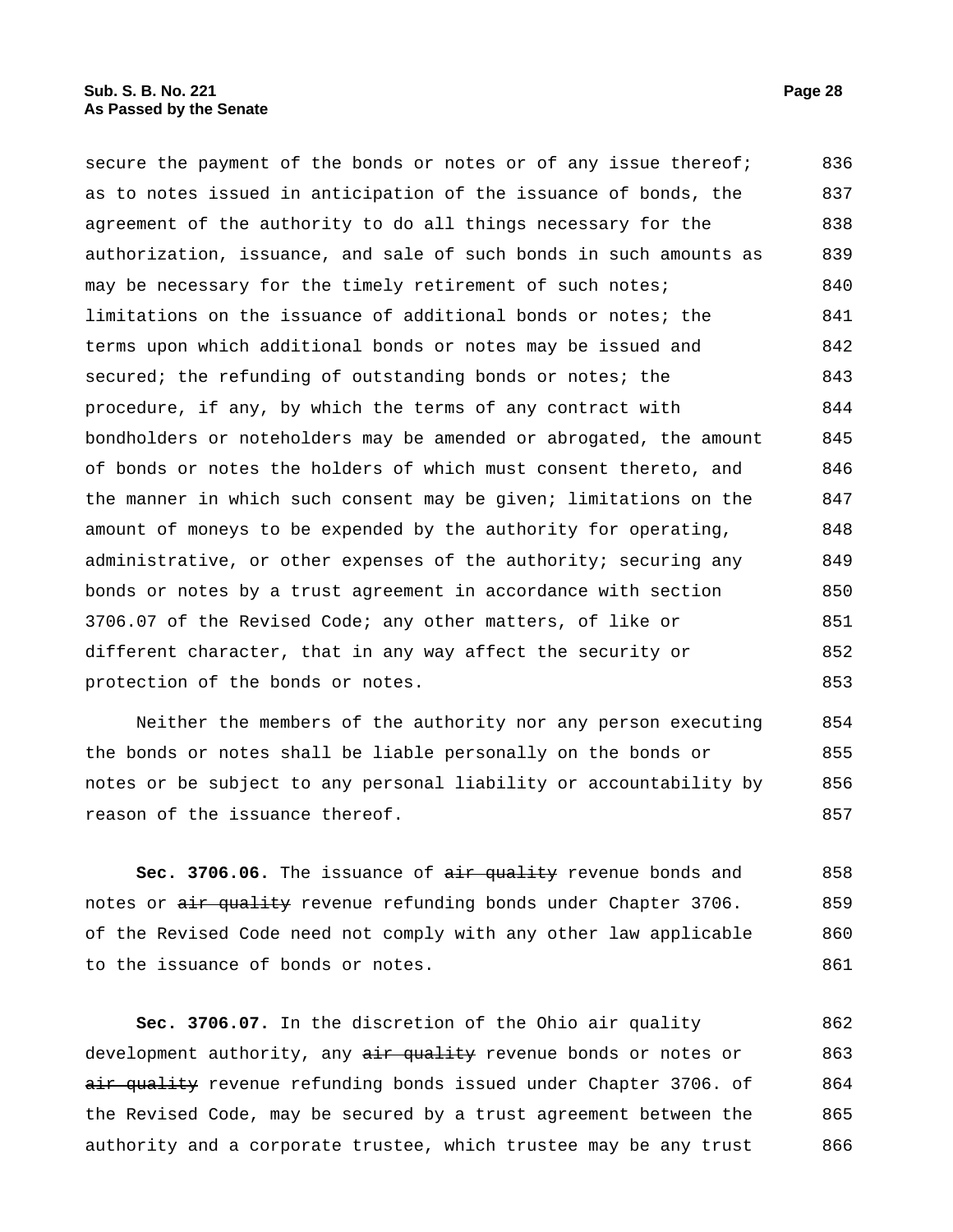secure the payment of the bonds or notes or of any issue thereof; as to notes issued in anticipation of the issuance of bonds, the agreement of the authority to do all things necessary for the authorization, issuance, and sale of such bonds in such amounts as may be necessary for the timely retirement of such notes; limitations on the issuance of additional bonds or notes; the terms upon which additional bonds or notes may be issued and secured; the refunding of outstanding bonds or notes; the procedure, if any, by which the terms of any contract with bondholders or noteholders may be amended or abrogated, the amount of bonds or notes the holders of which must consent thereto, and the manner in which such consent may be given; limitations on the amount of moneys to be expended by the authority for operating, administrative, or other expenses of the authority; securing any bonds or notes by a trust agreement in accordance with section 3706.07 of the Revised Code; any other matters, of like or different character, that in any way affect the security or protection of the bonds or notes.

Neither the members of the authority nor any person executing the bonds or notes shall be liable personally on the bonds or notes or be subject to any personal liability or accountability by reason of the issuance thereof.

**Sec. 3706.06.** The issuance of ~~air quality~~ revenue bonds and notes or ~~air quality~~ revenue refunding bonds under Chapter 3706. of the Revised Code need not comply with any other law applicable to the issuance of bonds or notes.

**Sec. 3706.07.** In the discretion of the Ohio air quality development authority, any ~~air quality~~ revenue bonds or notes or ~~air quality~~ revenue refunding bonds issued under Chapter 3706. of the Revised Code, may be secured by a trust agreement between the authority and a corporate trustee, which trustee may be any trust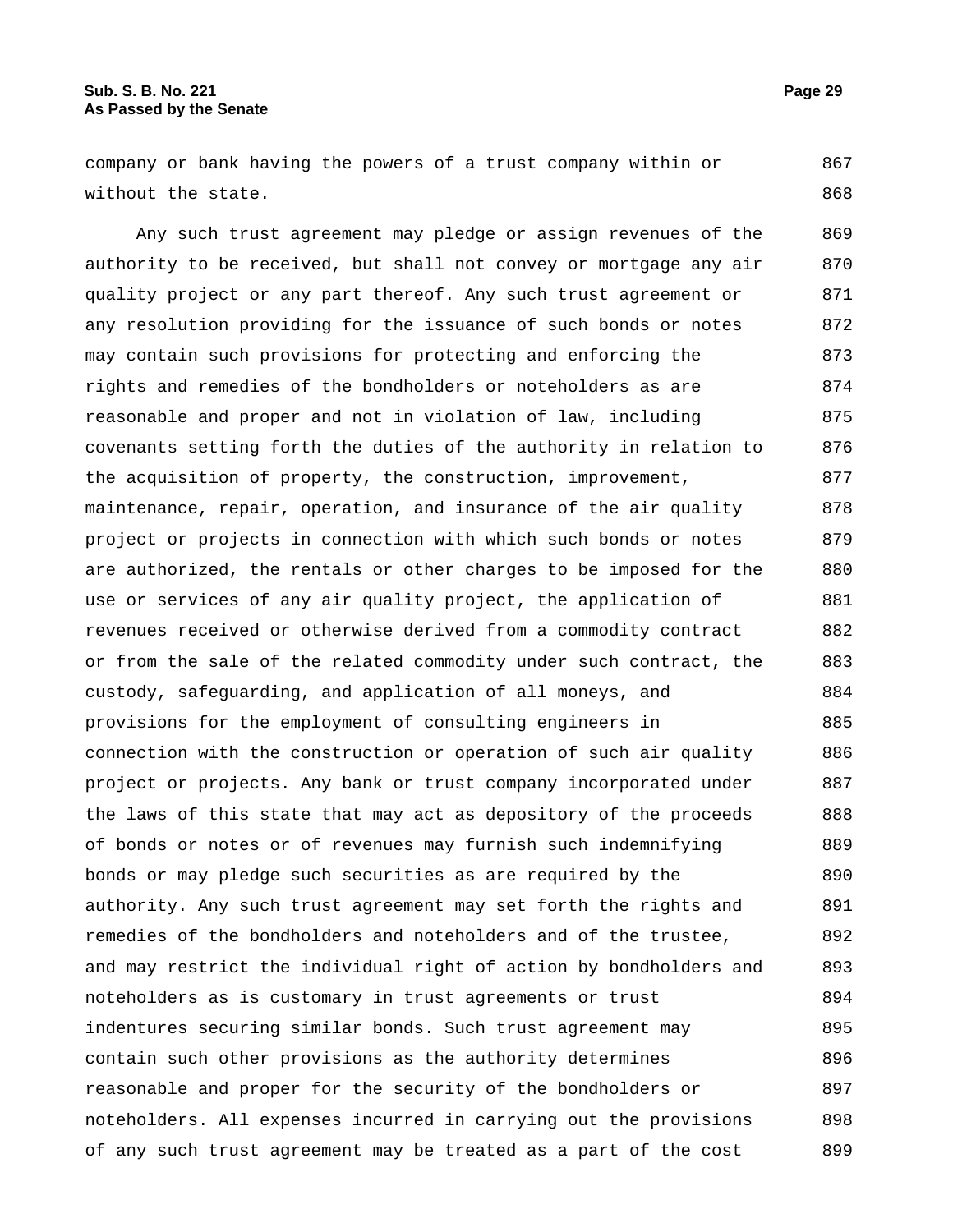company or bank having the powers of a trust company within or without the state.

Any such trust agreement may pledge or assign revenues of the authority to be received, but shall not convey or mortgage any air quality project or any part thereof. Any such trust agreement or any resolution providing for the issuance of such bonds or notes may contain such provisions for protecting and enforcing the rights and remedies of the bondholders or noteholders as are reasonable and proper and not in violation of law, including covenants setting forth the duties of the authority in relation to the acquisition of property, the construction, improvement, maintenance, repair, operation, and insurance of the air quality project or projects in connection with which such bonds or notes are authorized, the rentals or other charges to be imposed for the use or services of any air quality project, the application of revenues received or otherwise derived from a commodity contract or from the sale of the related commodity under such contract, the custody, safeguarding, and application of all moneys, and provisions for the employment of consulting engineers in connection with the construction or operation of such air quality project or projects. Any bank or trust company incorporated under the laws of this state that may act as depository of the proceeds of bonds or notes or of revenues may furnish such indemnifying bonds or may pledge such securities as are required by the authority. Any such trust agreement may set forth the rights and remedies of the bondholders and noteholders and of the trustee, and may restrict the individual right of action by bondholders and noteholders as is customary in trust agreements or trust indentures securing similar bonds. Such trust agreement may contain such other provisions as the authority determines reasonable and proper for the security of the bondholders or noteholders. All expenses incurred in carrying out the provisions of any such trust agreement may be treated as a part of the cost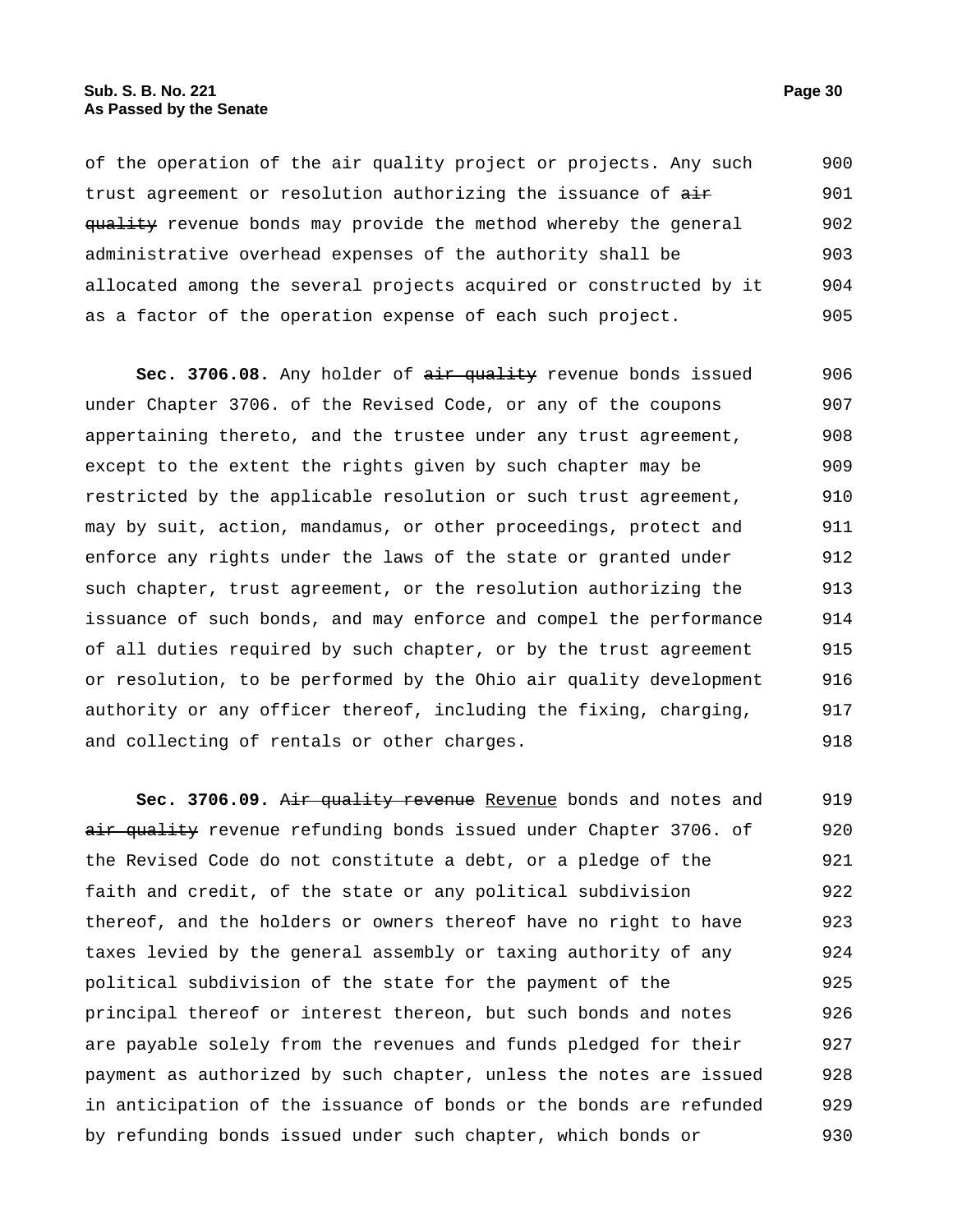of the operation of the air quality project or projects. Any such trust agreement or resolution authorizing the issuance of ~~air quality~~ revenue bonds may provide the method whereby the general administrative overhead expenses of the authority shall be allocated among the several projects acquired or constructed by it as a factor of the operation expense of each such project.

**Sec. 3706.08.** Any holder of ~~air quality~~ revenue bonds issued under Chapter 3706. of the Revised Code, or any of the coupons appertaining thereto, and the trustee under any trust agreement, except to the extent the rights given by such chapter may be restricted by the applicable resolution or such trust agreement, may by suit, action, mandamus, or other proceedings, protect and enforce any rights under the laws of the state or granted under such chapter, trust agreement, or the resolution authorizing the issuance of such bonds, and may enforce and compel the performance of all duties required by such chapter, or by the trust agreement or resolution, to be performed by the Ohio air quality development authority or any officer thereof, including the fixing, charging, and collecting of rentals or other charges.

**Sec. 3706.09.** ~~Air quality revenue~~ <u>Revenue</u> bonds and notes and ~~air quality~~ revenue refunding bonds issued under Chapter 3706. of the Revised Code do not constitute a debt, or a pledge of the faith and credit, of the state or any political subdivision thereof, and the holders or owners thereof have no right to have taxes levied by the general assembly or taxing authority of any political subdivision of the state for the payment of the principal thereof or interest thereon, but such bonds and notes are payable solely from the revenues and funds pledged for their payment as authorized by such chapter, unless the notes are issued in anticipation of the issuance of bonds or the bonds are refunded by refunding bonds issued under such chapter, which bonds or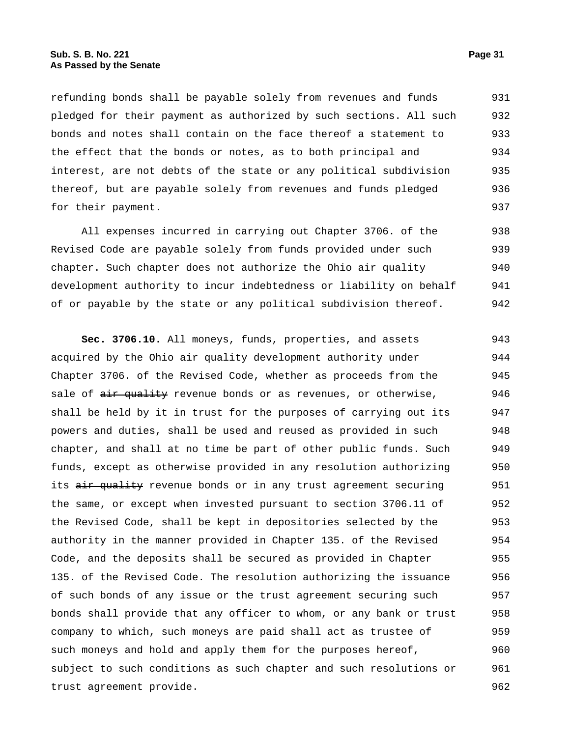refunding bonds shall be payable solely from revenues and funds pledged for their payment as authorized by such sections. All such bonds and notes shall contain on the face thereof a statement to the effect that the bonds or notes, as to both principal and interest, are not debts of the state or any political subdivision thereof, but are payable solely from revenues and funds pledged for their payment.

All expenses incurred in carrying out Chapter 3706. of the Revised Code are payable solely from funds provided under such chapter. Such chapter does not authorize the Ohio air quality development authority to incur indebtedness or liability on behalf of or payable by the state or any political subdivision thereof.

**Sec. 3706.10.** All moneys, funds, properties, and assets acquired by the Ohio air quality development authority under Chapter 3706. of the Revised Code, whether as proceeds from the sale of ~~air quality~~ revenue bonds or as revenues, or otherwise, shall be held by it in trust for the purposes of carrying out its powers and duties, shall be used and reused as provided in such chapter, and shall at no time be part of other public funds. Such funds, except as otherwise provided in any resolution authorizing its ~~air quality~~ revenue bonds or in any trust agreement securing the same, or except when invested pursuant to section 3706.11 of the Revised Code, shall be kept in depositories selected by the authority in the manner provided in Chapter 135. of the Revised Code, and the deposits shall be secured as provided in Chapter 135. of the Revised Code. The resolution authorizing the issuance of such bonds of any issue or the trust agreement securing such bonds shall provide that any officer to whom, or any bank or trust company to which, such moneys are paid shall act as trustee of such moneys and hold and apply them for the purposes hereof, subject to such conditions as such chapter and such resolutions or trust agreement provide.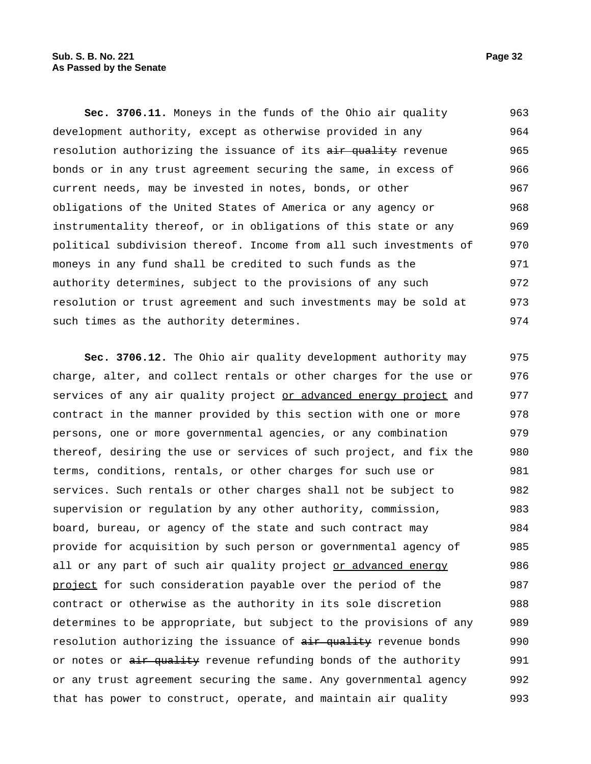**Sec. 3706.11.** Moneys in the funds of the Ohio air quality development authority, except as otherwise provided in any resolution authorizing the issuance of its ~~air quality~~ revenue bonds or in any trust agreement securing the same, in excess of current needs, may be invested in notes, bonds, or other obligations of the United States of America or any agency or instrumentality thereof, or in obligations of this state or any political subdivision thereof. Income from all such investments of moneys in any fund shall be credited to such funds as the authority determines, subject to the provisions of any such resolution or trust agreement and such investments may be sold at such times as the authority determines.

**Sec. 3706.12.** The Ohio air quality development authority may charge, alter, and collect rentals or other charges for the use or services of any air quality project <u>or advanced energy project</u> and contract in the manner provided by this section with one or more persons, one or more governmental agencies, or any combination thereof, desiring the use or services of such project, and fix the terms, conditions, rentals, or other charges for such use or services. Such rentals or other charges shall not be subject to supervision or regulation by any other authority, commission, board, bureau, or agency of the state and such contract may provide for acquisition by such person or governmental agency of all or any part of such air quality project <u>or advanced energy project</u> for such consideration payable over the period of the contract or otherwise as the authority in its sole discretion determines to be appropriate, but subject to the provisions of any resolution authorizing the issuance of ~~air quality~~ revenue bonds or notes or ~~air quality~~ revenue refunding bonds of the authority or any trust agreement securing the same. Any governmental agency that has power to construct, operate, and maintain air quality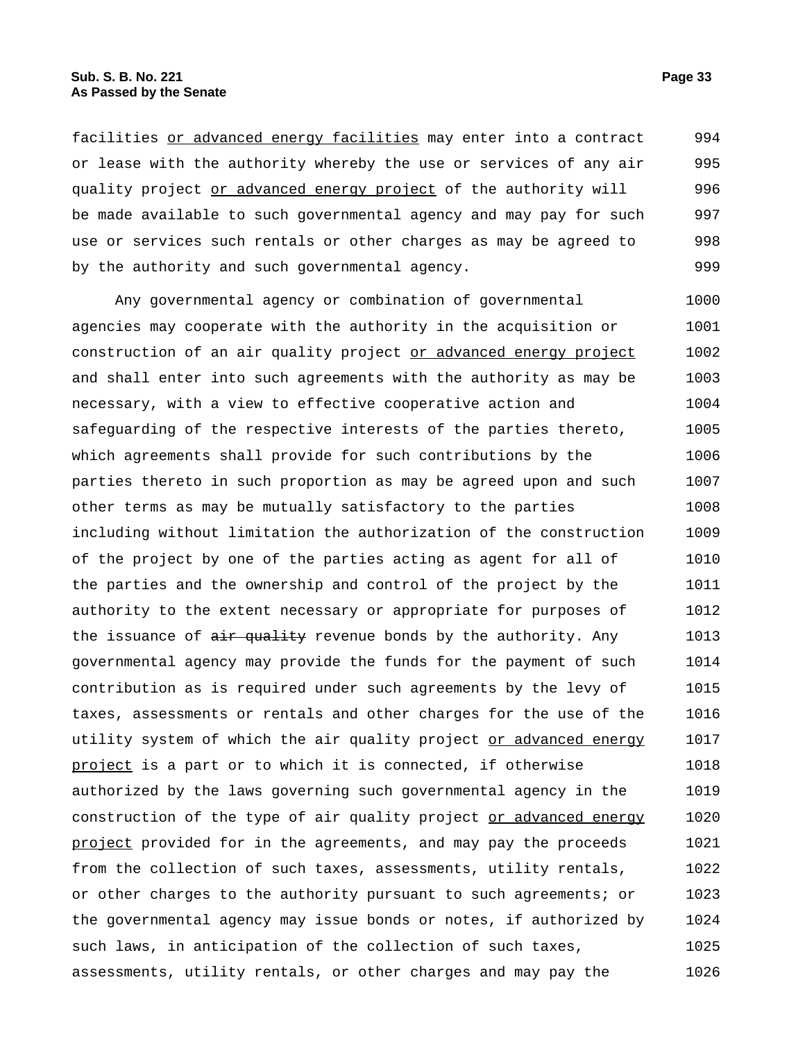facilities <u>or advanced energy facilities</u> may enter into a contract or lease with the authority whereby the use or services of any air quality project <u>or advanced energy project</u> of the authority will be made available to such governmental agency and may pay for such use or services such rentals or other charges as may be agreed to by the authority and such governmental agency.

Any governmental agency or combination of governmental agencies may cooperate with the authority in the acquisition or construction of an air quality project <u>or advanced energy project</u> and shall enter into such agreements with the authority as may be necessary, with a view to effective cooperative action and safeguarding of the respective interests of the parties thereto, which agreements shall provide for such contributions by the parties thereto in such proportion as may be agreed upon and such other terms as may be mutually satisfactory to the parties including without limitation the authorization of the construction of the project by one of the parties acting as agent for all of the parties and the ownership and control of the project by the authority to the extent necessary or appropriate for purposes of the issuance of ~~air quality~~ revenue bonds by the authority. Any governmental agency may provide the funds for the payment of such contribution as is required under such agreements by the levy of taxes, assessments or rentals and other charges for the use of the utility system of which the air quality project <u>or advanced energy project</u> is a part or to which it is connected, if otherwise authorized by the laws governing such governmental agency in the construction of the type of air quality project <u>or advanced energy project</u> provided for in the agreements, and may pay the proceeds from the collection of such taxes, assessments, utility rentals, or other charges to the authority pursuant to such agreements; or the governmental agency may issue bonds or notes, if authorized by such laws, in anticipation of the collection of such taxes, assessments, utility rentals, or other charges and may pay the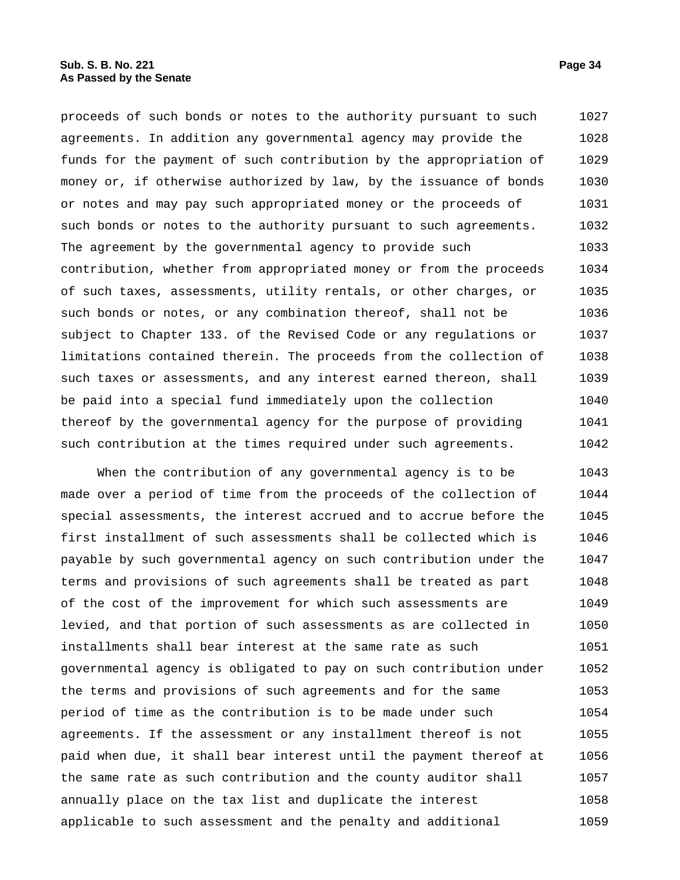proceeds of such bonds or notes to the authority pursuant to such agreements. In addition any governmental agency may provide the funds for the payment of such contribution by the appropriation of money or, if otherwise authorized by law, by the issuance of bonds or notes and may pay such appropriated money or the proceeds of such bonds or notes to the authority pursuant to such agreements. The agreement by the governmental agency to provide such contribution, whether from appropriated money or from the proceeds of such taxes, assessments, utility rentals, or other charges, or such bonds or notes, or any combination thereof, shall not be subject to Chapter 133. of the Revised Code or any regulations or limitations contained therein. The proceeds from the collection of such taxes or assessments, and any interest earned thereon, shall be paid into a special fund immediately upon the collection thereof by the governmental agency for the purpose of providing such contribution at the times required under such agreements.

When the contribution of any governmental agency is to be made over a period of time from the proceeds of the collection of special assessments, the interest accrued and to accrue before the first installment of such assessments shall be collected which is payable by such governmental agency on such contribution under the terms and provisions of such agreements shall be treated as part of the cost of the improvement for which such assessments are levied, and that portion of such assessments as are collected in installments shall bear interest at the same rate as such governmental agency is obligated to pay on such contribution under the terms and provisions of such agreements and for the same period of time as the contribution is to be made under such agreements. If the assessment or any installment thereof is not paid when due, it shall bear interest until the payment thereof at the same rate as such contribution and the county auditor shall annually place on the tax list and duplicate the interest applicable to such assessment and the penalty and additional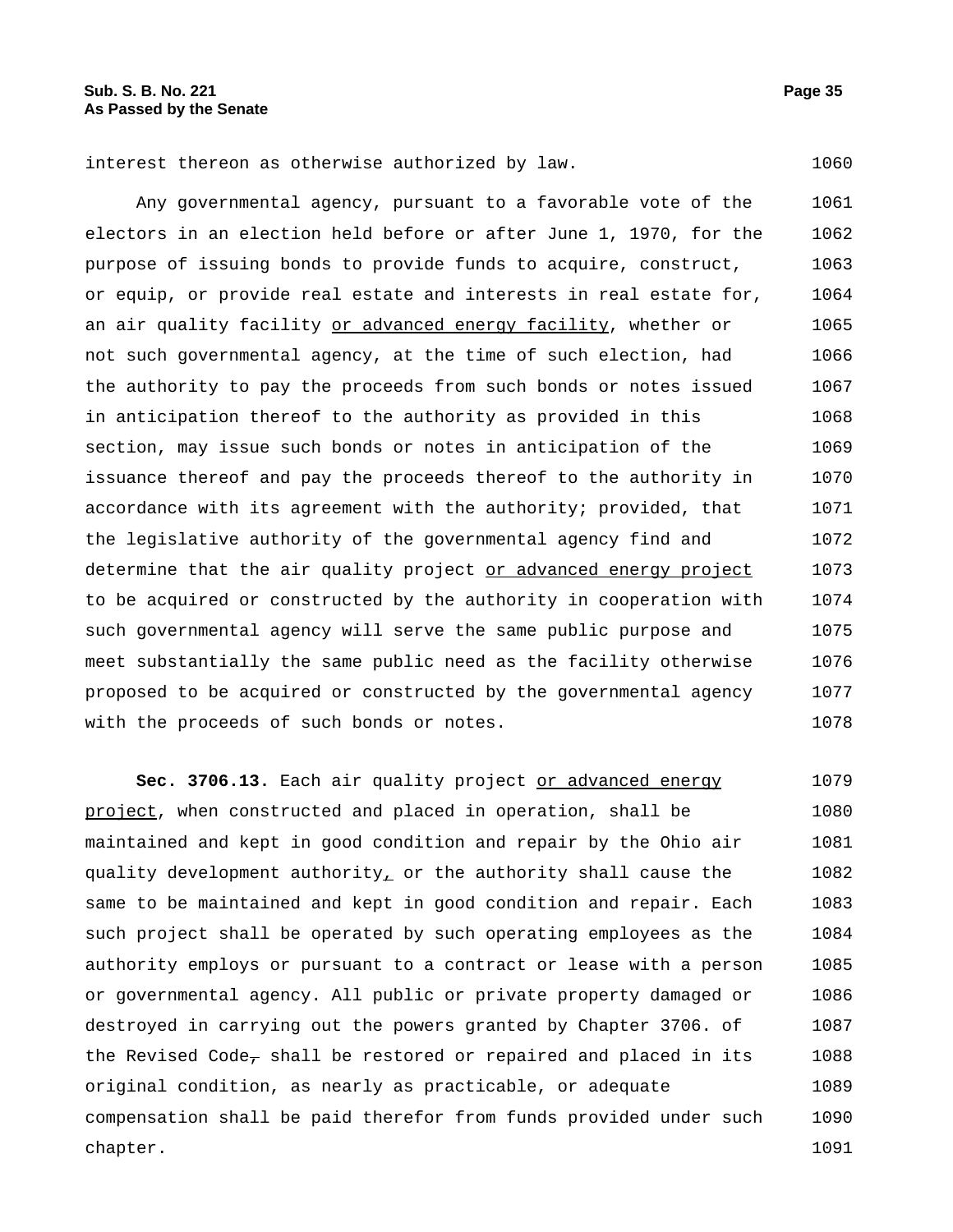interest thereon as otherwise authorized by law. 1060

Any governmental agency, pursuant to a favorable vote of the electors in an election held before or after June 1, 1970, for the purpose of issuing bonds to provide funds to acquire, construct, or equip, or provide real estate and interests in real estate for, an air quality facility <u>or advanced energy facility</u>, whether or not such governmental agency, at the time of such election, had the authority to pay the proceeds from such bonds or notes issued in anticipation thereof to the authority as provided in this section, may issue such bonds or notes in anticipation of the issuance thereof and pay the proceeds thereof to the authority in accordance with its agreement with the authority; provided, that the legislative authority of the governmental agency find and determine that the air quality project <u>or advanced energy project</u> to be acquired or constructed by the authority in cooperation with such governmental agency will serve the same public purpose and meet substantially the same public need as the facility otherwise proposed to be acquired or constructed by the governmental agency with the proceeds of such bonds or notes. 1061–1078

**Sec. 3706.13.** Each air quality project <u>or advanced energy project</u>, when constructed and placed in operation, shall be maintained and kept in good condition and repair by the Ohio air quality development authority<u>,</u> or the authority shall cause the same to be maintained and kept in good condition and repair. Each such project shall be operated by such operating employees as the authority employs or pursuant to a contract or lease with a person or governmental agency. All public or private property damaged or destroyed in carrying out the powers granted by Chapter 3706. of the Revised Code~~,~~ shall be restored or repaired and placed in its original condition, as nearly as practicable, or adequate compensation shall be paid therefor from funds provided under such chapter. 1079–1091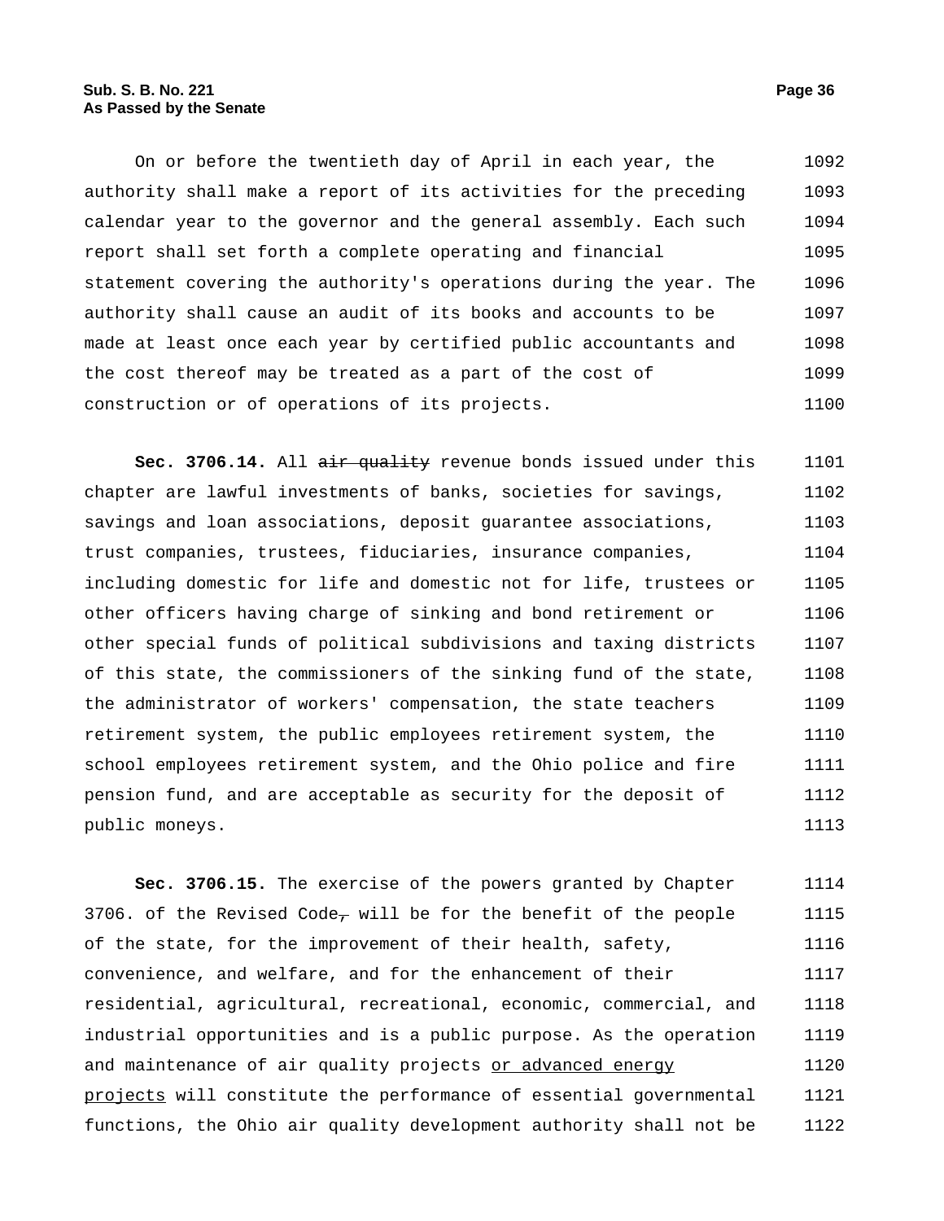On or before the twentieth day of April in each year, the authority shall make a report of its activities for the preceding calendar year to the governor and the general assembly. Each such report shall set forth a complete operating and financial statement covering the authority's operations during the year. The authority shall cause an audit of its books and accounts to be made at least once each year by certified public accountants and the cost thereof may be treated as a part of the cost of construction or of operations of its projects.

**Sec. 3706.14.** All ~~air quality~~ revenue bonds issued under this chapter are lawful investments of banks, societies for savings, savings and loan associations, deposit guarantee associations, trust companies, trustees, fiduciaries, insurance companies, including domestic for life and domestic not for life, trustees or other officers having charge of sinking and bond retirement or other special funds of political subdivisions and taxing districts of this state, the commissioners of the sinking fund of the state, the administrator of workers' compensation, the state teachers retirement system, the public employees retirement system, the school employees retirement system, and the Ohio police and fire pension fund, and are acceptable as security for the deposit of public moneys.

**Sec. 3706.15.** The exercise of the powers granted by Chapter 3706. of the Revised Code~~,~~ will be for the benefit of the people of the state, for the improvement of their health, safety, convenience, and welfare, and for the enhancement of their residential, agricultural, recreational, economic, commercial, and industrial opportunities and is a public purpose. As the operation and maintenance of air quality projects <u>or advanced energy projects</u> will constitute the performance of essential governmental functions, the Ohio air quality development authority shall not be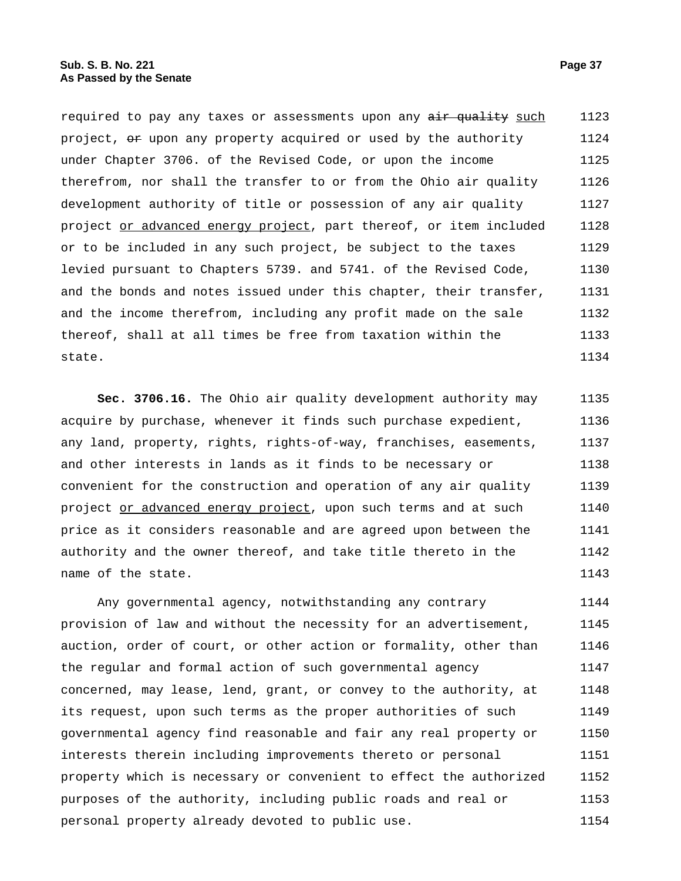required to pay any taxes or assessments upon any ~~air quality~~ such project, ~~or~~ upon any property acquired or used by the authority under Chapter 3706. of the Revised Code, or upon the income therefrom, nor shall the transfer to or from the Ohio air quality development authority of title or possession of any air quality project or advanced energy project, part thereof, or item included or to be included in any such project, be subject to the taxes levied pursuant to Chapters 5739. and 5741. of the Revised Code, and the bonds and notes issued under this chapter, their transfer, and the income therefrom, including any profit made on the sale thereof, shall at all times be free from taxation within the state.

**Sec. 3706.16.** The Ohio air quality development authority may acquire by purchase, whenever it finds such purchase expedient, any land, property, rights, rights-of-way, franchises, easements, and other interests in lands as it finds to be necessary or convenient for the construction and operation of any air quality project or advanced energy project, upon such terms and at such price as it considers reasonable and are agreed upon between the authority and the owner thereof, and take title thereto in the name of the state.

Any governmental agency, notwithstanding any contrary provision of law and without the necessity for an advertisement, auction, order of court, or other action or formality, other than the regular and formal action of such governmental agency concerned, may lease, lend, grant, or convey to the authority, at its request, upon such terms as the proper authorities of such governmental agency find reasonable and fair any real property or interests therein including improvements thereto or personal property which is necessary or convenient to effect the authorized purposes of the authority, including public roads and real or personal property already devoted to public use.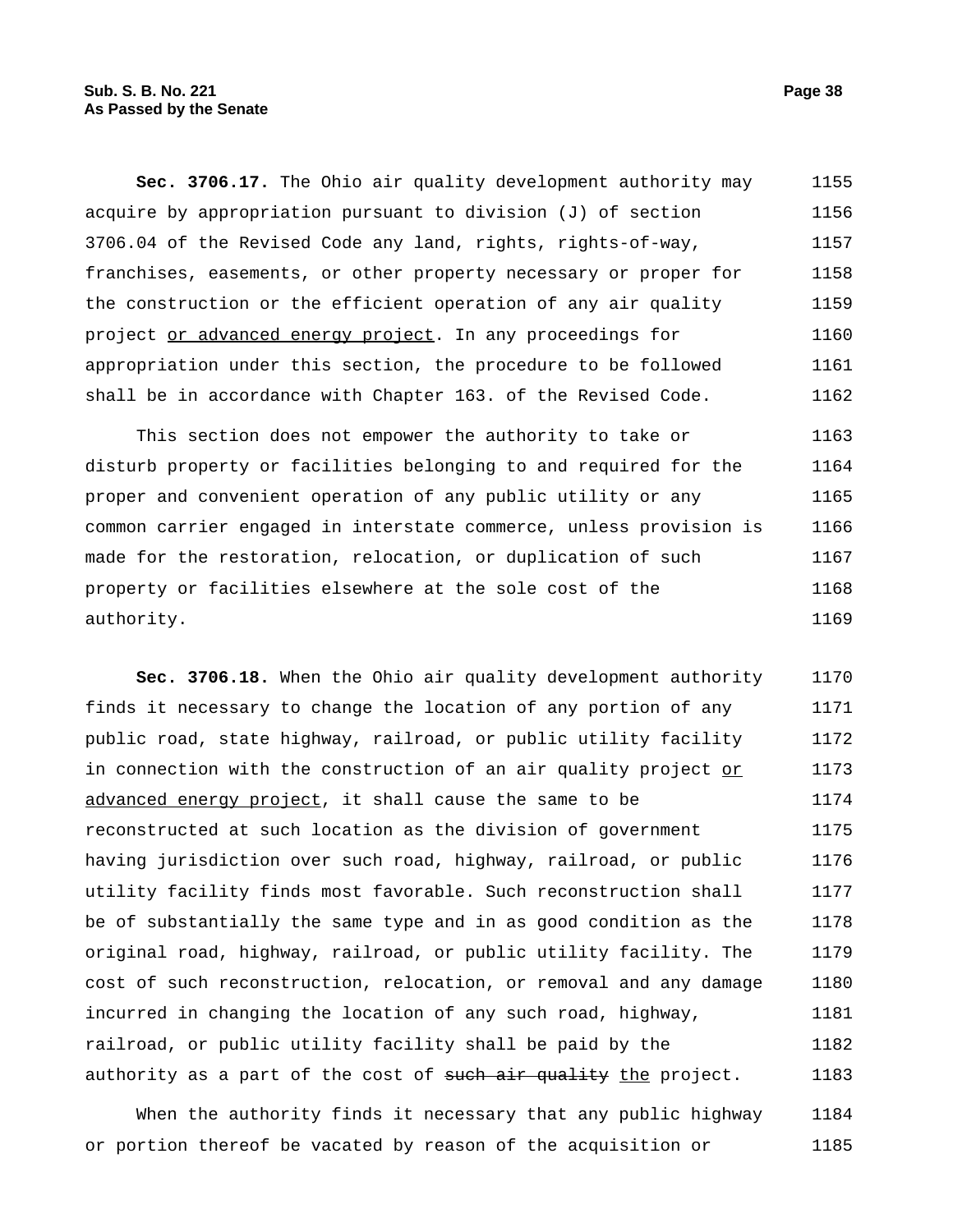**Sec. 3706.17.** The Ohio air quality development authority may acquire by appropriation pursuant to division (J) of section 3706.04 of the Revised Code any land, rights, rights-of-way, franchises, easements, or other property necessary or proper for the construction or the efficient operation of any air quality project <u>or advanced energy project</u>. In any proceedings for appropriation under this section, the procedure to be followed shall be in accordance with Chapter 163. of the Revised Code.

This section does not empower the authority to take or disturb property or facilities belonging to and required for the proper and convenient operation of any public utility or any common carrier engaged in interstate commerce, unless provision is made for the restoration, relocation, or duplication of such property or facilities elsewhere at the sole cost of the authority.

**Sec. 3706.18.** When the Ohio air quality development authority finds it necessary to change the location of any portion of any public road, state highway, railroad, or public utility facility in connection with the construction of an air quality project <u>or advanced energy project</u>, it shall cause the same to be reconstructed at such location as the division of government having jurisdiction over such road, highway, railroad, or public utility facility finds most favorable. Such reconstruction shall be of substantially the same type and in as good condition as the original road, highway, railroad, or public utility facility. The cost of such reconstruction, relocation, or removal and any damage incurred in changing the location of any such road, highway, railroad, or public utility facility shall be paid by the authority as a part of the cost of ~~such air quality~~ <u>the</u> project.

When the authority finds it necessary that any public highway or portion thereof be vacated by reason of the acquisition or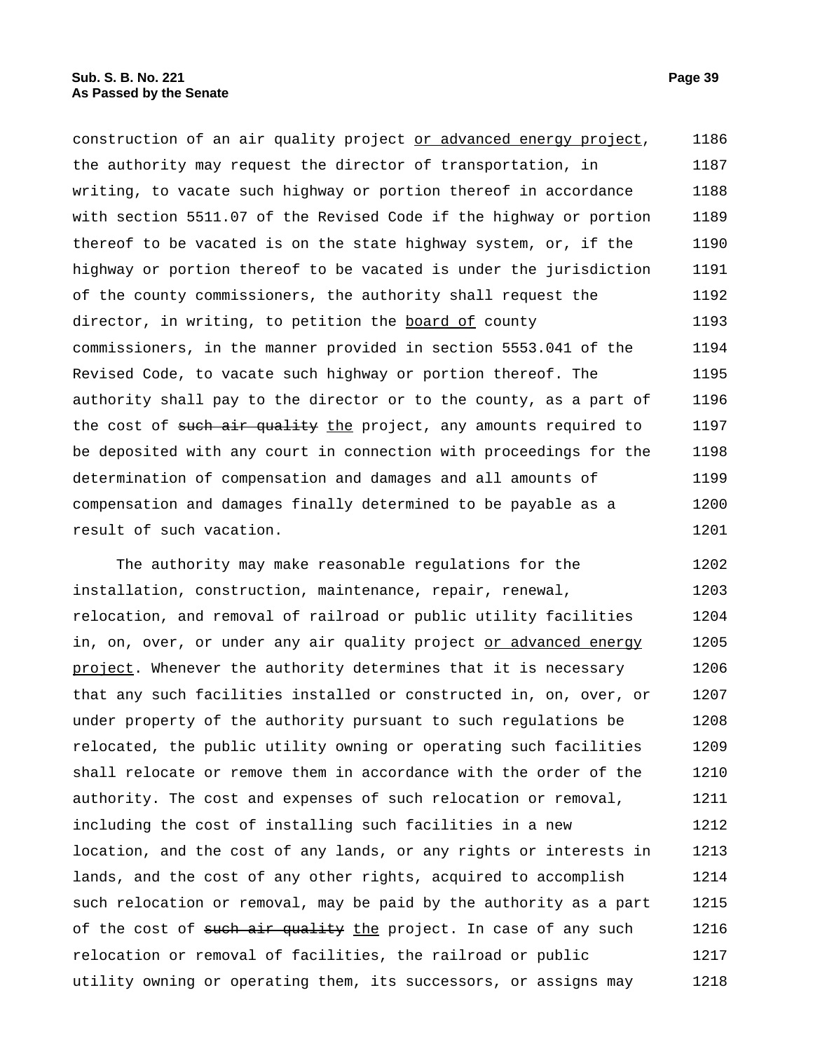construction of an air quality project <u>or advanced energy project</u>, the authority may request the director of transportation, in writing, to vacate such highway or portion thereof in accordance with section 5511.07 of the Revised Code if the highway or portion thereof to be vacated is on the state highway system, or, if the highway or portion thereof to be vacated is under the jurisdiction of the county commissioners, the authority shall request the director, in writing, to petition the <u>board of</u> county commissioners, in the manner provided in section 5553.041 of the Revised Code, to vacate such highway or portion thereof. The authority shall pay to the director or to the county, as a part of the cost of ~~such air quality~~ <u>the</u> project, any amounts required to be deposited with any court in connection with proceedings for the determination of compensation and damages and all amounts of compensation and damages finally determined to be payable as a result of such vacation.

The authority may make reasonable regulations for the installation, construction, maintenance, repair, renewal, relocation, and removal of railroad or public utility facilities in, on, over, or under any air quality project <u>or advanced energy project</u>. Whenever the authority determines that it is necessary that any such facilities installed or constructed in, on, over, or under property of the authority pursuant to such regulations be relocated, the public utility owning or operating such facilities shall relocate or remove them in accordance with the order of the authority. The cost and expenses of such relocation or removal, including the cost of installing such facilities in a new location, and the cost of any lands, or any rights or interests in lands, and the cost of any other rights, acquired to accomplish such relocation or removal, may be paid by the authority as a part of the cost of ~~such air quality~~ <u>the</u> project. In case of any such relocation or removal of facilities, the railroad or public utility owning or operating them, its successors, or assigns may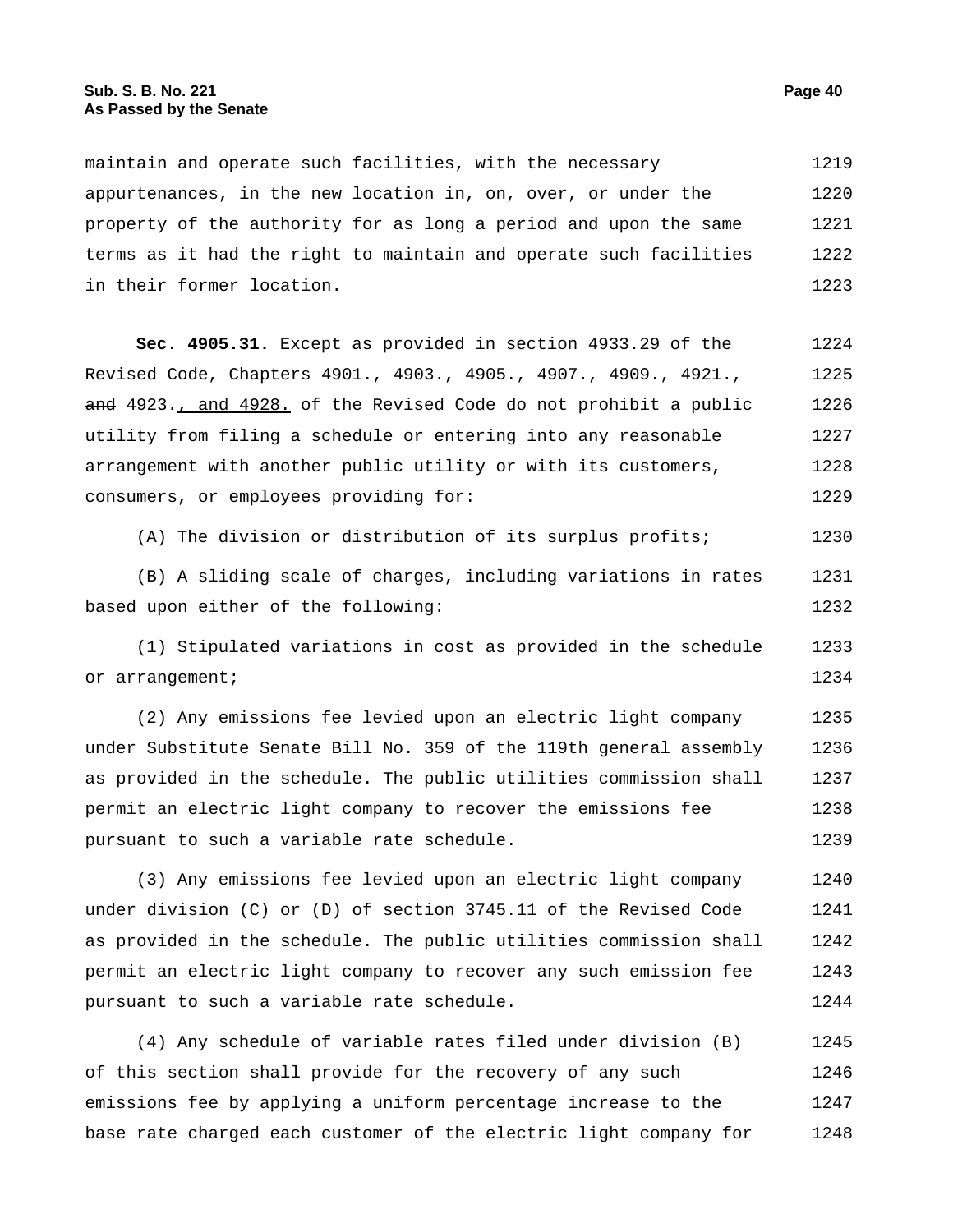maintain and operate such facilities, with the necessary appurtenances, in the new location in, on, over, or under the property of the authority for as long a period and upon the same terms as it had the right to maintain and operate such facilities in their former location.

**Sec. 4905.31.** Except as provided in section 4933.29 of the Revised Code, Chapters 4901., 4903., 4905., 4907., 4909., 4921., ~~and~~ 4923., and 4928. of the Revised Code do not prohibit a public utility from filing a schedule or entering into any reasonable arrangement with another public utility or with its customers, consumers, or employees providing for:

(A) The division or distribution of its surplus profits;

(B) A sliding scale of charges, including variations in rates based upon either of the following:

(1) Stipulated variations in cost as provided in the schedule or arrangement;

(2) Any emissions fee levied upon an electric light company under Substitute Senate Bill No. 359 of the 119th general assembly as provided in the schedule. The public utilities commission shall permit an electric light company to recover the emissions fee pursuant to such a variable rate schedule.

(3) Any emissions fee levied upon an electric light company under division (C) or (D) of section 3745.11 of the Revised Code as provided in the schedule. The public utilities commission shall permit an electric light company to recover any such emission fee pursuant to such a variable rate schedule.

(4) Any schedule of variable rates filed under division (B) of this section shall provide for the recovery of any such emissions fee by applying a uniform percentage increase to the base rate charged each customer of the electric light company for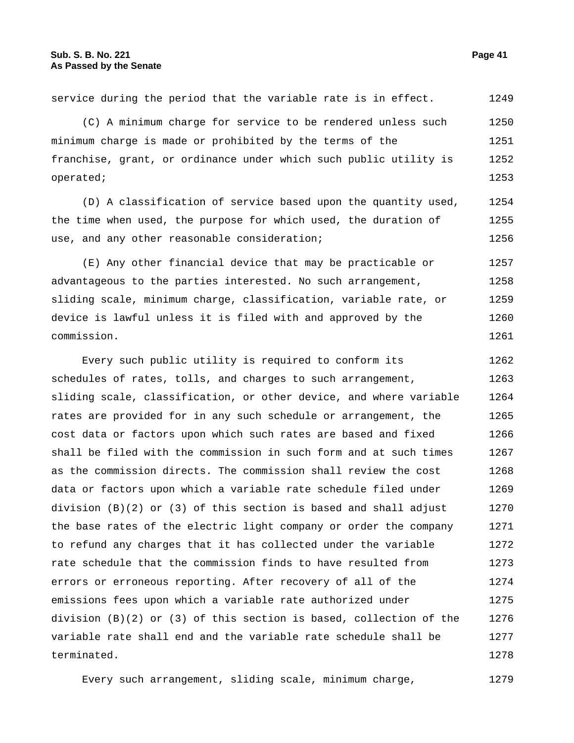service during the period that the variable rate is in effect.

(C) A minimum charge for service to be rendered unless such minimum charge is made or prohibited by the terms of the franchise, grant, or ordinance under which such public utility is operated;

(D) A classification of service based upon the quantity used, the time when used, the purpose for which used, the duration of use, and any other reasonable consideration;

(E) Any other financial device that may be practicable or advantageous to the parties interested. No such arrangement, sliding scale, minimum charge, classification, variable rate, or device is lawful unless it is filed with and approved by the commission.

Every such public utility is required to conform its schedules of rates, tolls, and charges to such arrangement, sliding scale, classification, or other device, and where variable rates are provided for in any such schedule or arrangement, the cost data or factors upon which such rates are based and fixed shall be filed with the commission in such form and at such times as the commission directs. The commission shall review the cost data or factors upon which a variable rate schedule filed under division (B)(2) or (3) of this section is based and shall adjust the base rates of the electric light company or order the company to refund any charges that it has collected under the variable rate schedule that the commission finds to have resulted from errors or erroneous reporting. After recovery of all of the emissions fees upon which a variable rate authorized under division (B)(2) or (3) of this section is based, collection of the variable rate shall end and the variable rate schedule shall be terminated.

Every such arrangement, sliding scale, minimum charge,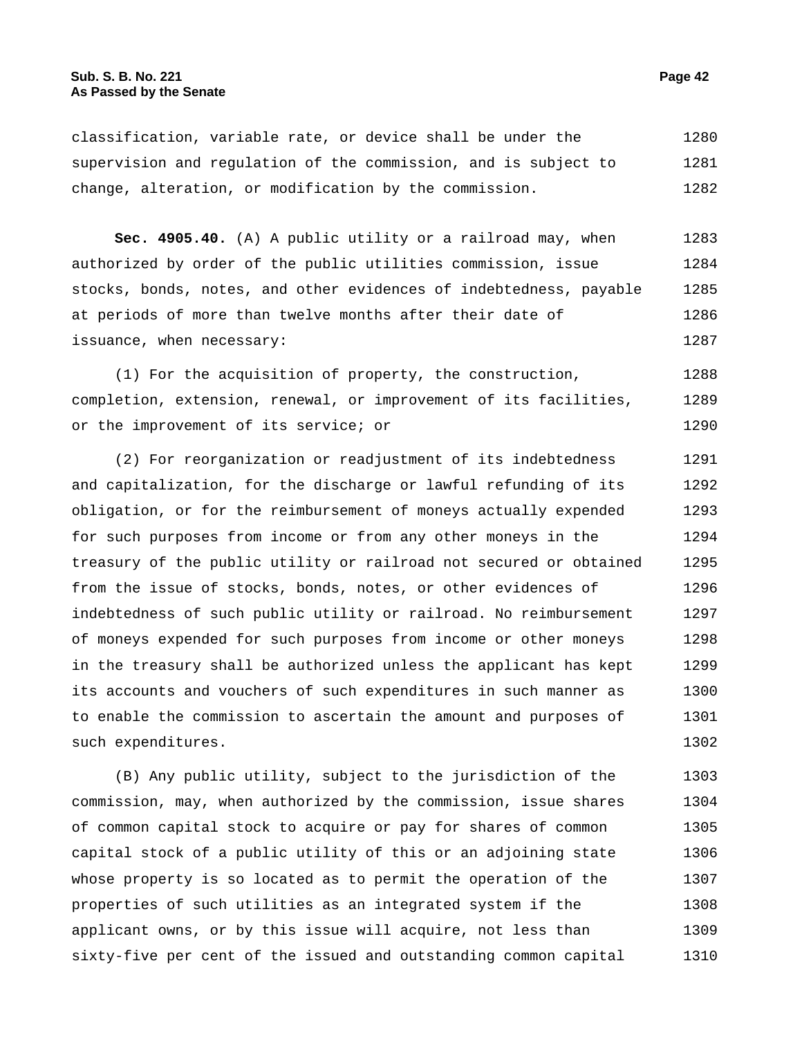classification, variable rate, or device shall be under the supervision and regulation of the commission, and is subject to change, alteration, or modification by the commission.

**Sec. 4905.40.** (A) A public utility or a railroad may, when authorized by order of the public utilities commission, issue stocks, bonds, notes, and other evidences of indebtedness, payable at periods of more than twelve months after their date of issuance, when necessary:

(1) For the acquisition of property, the construction, completion, extension, renewal, or improvement of its facilities, or the improvement of its service; or

(2) For reorganization or readjustment of its indebtedness and capitalization, for the discharge or lawful refunding of its obligation, or for the reimbursement of moneys actually expended for such purposes from income or from any other moneys in the treasury of the public utility or railroad not secured or obtained from the issue of stocks, bonds, notes, or other evidences of indebtedness of such public utility or railroad. No reimbursement of moneys expended for such purposes from income or other moneys in the treasury shall be authorized unless the applicant has kept its accounts and vouchers of such expenditures in such manner as to enable the commission to ascertain the amount and purposes of such expenditures.

(B) Any public utility, subject to the jurisdiction of the commission, may, when authorized by the commission, issue shares of common capital stock to acquire or pay for shares of common capital stock of a public utility of this or an adjoining state whose property is so located as to permit the operation of the properties of such utilities as an integrated system if the applicant owns, or by this issue will acquire, not less than sixty-five per cent of the issued and outstanding common capital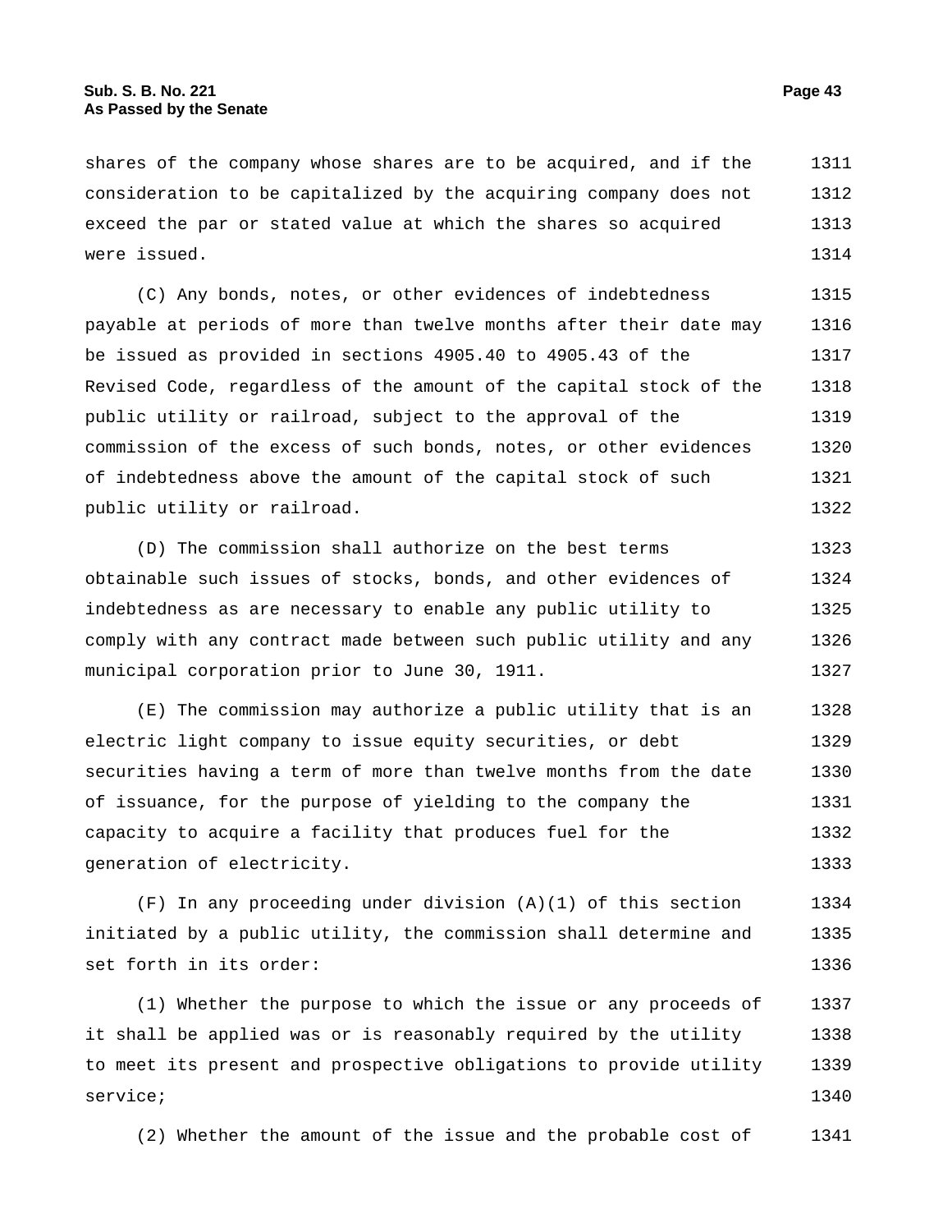shares of the company whose shares are to be acquired, and if the consideration to be capitalized by the acquiring company does not exceed the par or stated value at which the shares so acquired were issued.

(C) Any bonds, notes, or other evidences of indebtedness payable at periods of more than twelve months after their date may be issued as provided in sections 4905.40 to 4905.43 of the Revised Code, regardless of the amount of the capital stock of the public utility or railroad, subject to the approval of the commission of the excess of such bonds, notes, or other evidences of indebtedness above the amount of the capital stock of such public utility or railroad.

(D) The commission shall authorize on the best terms obtainable such issues of stocks, bonds, and other evidences of indebtedness as are necessary to enable any public utility to comply with any contract made between such public utility and any municipal corporation prior to June 30, 1911.

(E) The commission may authorize a public utility that is an electric light company to issue equity securities, or debt securities having a term of more than twelve months from the date of issuance, for the purpose of yielding to the company the capacity to acquire a facility that produces fuel for the generation of electricity.

(F) In any proceeding under division (A)(1) of this section initiated by a public utility, the commission shall determine and set forth in its order:

(1) Whether the purpose to which the issue or any proceeds of it shall be applied was or is reasonably required by the utility to meet its present and prospective obligations to provide utility service;

(2) Whether the amount of the issue and the probable cost of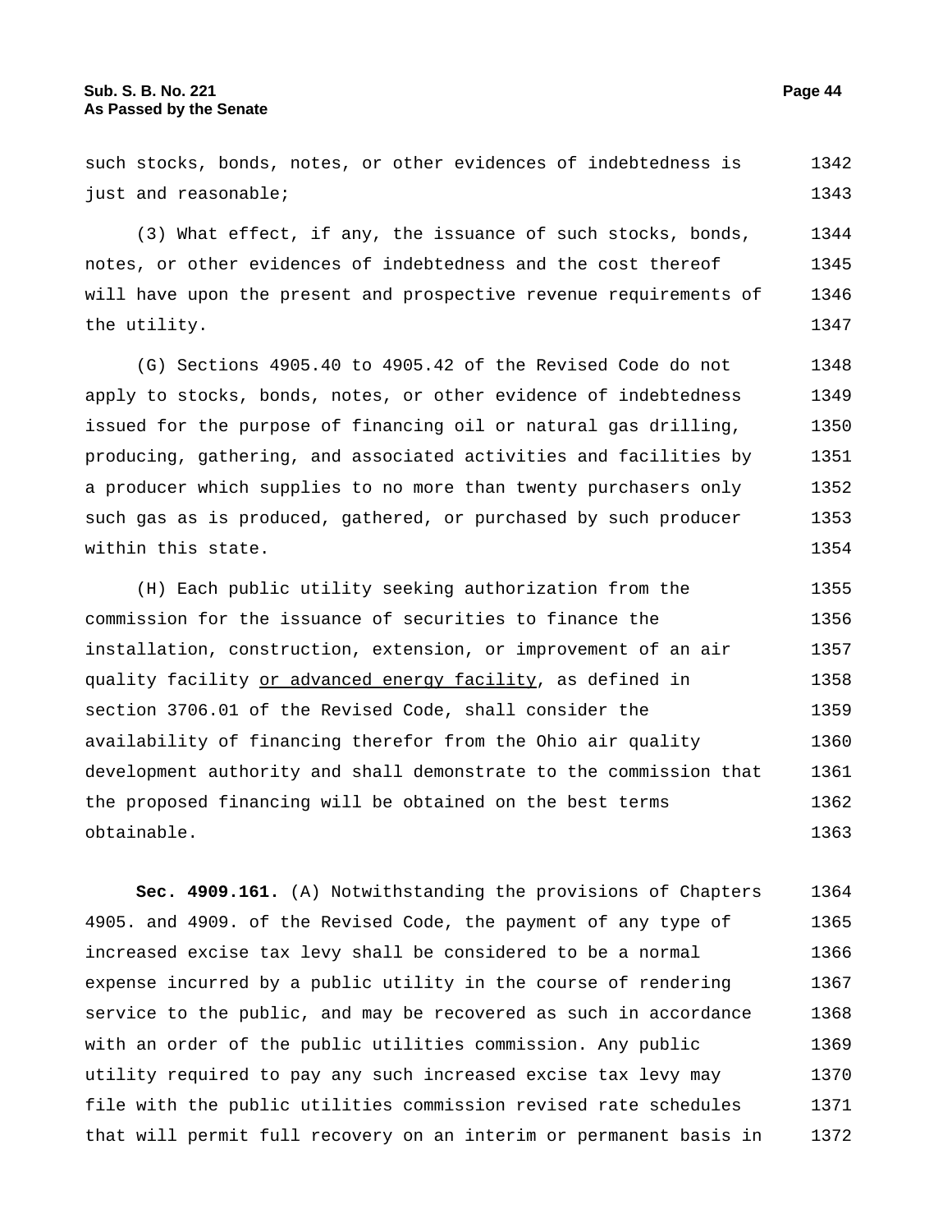such stocks, bonds, notes, or other evidences of indebtedness is just and reasonable;

(3) What effect, if any, the issuance of such stocks, bonds, notes, or other evidences of indebtedness and the cost thereof will have upon the present and prospective revenue requirements of the utility.

(G) Sections 4905.40 to 4905.42 of the Revised Code do not apply to stocks, bonds, notes, or other evidence of indebtedness issued for the purpose of financing oil or natural gas drilling, producing, gathering, and associated activities and facilities by a producer which supplies to no more than twenty purchasers only such gas as is produced, gathered, or purchased by such producer within this state.

(H) Each public utility seeking authorization from the commission for the issuance of securities to finance the installation, construction, extension, or improvement of an air quality facility <u>or advanced energy facility</u>, as defined in section 3706.01 of the Revised Code, shall consider the availability of financing therefor from the Ohio air quality development authority and shall demonstrate to the commission that the proposed financing will be obtained on the best terms obtainable.

**Sec. 4909.161.** (A) Notwithstanding the provisions of Chapters 4905. and 4909. of the Revised Code, the payment of any type of increased excise tax levy shall be considered to be a normal expense incurred by a public utility in the course of rendering service to the public, and may be recovered as such in accordance with an order of the public utilities commission. Any public utility required to pay any such increased excise tax levy may file with the public utilities commission revised rate schedules that will permit full recovery on an interim or permanent basis in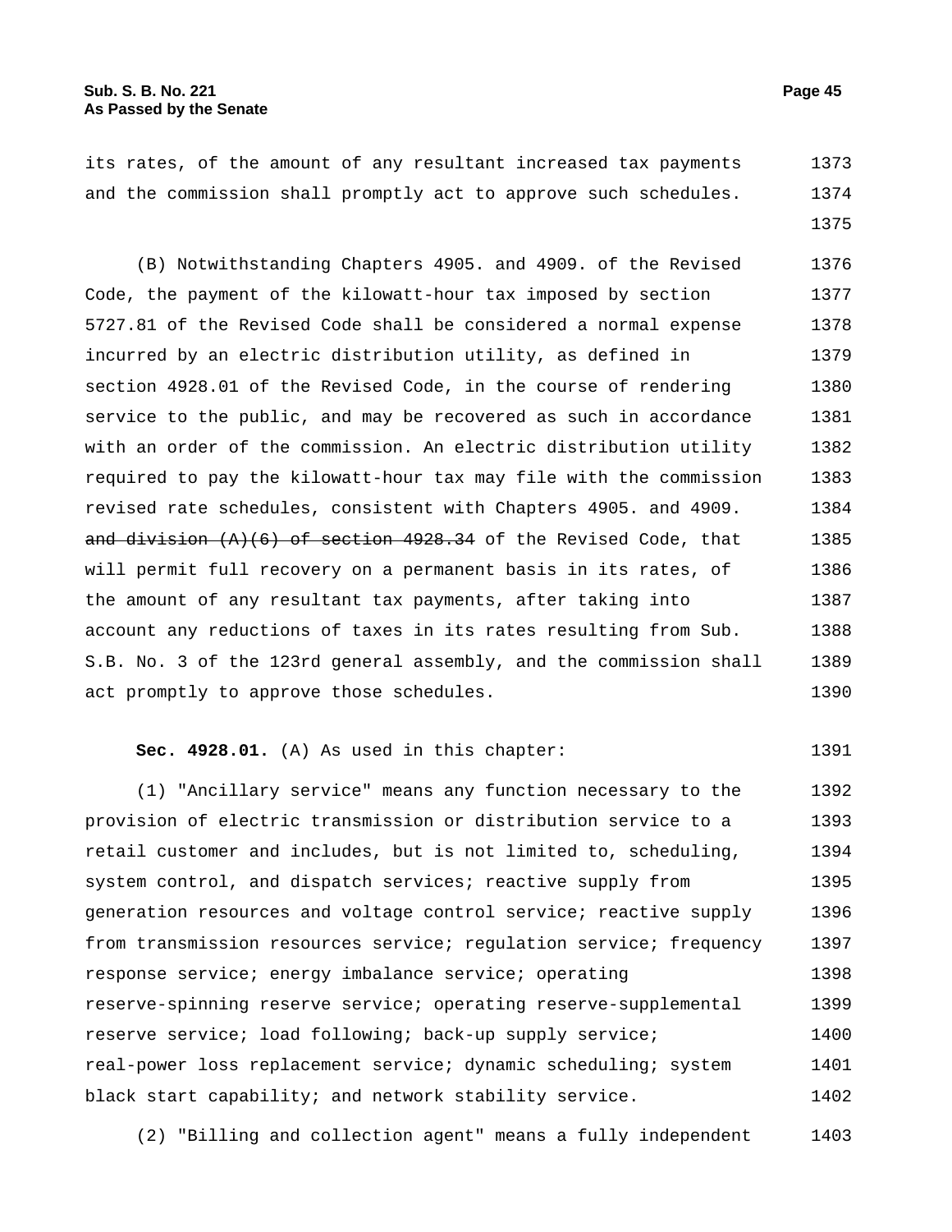its rates, of the amount of any resultant increased tax payments and the commission shall promptly act to approve such schedules.

(B) Notwithstanding Chapters 4905. and 4909. of the Revised Code, the payment of the kilowatt-hour tax imposed by section 5727.81 of the Revised Code shall be considered a normal expense incurred by an electric distribution utility, as defined in section 4928.01 of the Revised Code, in the course of rendering service to the public, and may be recovered as such in accordance with an order of the commission. An electric distribution utility required to pay the kilowatt-hour tax may file with the commission revised rate schedules, consistent with Chapters 4905. and 4909. ~~and division (A)(6) of section 4928.34~~ of the Revised Code, that will permit full recovery on a permanent basis in its rates, of the amount of any resultant tax payments, after taking into account any reductions of taxes in its rates resulting from Sub. S.B. No. 3 of the 123rd general assembly, and the commission shall act promptly to approve those schedules.

**Sec. 4928.01.** (A) As used in this chapter:

(1) "Ancillary service" means any function necessary to the provision of electric transmission or distribution service to a retail customer and includes, but is not limited to, scheduling, system control, and dispatch services; reactive supply from generation resources and voltage control service; reactive supply from transmission resources service; regulation service; frequency response service; energy imbalance service; operating reserve-spinning reserve service; operating reserve-supplemental reserve service; load following; back-up supply service; real-power loss replacement service; dynamic scheduling; system black start capability; and network stability service.

(2) "Billing and collection agent" means a fully independent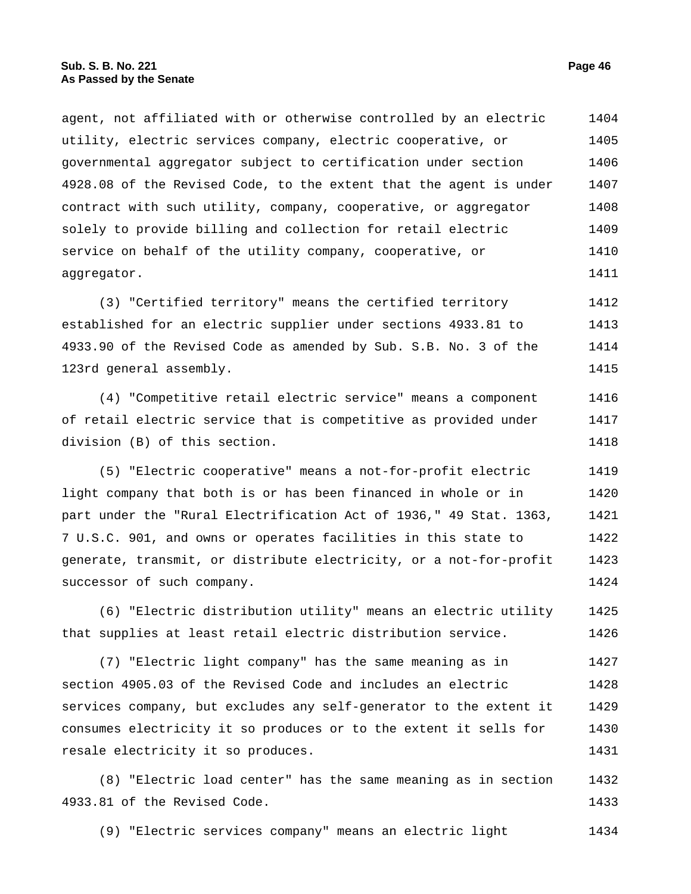agent, not affiliated with or otherwise controlled by an electric utility, electric services company, electric cooperative, or governmental aggregator subject to certification under section 4928.08 of the Revised Code, to the extent that the agent is under contract with such utility, company, cooperative, or aggregator solely to provide billing and collection for retail electric service on behalf of the utility company, cooperative, or aggregator.

(3) "Certified territory" means the certified territory established for an electric supplier under sections 4933.81 to 4933.90 of the Revised Code as amended by Sub. S.B. No. 3 of the 123rd general assembly.

(4) "Competitive retail electric service" means a component of retail electric service that is competitive as provided under division (B) of this section.

(5) "Electric cooperative" means a not-for-profit electric light company that both is or has been financed in whole or in part under the "Rural Electrification Act of 1936," 49 Stat. 1363, 7 U.S.C. 901, and owns or operates facilities in this state to generate, transmit, or distribute electricity, or a not-for-profit successor of such company.

(6) "Electric distribution utility" means an electric utility that supplies at least retail electric distribution service.

(7) "Electric light company" has the same meaning as in section 4905.03 of the Revised Code and includes an electric services company, but excludes any self-generator to the extent it consumes electricity it so produces or to the extent it sells for resale electricity it so produces.

(8) "Electric load center" has the same meaning as in section 4933.81 of the Revised Code.

(9) "Electric services company" means an electric light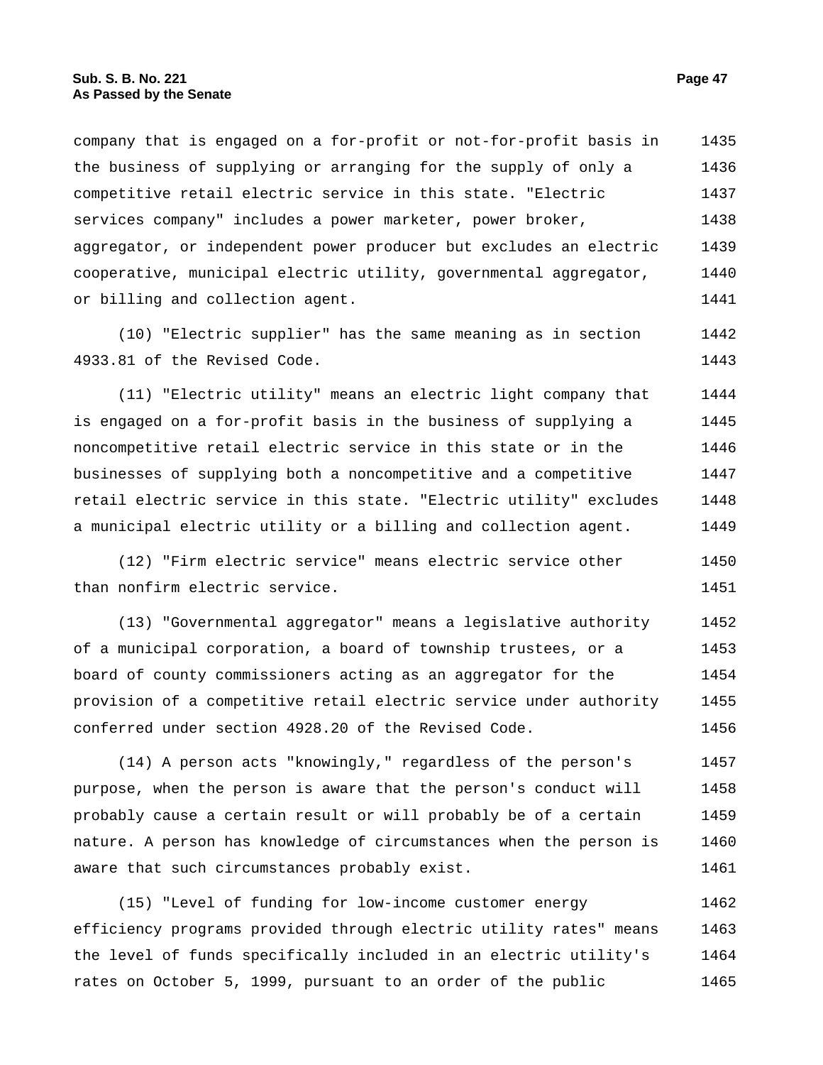company that is engaged on a for-profit or not-for-profit basis in the business of supplying or arranging for the supply of only a competitive retail electric service in this state. "Electric services company" includes a power marketer, power broker, aggregator, or independent power producer but excludes an electric cooperative, municipal electric utility, governmental aggregator, or billing and collection agent.

(10) "Electric supplier" has the same meaning as in section 4933.81 of the Revised Code.

(11) "Electric utility" means an electric light company that is engaged on a for-profit basis in the business of supplying a noncompetitive retail electric service in this state or in the businesses of supplying both a noncompetitive and a competitive retail electric service in this state. "Electric utility" excludes a municipal electric utility or a billing and collection agent.

(12) "Firm electric service" means electric service other than nonfirm electric service.

(13) "Governmental aggregator" means a legislative authority of a municipal corporation, a board of township trustees, or a board of county commissioners acting as an aggregator for the provision of a competitive retail electric service under authority conferred under section 4928.20 of the Revised Code.

(14) A person acts "knowingly," regardless of the person's purpose, when the person is aware that the person's conduct will probably cause a certain result or will probably be of a certain nature. A person has knowledge of circumstances when the person is aware that such circumstances probably exist.

(15) "Level of funding for low-income customer energy efficiency programs provided through electric utility rates" means the level of funds specifically included in an electric utility's rates on October 5, 1999, pursuant to an order of the public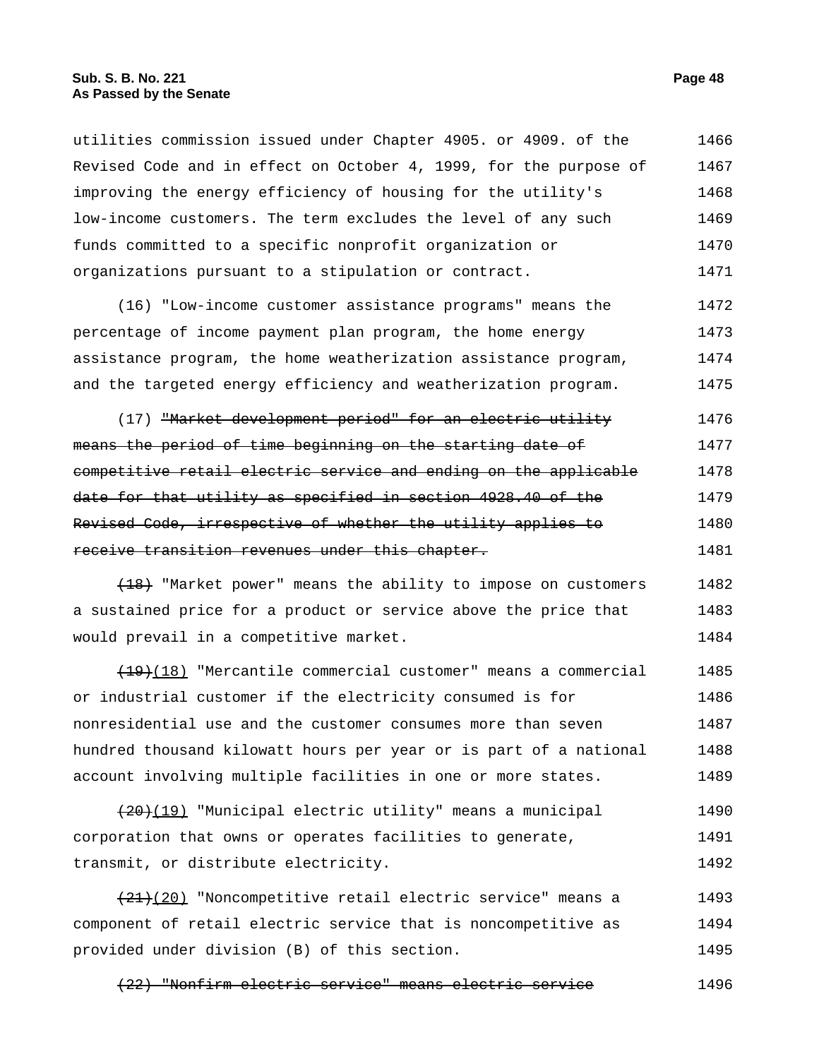utilities commission issued under Chapter 4905. or 4909. of the Revised Code and in effect on October 4, 1999, for the purpose of improving the energy efficiency of housing for the utility's low-income customers. The term excludes the level of any such funds committed to a specific nonprofit organization or organizations pursuant to a stipulation or contract.

(16) "Low-income customer assistance programs" means the percentage of income payment plan program, the home energy assistance program, the home weatherization assistance program, and the targeted energy efficiency and weatherization program.

(17) ~~"Market development period" for an electric utility means the period of time beginning on the starting date of competitive retail electric service and ending on the applicable date for that utility as specified in section 4928.40 of the Revised Code, irrespective of whether the utility applies to receive transition revenues under this chapter.~~

~~(18)~~ "Market power" means the ability to impose on customers a sustained price for a product or service above the price that would prevail in a competitive market.

~~(19)~~(18) "Mercantile commercial customer" means a commercial or industrial customer if the electricity consumed is for nonresidential use and the customer consumes more than seven hundred thousand kilowatt hours per year or is part of a national account involving multiple facilities in one or more states.

~~(20)~~(19) "Municipal electric utility" means a municipal corporation that owns or operates facilities to generate, transmit, or distribute electricity.

~~(21)~~(20) "Noncompetitive retail electric service" means a component of retail electric service that is noncompetitive as provided under division (B) of this section.

~~(22) "Nonfirm electric service" means electric service~~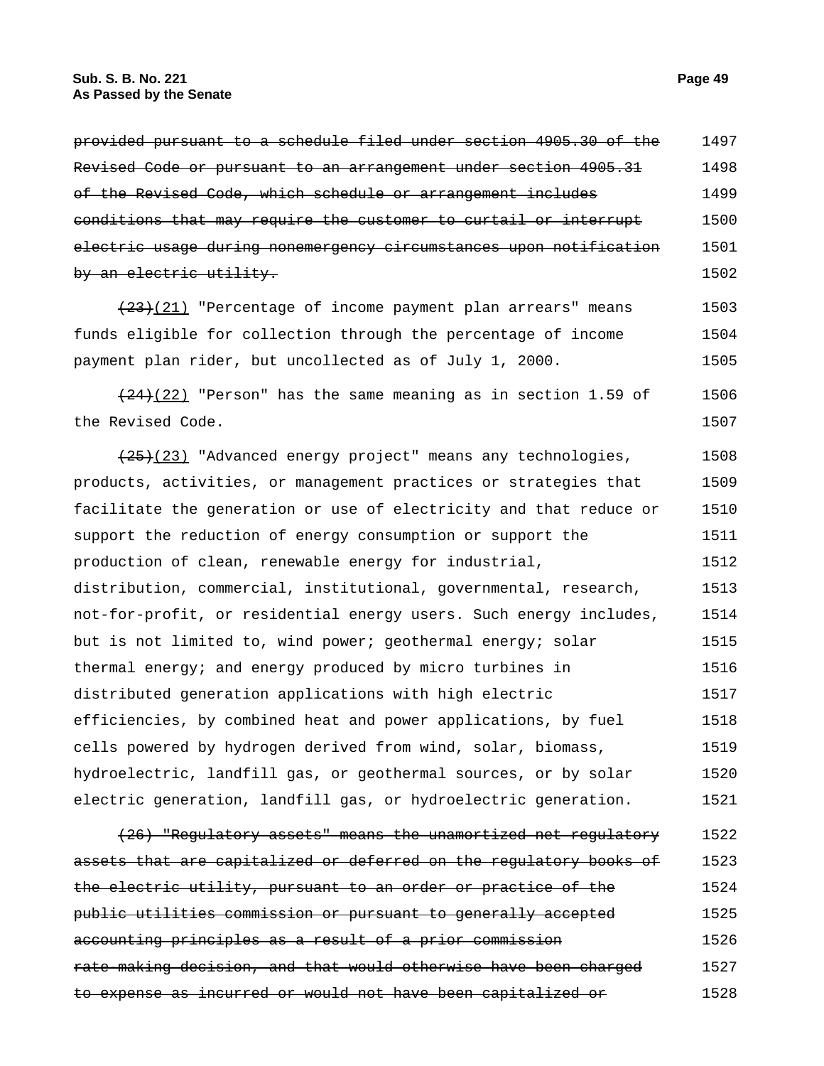~~provided pursuant to a schedule filed under section 4905.30 of the Revised Code or pursuant to an arrangement under section 4905.31 of the Revised Code, which schedule or arrangement includes conditions that may require the customer to curtail or interrupt electric usage during nonemergency circumstances upon notification by an electric utility.~~

~~(23)~~(21) "Percentage of income payment plan arrears" means funds eligible for collection through the percentage of income payment plan rider, but uncollected as of July 1, 2000.

~~(24)~~(22) "Person" has the same meaning as in section 1.59 of the Revised Code.

~~(25)~~(23) "Advanced energy project" means any technologies, products, activities, or management practices or strategies that facilitate the generation or use of electricity and that reduce or support the reduction of energy consumption or support the production of clean, renewable energy for industrial, distribution, commercial, institutional, governmental, research, not-for-profit, or residential energy users. Such energy includes, but is not limited to, wind power; geothermal energy; solar thermal energy; and energy produced by micro turbines in distributed generation applications with high electric efficiencies, by combined heat and power applications, by fuel cells powered by hydrogen derived from wind, solar, biomass, hydroelectric, landfill gas, or geothermal sources, or by solar electric generation, landfill gas, or hydroelectric generation.

~~(26) "Regulatory assets" means the unamortized net regulatory assets that are capitalized or deferred on the regulatory books of the electric utility, pursuant to an order or practice of the public utilities commission or pursuant to generally accepted accounting principles as a result of a prior commission rate-making decision, and that would otherwise have been charged to expense as incurred or would not have been capitalized or~~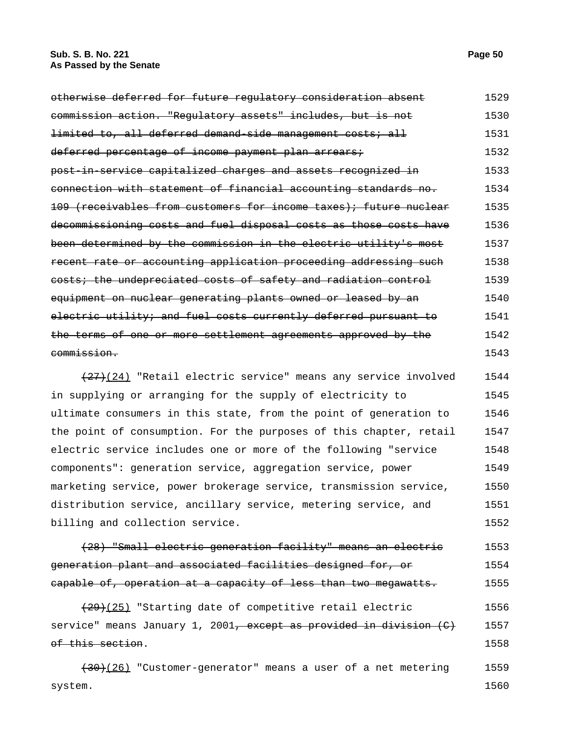~~otherwise deferred for future regulatory consideration absent~~ 1529
~~commission action. "Regulatory assets" includes, but is not~~ 1530
~~limited to, all deferred demand-side management costs; all~~ 1531
~~deferred percentage of income payment plan arrears;~~ 1532
~~post-in-service capitalized charges and assets recognized in~~ 1533
~~connection with statement of financial accounting standards no.~~ 1534
~~109 (receivables from customers for income taxes); future nuclear~~ 1535
~~decommissioning costs and fuel disposal costs as those costs have~~ 1536
~~been determined by the commission in the electric utility's most~~ 1537
~~recent rate or accounting application proceeding addressing such~~ 1538
~~costs; the undepreciated costs of safety and radiation control~~ 1539
~~equipment on nuclear generating plants owned or leased by an~~ 1540
~~electric utility; and fuel costs currently deferred pursuant to~~ 1541
~~the terms of one or more settlement agreements approved by the~~ 1542
~~commission.~~ 1543

~~(27)~~(24) "Retail electric service" means any service involved 1544
in supplying or arranging for the supply of electricity to 1545
ultimate consumers in this state, from the point of generation to 1546
the point of consumption. For the purposes of this chapter, retail 1547
electric service includes one or more of the following "service 1548
components": generation service, aggregation service, power 1549
marketing service, power brokerage service, transmission service, 1550
distribution service, ancillary service, metering service, and 1551
billing and collection service. 1552

~~(28) "Small electric generation facility" means an electric~~ 1553
~~generation plant and associated facilities designed for, or~~ 1554
~~capable of, operation at a capacity of less than two megawatts.~~ 1555

~~(29)~~(25) "Starting date of competitive retail electric 1556
service" means January 1, 2001~~, except as provided in division (C)~~ 1557
~~of this section~~. 1558

~~(30)~~(26) "Customer-generator" means a user of a net metering 1559
system. 1560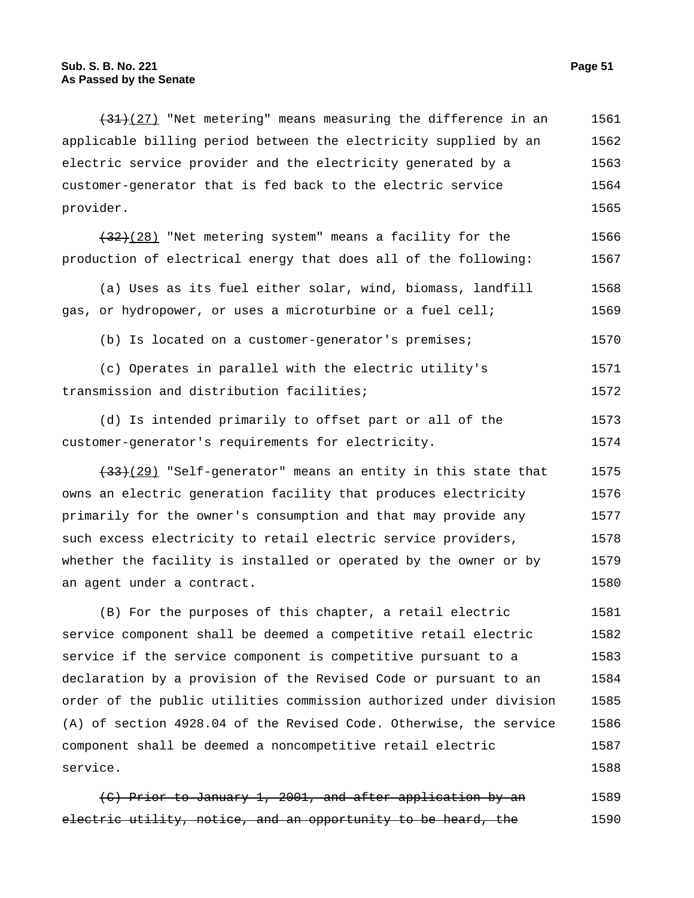~~(31)~~(27) "Net metering" means measuring the difference in an applicable billing period between the electricity supplied by an electric service provider and the electricity generated by a customer-generator that is fed back to the electric service provider.

~~(32)~~(28) "Net metering system" means a facility for the production of electrical energy that does all of the following:

(a) Uses as its fuel either solar, wind, biomass, landfill gas, or hydropower, or uses a microturbine or a fuel cell;

(b) Is located on a customer-generator's premises;

(c) Operates in parallel with the electric utility's transmission and distribution facilities;

(d) Is intended primarily to offset part or all of the customer-generator's requirements for electricity.

~~(33)~~(29) "Self-generator" means an entity in this state that owns an electric generation facility that produces electricity primarily for the owner's consumption and that may provide any such excess electricity to retail electric service providers, whether the facility is installed or operated by the owner or by an agent under a contract.

(B) For the purposes of this chapter, a retail electric service component shall be deemed a competitive retail electric service if the service component is competitive pursuant to a declaration by a provision of the Revised Code or pursuant to an order of the public utilities commission authorized under division (A) of section 4928.04 of the Revised Code. Otherwise, the service component shall be deemed a noncompetitive retail electric service.

~~(C) Prior to January 1, 2001, and after application by an electric utility, notice, and an opportunity to be heard, the~~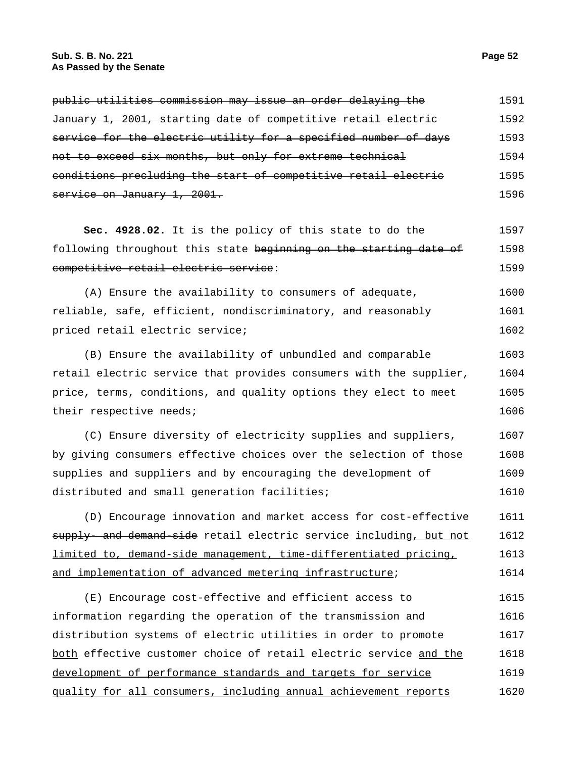~~public utilities commission may issue an order delaying the January 1, 2001, starting date of competitive retail electric service for the electric utility for a specified number of days not to exceed six months, but only for extreme technical conditions precluding the start of competitive retail electric service on January 1, 2001.~~

**Sec. 4928.02.** It is the policy of this state to do the following throughout this state ~~beginning on the starting date of competitive retail electric service~~:

(A) Ensure the availability to consumers of adequate, reliable, safe, efficient, nondiscriminatory, and reasonably priced retail electric service;

(B) Ensure the availability of unbundled and comparable retail electric service that provides consumers with the supplier, price, terms, conditions, and quality options they elect to meet their respective needs;

(C) Ensure diversity of electricity supplies and suppliers, by giving consumers effective choices over the selection of those supplies and suppliers and by encouraging the development of distributed and small generation facilities;

(D) Encourage innovation and market access for cost-effective ~~supply- and demand-side~~ retail electric service <u>including, but not limited to, demand-side management, time-differentiated pricing, and implementation of advanced metering infrastructure</u>;

(E) Encourage cost-effective and efficient access to information regarding the operation of the transmission and distribution systems of electric utilities in order to promote <u>both</u> effective customer choice of retail electric service <u>and the development of performance standards and targets for service quality for all consumers, including annual achievement reports</u>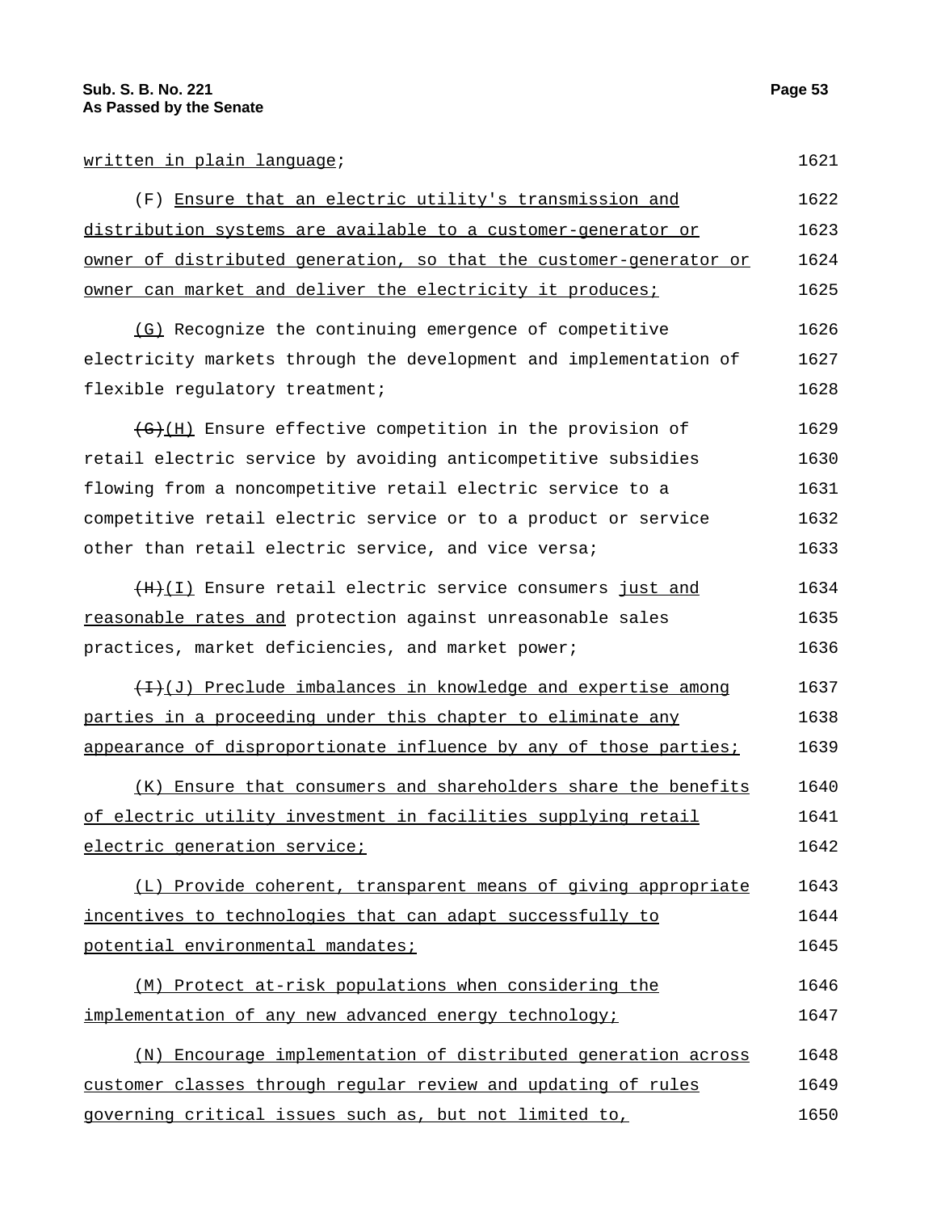written in plain language;

(F) Ensure that an electric utility's transmission and distribution systems are available to a customer-generator or owner of distributed generation, so that the customer-generator or owner can market and deliver the electricity it produces;

(G) Recognize the continuing emergence of competitive electricity markets through the development and implementation of flexible regulatory treatment;

~~(G)~~(H) Ensure effective competition in the provision of retail electric service by avoiding anticompetitive subsidies flowing from a noncompetitive retail electric service to a competitive retail electric service or to a product or service other than retail electric service, and vice versa;

~~(H)~~(I) Ensure retail electric service consumers just and reasonable rates and protection against unreasonable sales practices, market deficiencies, and market power;

~~(I)~~(J) Preclude imbalances in knowledge and expertise among parties in a proceeding under this chapter to eliminate any appearance of disproportionate influence by any of those parties;

(K) Ensure that consumers and shareholders share the benefits of electric utility investment in facilities supplying retail electric generation service;

(L) Provide coherent, transparent means of giving appropriate incentives to technologies that can adapt successfully to potential environmental mandates;

(M) Protect at-risk populations when considering the implementation of any new advanced energy technology;

(N) Encourage implementation of distributed generation across customer classes through regular review and updating of rules governing critical issues such as, but not limited to,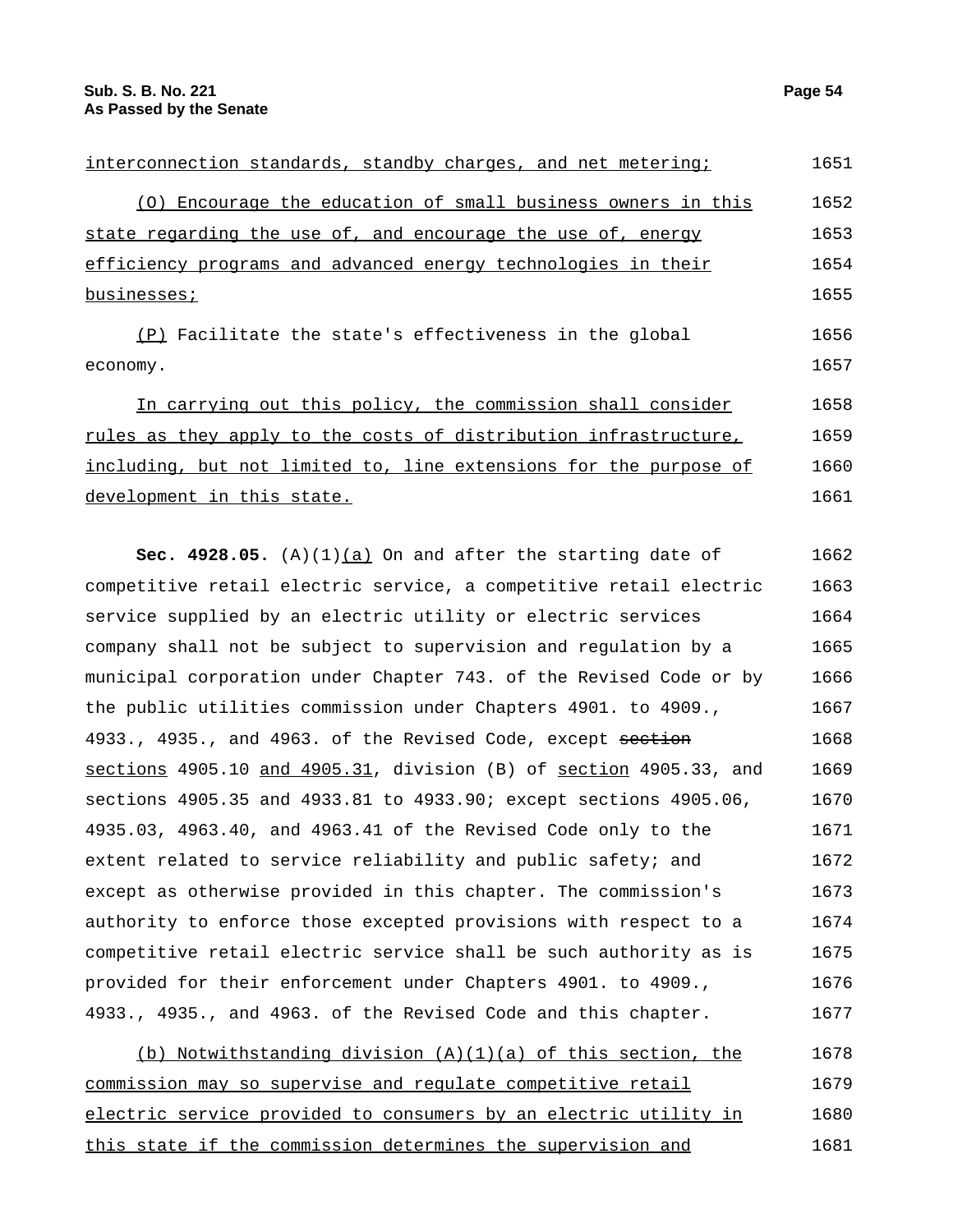interconnection standards, standby charges, and net metering;

(O) Encourage the education of small business owners in this state regarding the use of, and encourage the use of, energy efficiency programs and advanced energy technologies in their businesses;

(P) Facilitate the state's effectiveness in the global economy.

In carrying out this policy, the commission shall consider rules as they apply to the costs of distribution infrastructure, including, but not limited to, line extensions for the purpose of development in this state.

**Sec. 4928.05.** (A)(1)(a) On and after the starting date of competitive retail electric service, a competitive retail electric service supplied by an electric utility or electric services company shall not be subject to supervision and regulation by a municipal corporation under Chapter 743. of the Revised Code or by the public utilities commission under Chapters 4901. to 4909., 4933., 4935., and 4963. of the Revised Code, except ~~section~~ sections 4905.10 and 4905.31, division (B) of section 4905.33, and sections 4905.35 and 4933.81 to 4933.90; except sections 4905.06, 4935.03, 4963.40, and 4963.41 of the Revised Code only to the extent related to service reliability and public safety; and except as otherwise provided in this chapter. The commission's authority to enforce those excepted provisions with respect to a competitive retail electric service shall be such authority as is provided for their enforcement under Chapters 4901. to 4909., 4933., 4935., and 4963. of the Revised Code and this chapter.

(b) Notwithstanding division (A)(1)(a) of this section, the commission may so supervise and regulate competitive retail electric service provided to consumers by an electric utility in this state if the commission determines the supervision and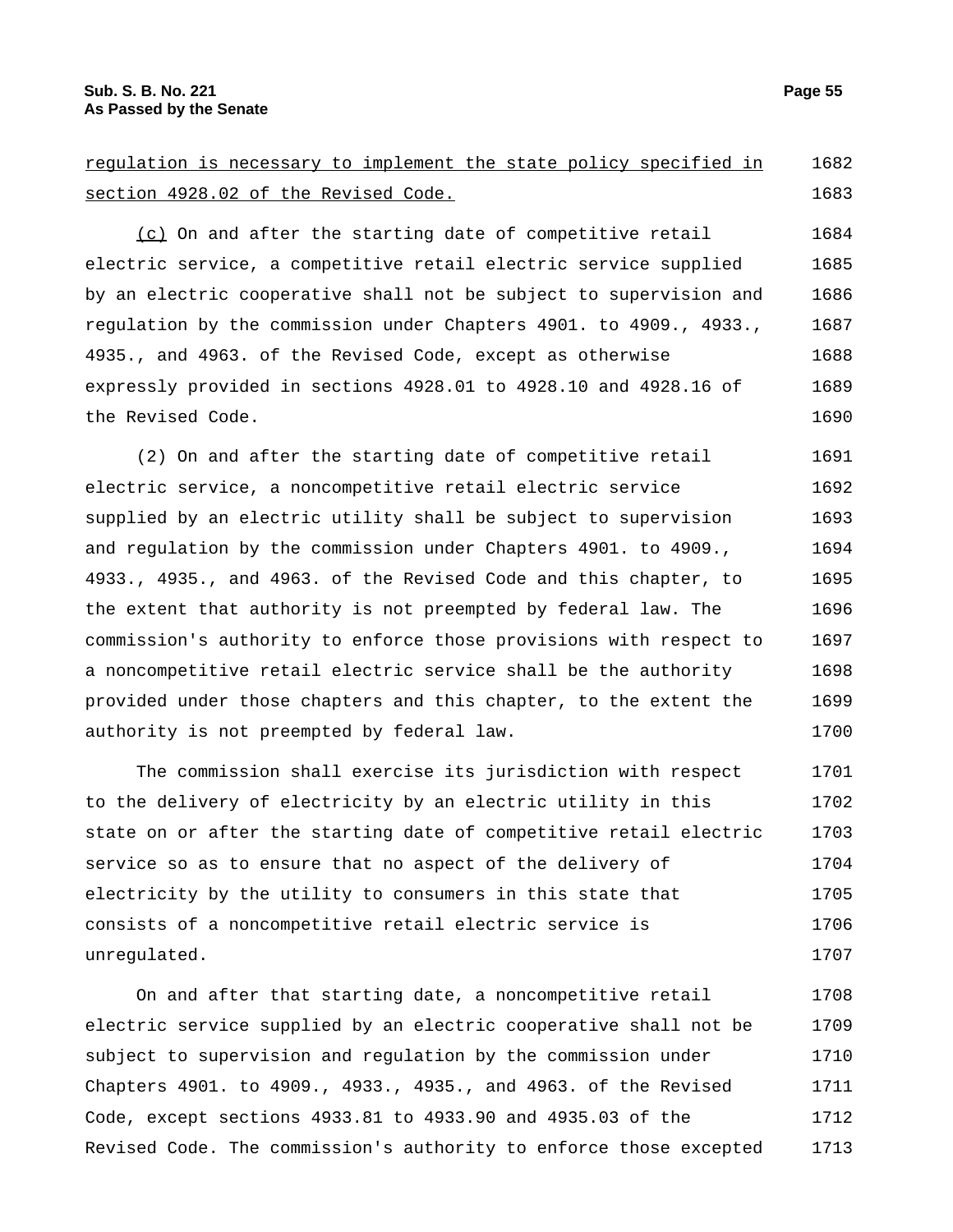regulation is necessary to implement the state policy specified in section 4928.02 of the Revised Code.

(c) On and after the starting date of competitive retail electric service, a competitive retail electric service supplied by an electric cooperative shall not be subject to supervision and regulation by the commission under Chapters 4901. to 4909., 4933., 4935., and 4963. of the Revised Code, except as otherwise expressly provided in sections 4928.01 to 4928.10 and 4928.16 of the Revised Code.

(2) On and after the starting date of competitive retail electric service, a noncompetitive retail electric service supplied by an electric utility shall be subject to supervision and regulation by the commission under Chapters 4901. to 4909., 4933., 4935., and 4963. of the Revised Code and this chapter, to the extent that authority is not preempted by federal law. The commission's authority to enforce those provisions with respect to a noncompetitive retail electric service shall be the authority provided under those chapters and this chapter, to the extent the authority is not preempted by federal law.

The commission shall exercise its jurisdiction with respect to the delivery of electricity by an electric utility in this state on or after the starting date of competitive retail electric service so as to ensure that no aspect of the delivery of electricity by the utility to consumers in this state that consists of a noncompetitive retail electric service is unregulated.

On and after that starting date, a noncompetitive retail electric service supplied by an electric cooperative shall not be subject to supervision and regulation by the commission under Chapters 4901. to 4909., 4933., 4935., and 4963. of the Revised Code, except sections 4933.81 to 4933.90 and 4935.03 of the Revised Code. The commission's authority to enforce those excepted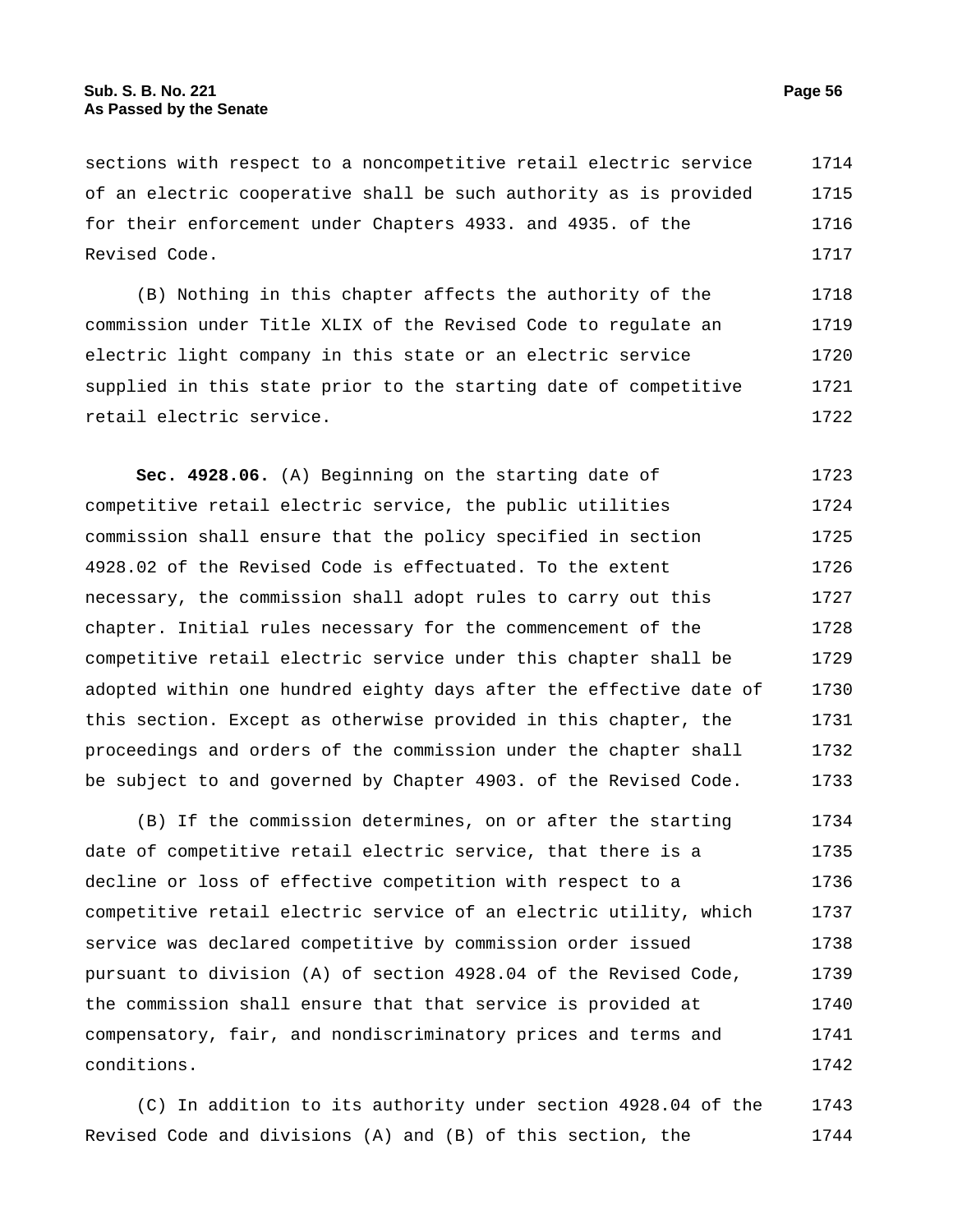sections with respect to a noncompetitive retail electric service of an electric cooperative shall be such authority as is provided for their enforcement under Chapters 4933. and 4935. of the Revised Code.

(B) Nothing in this chapter affects the authority of the commission under Title XLIX of the Revised Code to regulate an electric light company in this state or an electric service supplied in this state prior to the starting date of competitive retail electric service.

**Sec. 4928.06.** (A) Beginning on the starting date of competitive retail electric service, the public utilities commission shall ensure that the policy specified in section 4928.02 of the Revised Code is effectuated. To the extent necessary, the commission shall adopt rules to carry out this chapter. Initial rules necessary for the commencement of the competitive retail electric service under this chapter shall be adopted within one hundred eighty days after the effective date of this section. Except as otherwise provided in this chapter, the proceedings and orders of the commission under the chapter shall be subject to and governed by Chapter 4903. of the Revised Code.

(B) If the commission determines, on or after the starting date of competitive retail electric service, that there is a decline or loss of effective competition with respect to a competitive retail electric service of an electric utility, which service was declared competitive by commission order issued pursuant to division (A) of section 4928.04 of the Revised Code, the commission shall ensure that that service is provided at compensatory, fair, and nondiscriminatory prices and terms and conditions.

(C) In addition to its authority under section 4928.04 of the Revised Code and divisions (A) and (B) of this section, the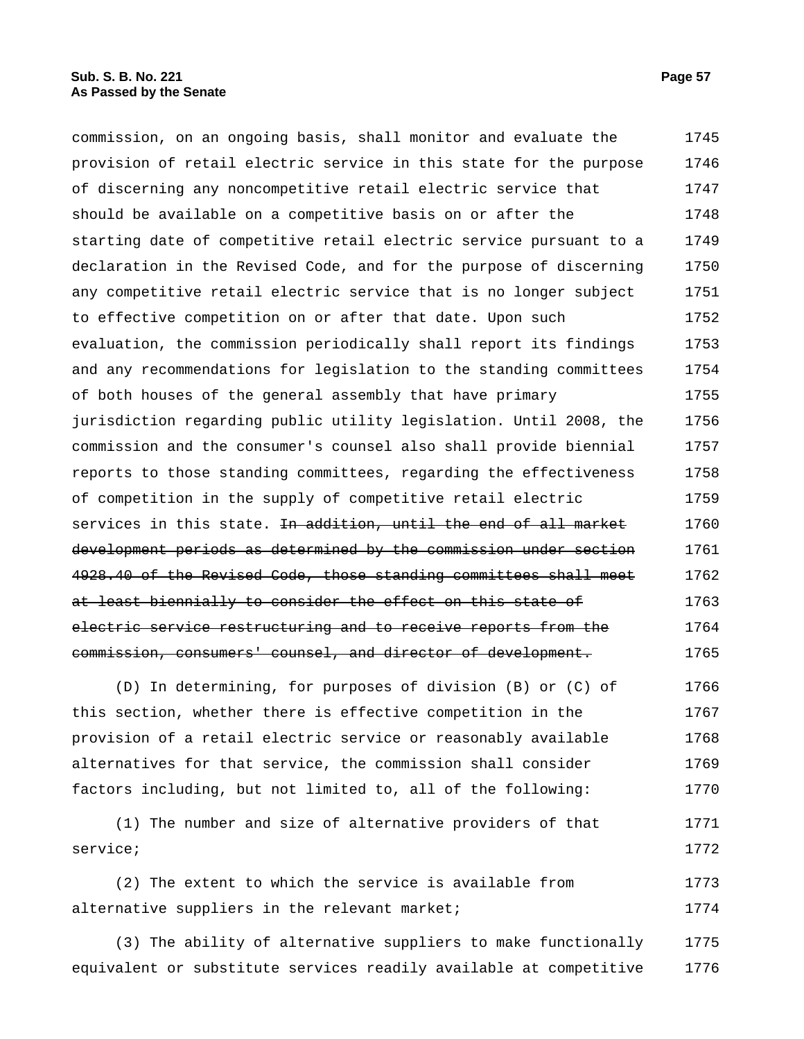commission, on an ongoing basis, shall monitor and evaluate the provision of retail electric service in this state for the purpose of discerning any noncompetitive retail electric service that should be available on a competitive basis on or after the starting date of competitive retail electric service pursuant to a declaration in the Revised Code, and for the purpose of discerning any competitive retail electric service that is no longer subject to effective competition on or after that date. Upon such evaluation, the commission periodically shall report its findings and any recommendations for legislation to the standing committees of both houses of the general assembly that have primary jurisdiction regarding public utility legislation. Until 2008, the commission and the consumer's counsel also shall provide biennial reports to those standing committees, regarding the effectiveness of competition in the supply of competitive retail electric services in this state. ~~In addition, until the end of all market development periods as determined by the commission under section 4928.40 of the Revised Code, those standing committees shall meet at least biennially to consider the effect on this state of electric service restructuring and to receive reports from the commission, consumers' counsel, and director of development.~~

(D) In determining, for purposes of division (B) or (C) of this section, whether there is effective competition in the provision of a retail electric service or reasonably available alternatives for that service, the commission shall consider factors including, but not limited to, all of the following:

(1) The number and size of alternative providers of that service;

(2) The extent to which the service is available from alternative suppliers in the relevant market;

(3) The ability of alternative suppliers to make functionally equivalent or substitute services readily available at competitive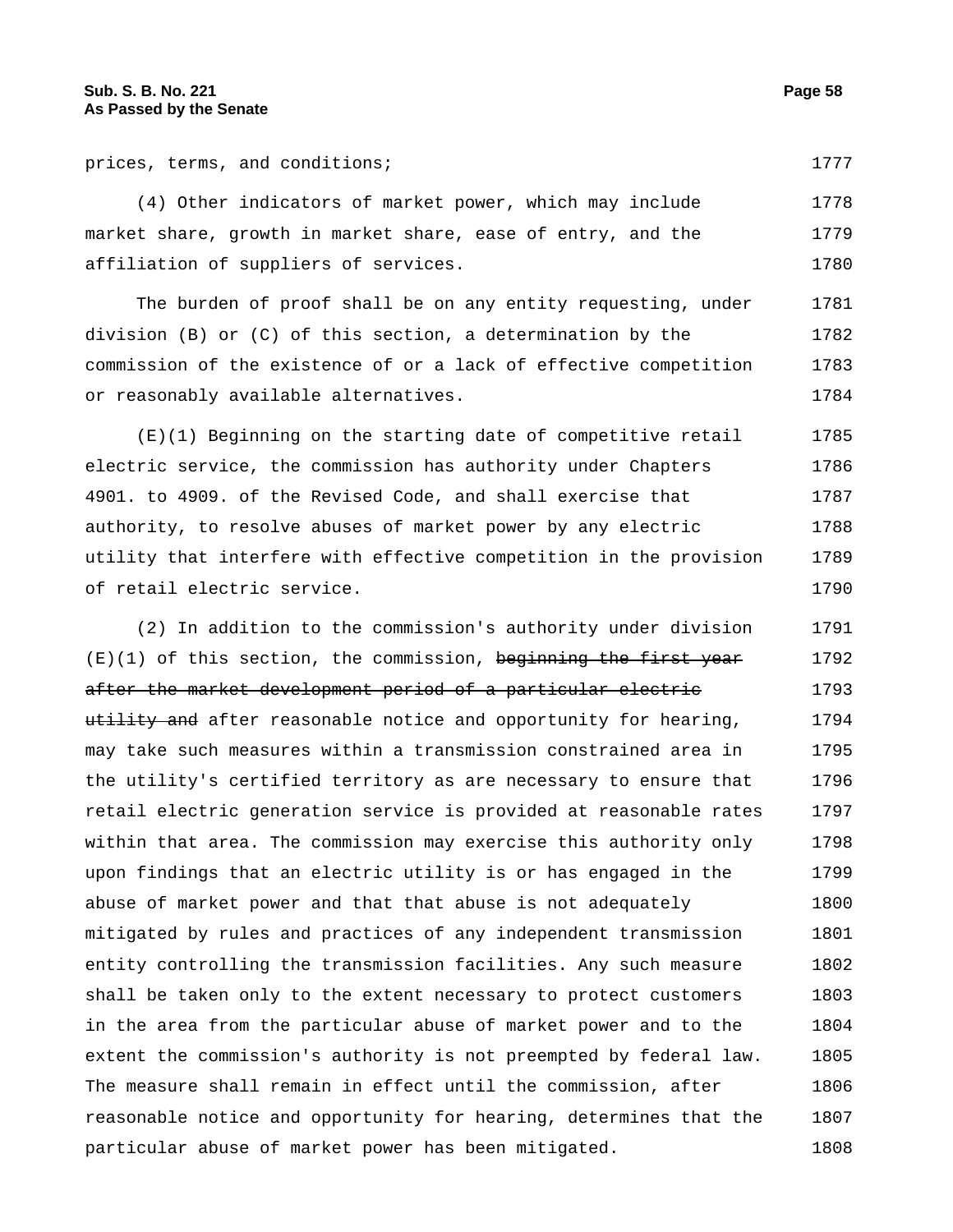prices, terms, and conditions;

(4) Other indicators of market power, which may include market share, growth in market share, ease of entry, and the affiliation of suppliers of services.

The burden of proof shall be on any entity requesting, under division (B) or (C) of this section, a determination by the commission of the existence of or a lack of effective competition or reasonably available alternatives.

(E)(1) Beginning on the starting date of competitive retail electric service, the commission has authority under Chapters 4901. to 4909. of the Revised Code, and shall exercise that authority, to resolve abuses of market power by any electric utility that interfere with effective competition in the provision of retail electric service.

(2) In addition to the commission's authority under division (E)(1) of this section, the commission, ~~beginning the first year after the market development period of a particular electric utility and~~ after reasonable notice and opportunity for hearing, may take such measures within a transmission constrained area in the utility's certified territory as are necessary to ensure that retail electric generation service is provided at reasonable rates within that area. The commission may exercise this authority only upon findings that an electric utility is or has engaged in the abuse of market power and that that abuse is not adequately mitigated by rules and practices of any independent transmission entity controlling the transmission facilities. Any such measure shall be taken only to the extent necessary to protect customers in the area from the particular abuse of market power and to the extent the commission's authority is not preempted by federal law. The measure shall remain in effect until the commission, after reasonable notice and opportunity for hearing, determines that the particular abuse of market power has been mitigated.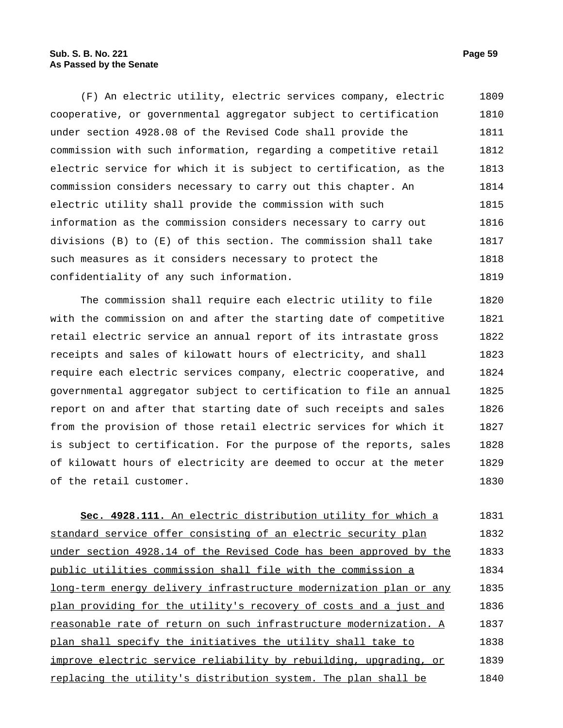(F) An electric utility, electric services company, electric cooperative, or governmental aggregator subject to certification under section 4928.08 of the Revised Code shall provide the commission with such information, regarding a competitive retail electric service for which it is subject to certification, as the commission considers necessary to carry out this chapter. An electric utility shall provide the commission with such information as the commission considers necessary to carry out divisions (B) to (E) of this section. The commission shall take such measures as it considers necessary to protect the confidentiality of any such information.

The commission shall require each electric utility to file with the commission on and after the starting date of competitive retail electric service an annual report of its intrastate gross receipts and sales of kilowatt hours of electricity, and shall require each electric services company, electric cooperative, and governmental aggregator subject to certification to file an annual report on and after that starting date of such receipts and sales from the provision of those retail electric services for which it is subject to certification. For the purpose of the reports, sales of kilowatt hours of electricity are deemed to occur at the meter of the retail customer.

**Sec. 4928.111.** An electric distribution utility for which a standard service offer consisting of an electric security plan under section 4928.14 of the Revised Code has been approved by the public utilities commission shall file with the commission a long-term energy delivery infrastructure modernization plan or any plan providing for the utility's recovery of costs and a just and reasonable rate of return on such infrastructure modernization. A plan shall specify the initiatives the utility shall take to improve electric service reliability by rebuilding, upgrading, or replacing the utility's distribution system. The plan shall be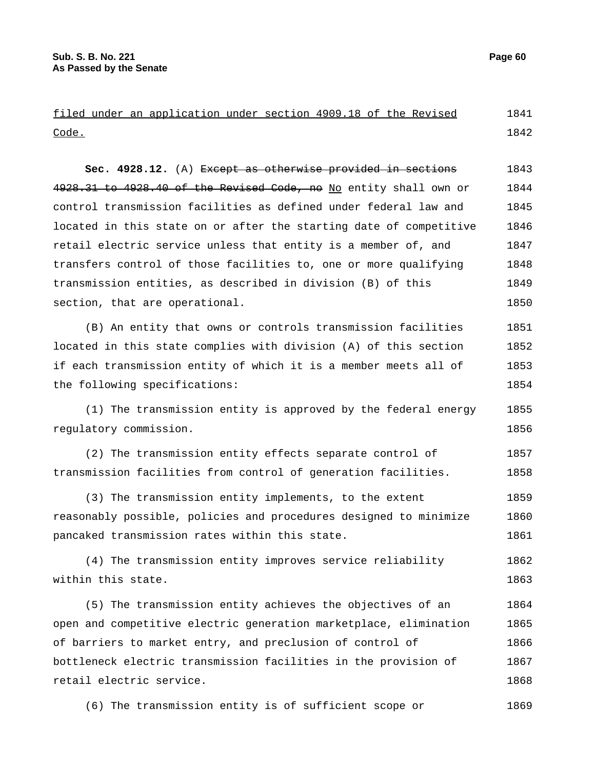filed under an application under section 4909.18 of the Revised Code.

**Sec. 4928.12.** (A) ~~Except as otherwise provided in sections 4928.31 to 4928.40 of the Revised Code, no~~ No entity shall own or control transmission facilities as defined under federal law and located in this state on or after the starting date of competitive retail electric service unless that entity is a member of, and transfers control of those facilities to, one or more qualifying transmission entities, as described in division (B) of this section, that are operational.

(B) An entity that owns or controls transmission facilities located in this state complies with division (A) of this section if each transmission entity of which it is a member meets all of the following specifications:

(1) The transmission entity is approved by the federal energy regulatory commission.

(2) The transmission entity effects separate control of transmission facilities from control of generation facilities.

(3) The transmission entity implements, to the extent reasonably possible, policies and procedures designed to minimize pancaked transmission rates within this state.

(4) The transmission entity improves service reliability within this state.

(5) The transmission entity achieves the objectives of an open and competitive electric generation marketplace, elimination of barriers to market entry, and preclusion of control of bottleneck electric transmission facilities in the provision of retail electric service.

(6) The transmission entity is of sufficient scope or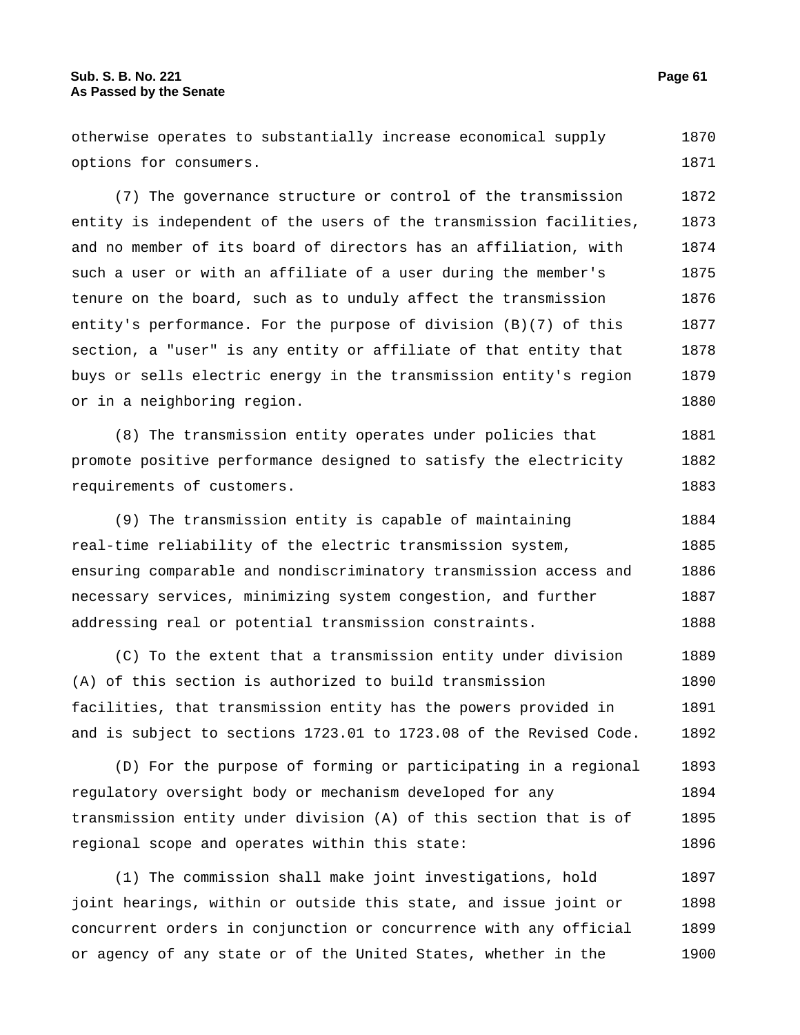otherwise operates to substantially increase economical supply options for consumers.

(7) The governance structure or control of the transmission entity is independent of the users of the transmission facilities, and no member of its board of directors has an affiliation, with such a user or with an affiliate of a user during the member's tenure on the board, such as to unduly affect the transmission entity's performance. For the purpose of division (B)(7) of this section, a "user" is any entity or affiliate of that entity that buys or sells electric energy in the transmission entity's region or in a neighboring region.

(8) The transmission entity operates under policies that promote positive performance designed to satisfy the electricity requirements of customers.

(9) The transmission entity is capable of maintaining real-time reliability of the electric transmission system, ensuring comparable and nondiscriminatory transmission access and necessary services, minimizing system congestion, and further addressing real or potential transmission constraints.

(C) To the extent that a transmission entity under division (A) of this section is authorized to build transmission facilities, that transmission entity has the powers provided in and is subject to sections 1723.01 to 1723.08 of the Revised Code.

(D) For the purpose of forming or participating in a regional regulatory oversight body or mechanism developed for any transmission entity under division (A) of this section that is of regional scope and operates within this state:

(1) The commission shall make joint investigations, hold joint hearings, within or outside this state, and issue joint or concurrent orders in conjunction or concurrence with any official or agency of any state or of the United States, whether in the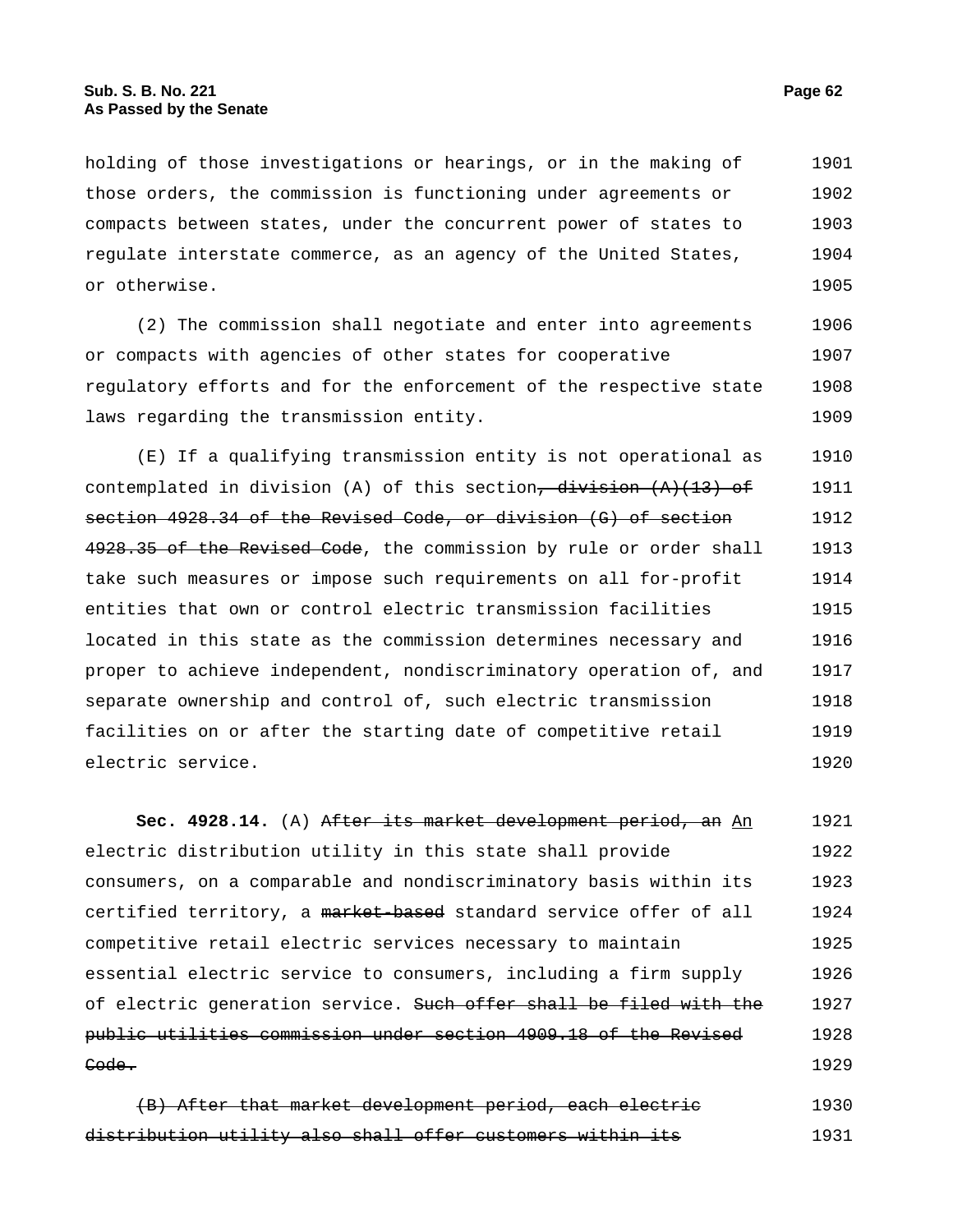holding of those investigations or hearings, or in the making of those orders, the commission is functioning under agreements or compacts between states, under the concurrent power of states to regulate interstate commerce, as an agency of the United States, or otherwise.

(2) The commission shall negotiate and enter into agreements or compacts with agencies of other states for cooperative regulatory efforts and for the enforcement of the respective state laws regarding the transmission entity.

(E) If a qualifying transmission entity is not operational as contemplated in division (A) of this section~~, division (A)(13) of section 4928.34 of the Revised Code, or division (G) of section 4928.35 of the Revised Code~~, the commission by rule or order shall take such measures or impose such requirements on all for-profit entities that own or control electric transmission facilities located in this state as the commission determines necessary and proper to achieve independent, nondiscriminatory operation of, and separate ownership and control of, such electric transmission facilities on or after the starting date of competitive retail electric service.

**Sec. 4928.14.** (A) ~~After its market development period, an~~ <u>An</u> electric distribution utility in this state shall provide consumers, on a comparable and nondiscriminatory basis within its certified territory, a ~~market-based~~ standard service offer of all competitive retail electric services necessary to maintain essential electric service to consumers, including a firm supply of electric generation service. ~~Such offer shall be filed with the public utilities commission under section 4909.18 of the Revised Code.~~

~~(B) After that market development period, each electric distribution utility also shall offer customers within its~~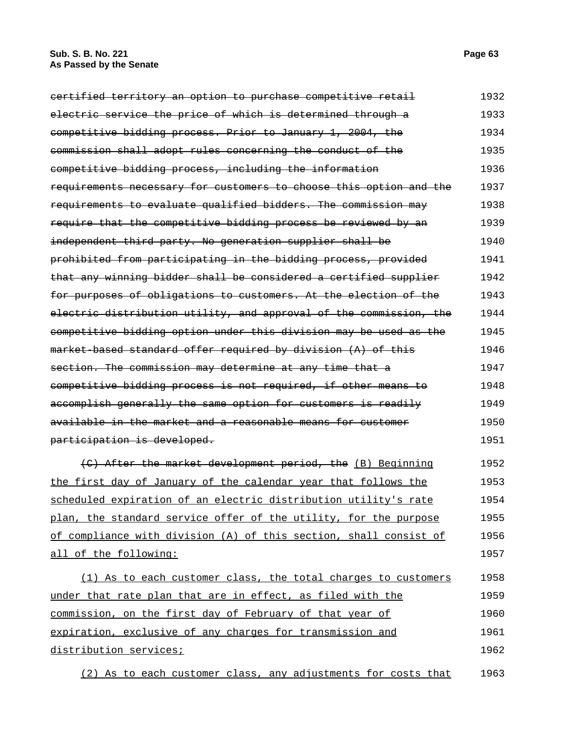~~certified territory an option to purchase competitive retail electric service the price of which is determined through a competitive bidding process. Prior to January 1, 2004, the commission shall adopt rules concerning the conduct of the competitive bidding process, including the information requirements necessary for customers to choose this option and the requirements to evaluate qualified bidders. The commission may require that the competitive bidding process be reviewed by an independent third party. No generation supplier shall be prohibited from participating in the bidding process, provided that any winning bidder shall be considered a certified supplier for purposes of obligations to customers. At the election of the electric distribution utility, and approval of the commission, the competitive bidding option under this division may be used as the market-based standard offer required by division (A) of this section. The commission may determine at any time that a competitive bidding process is not required, if other means to accomplish generally the same option for customers is readily available in the market and a reasonable means for customer participation is developed.~~

~~(C) After the market development period, the~~ <u>(B) Beginning the first day of January of the calendar year that follows the scheduled expiration of an electric distribution utility's rate plan, the standard service offer of the utility, for the purpose of compliance with division (A) of this section, shall consist of all of the following:</u>

<u>(1) As to each customer class, the total charges to customers under that rate plan that are in effect, as filed with the commission, on the first day of February of that year of expiration, exclusive of any charges for transmission and distribution services;</u>

<u>(2) As to each customer class, any adjustments for costs that</u>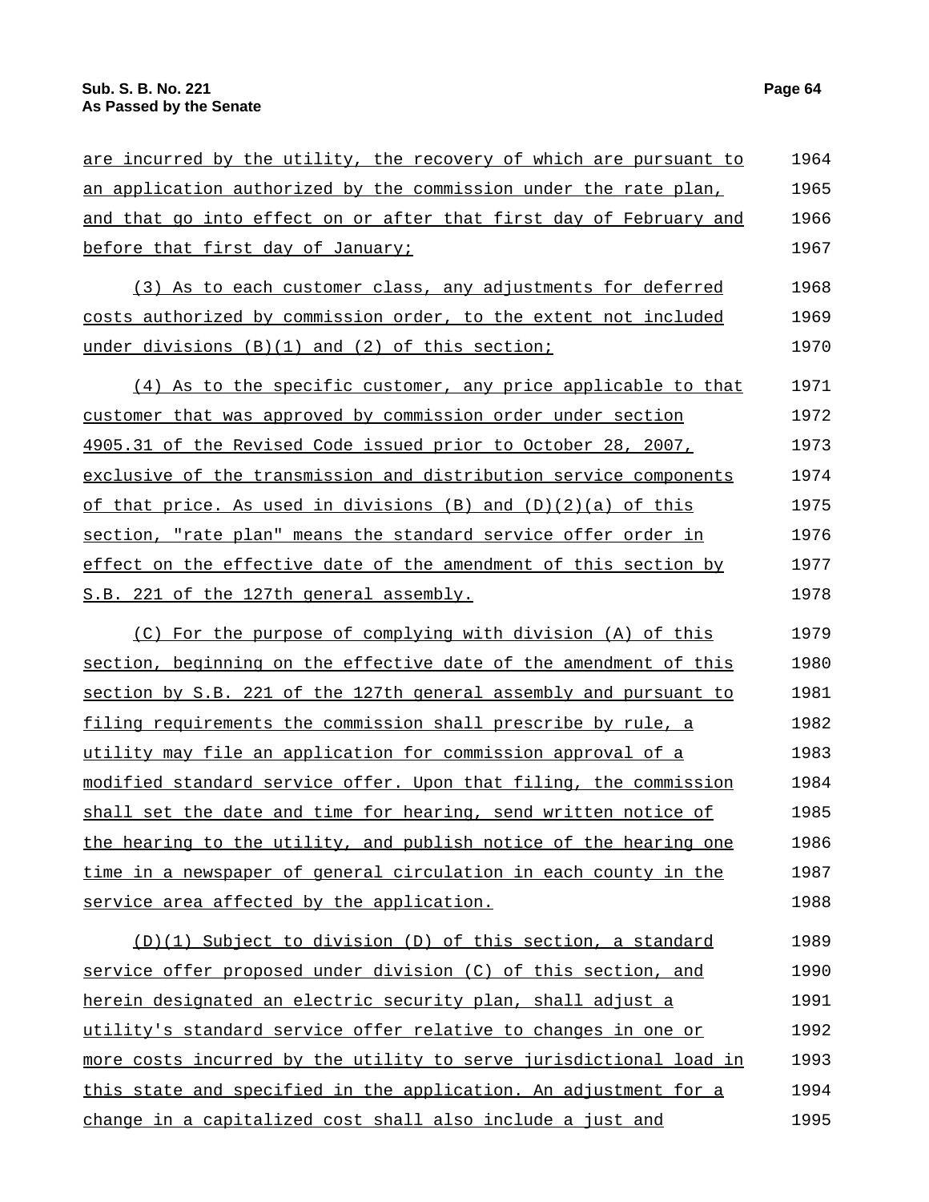are incurred by the utility, the recovery of which are pursuant to an application authorized by the commission under the rate plan, and that go into effect on or after that first day of February and before that first day of January;

(3) As to each customer class, any adjustments for deferred costs authorized by commission order, to the extent not included under divisions (B)(1) and (2) of this section;

(4) As to the specific customer, any price applicable to that customer that was approved by commission order under section 4905.31 of the Revised Code issued prior to October 28, 2007, exclusive of the transmission and distribution service components of that price. As used in divisions (B) and (D)(2)(a) of this section, "rate plan" means the standard service offer order in effect on the effective date of the amendment of this section by S.B. 221 of the 127th general assembly.

(C) For the purpose of complying with division (A) of this section, beginning on the effective date of the amendment of this section by S.B. 221 of the 127th general assembly and pursuant to filing requirements the commission shall prescribe by rule, a utility may file an application for commission approval of a modified standard service offer. Upon that filing, the commission shall set the date and time for hearing, send written notice of the hearing to the utility, and publish notice of the hearing one time in a newspaper of general circulation in each county in the service area affected by the application.

(D)(1) Subject to division (D) of this section, a standard service offer proposed under division (C) of this section, and herein designated an electric security plan, shall adjust a utility's standard service offer relative to changes in one or more costs incurred by the utility to serve jurisdictional load in this state and specified in the application. An adjustment for a change in a capitalized cost shall also include a just and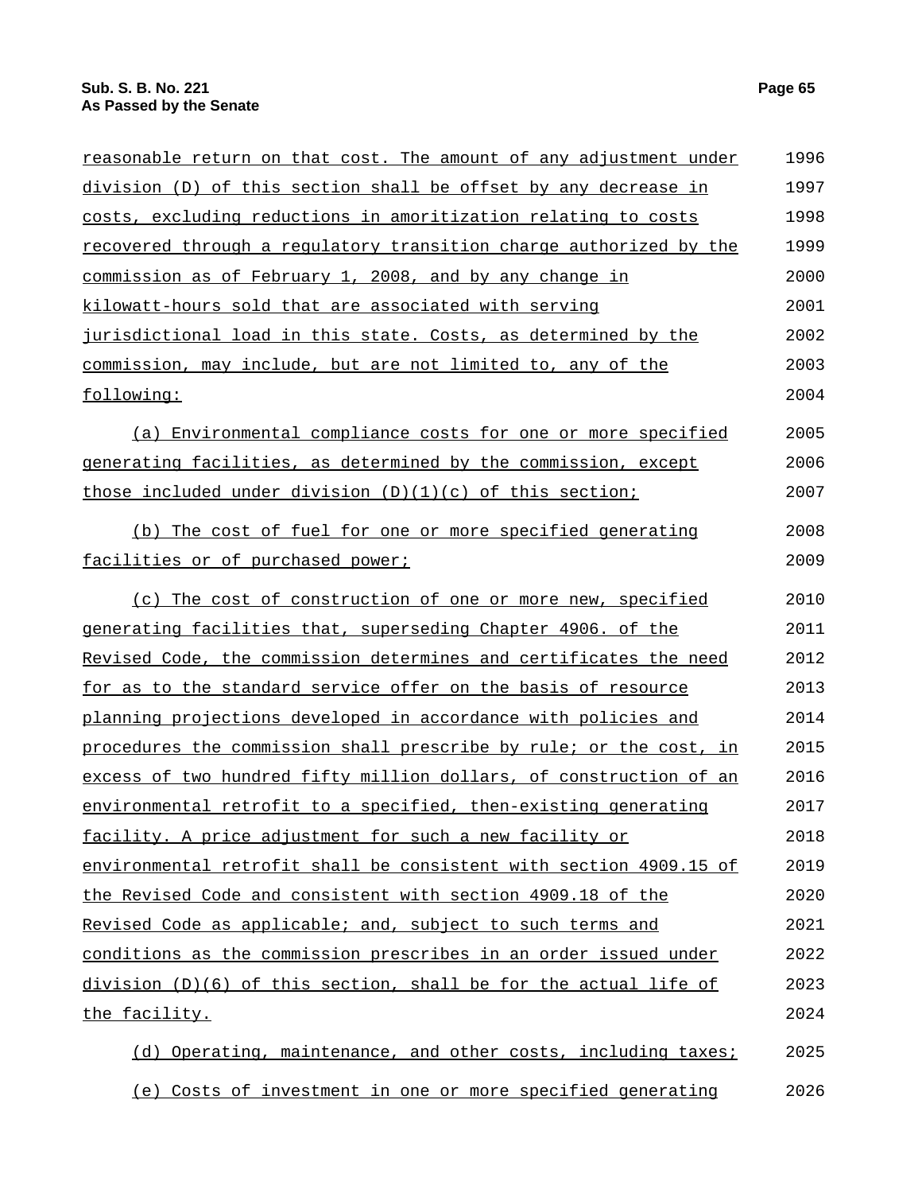reasonable return on that cost. The amount of any adjustment under division (D) of this section shall be offset by any decrease in costs, excluding reductions in amoritization relating to costs recovered through a regulatory transition charge authorized by the commission as of February 1, 2008, and by any change in kilowatt-hours sold that are associated with serving jurisdictional load in this state. Costs, as determined by the commission, may include, but are not limited to, any of the following:

(a) Environmental compliance costs for one or more specified generating facilities, as determined by the commission, except those included under division (D)(1)(c) of this section;

(b) The cost of fuel for one or more specified generating facilities or of purchased power;

(c) The cost of construction of one or more new, specified generating facilities that, superseding Chapter 4906. of the Revised Code, the commission determines and certificates the need for as to the standard service offer on the basis of resource planning projections developed in accordance with policies and procedures the commission shall prescribe by rule; or the cost, in excess of two hundred fifty million dollars, of construction of an environmental retrofit to a specified, then-existing generating facility. A price adjustment for such a new facility or environmental retrofit shall be consistent with section 4909.15 of the Revised Code and consistent with section 4909.18 of the Revised Code as applicable; and, subject to such terms and conditions as the commission prescribes in an order issued under division (D)(6) of this section, shall be for the actual life of the facility.

(d) Operating, maintenance, and other costs, including taxes;

(e) Costs of investment in one or more specified generating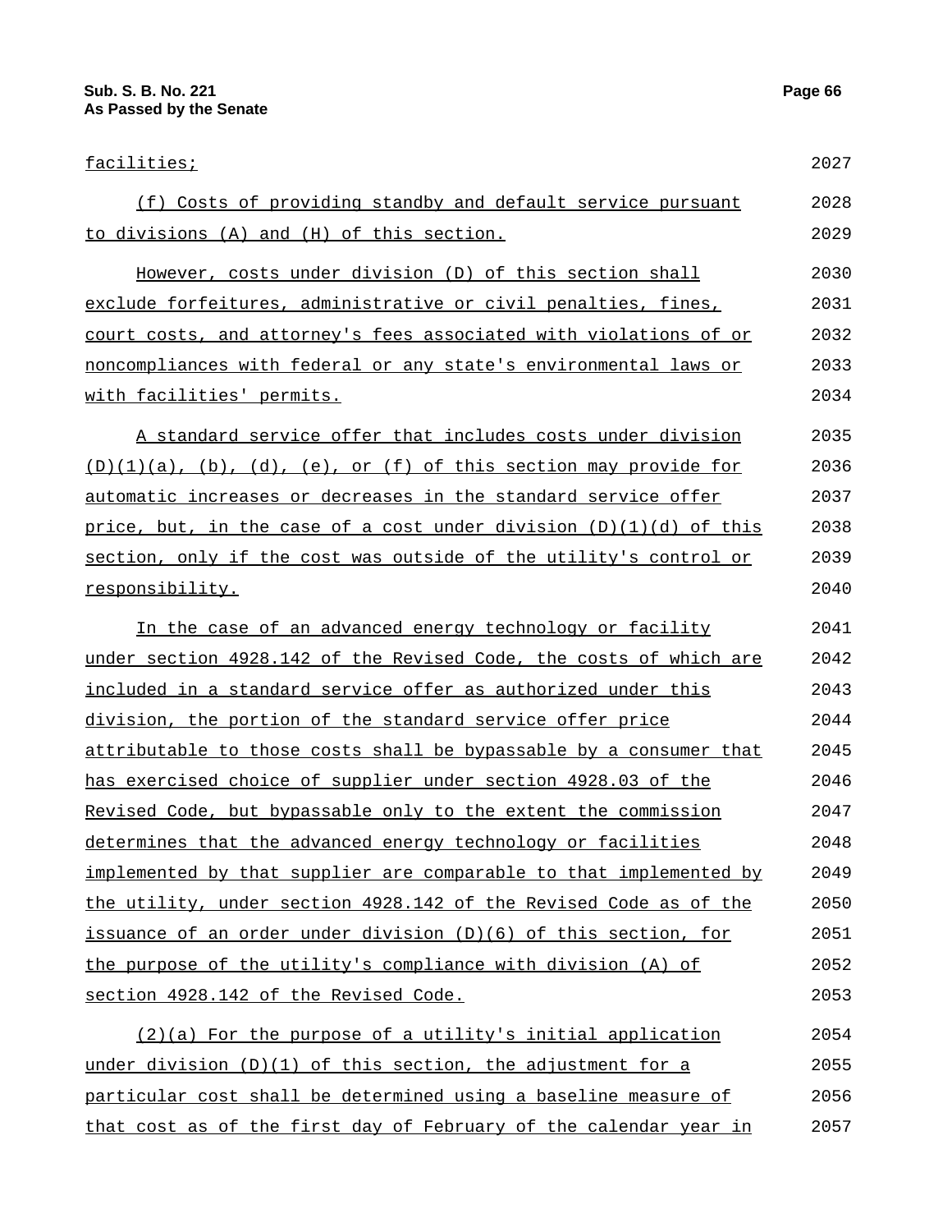facilities;

(f) Costs of providing standby and default service pursuant to divisions (A) and (H) of this section.

However, costs under division (D) of this section shall exclude forfeitures, administrative or civil penalties, fines, court costs, and attorney's fees associated with violations of or noncompliances with federal or any state's environmental laws or with facilities' permits.

A standard service offer that includes costs under division (D)(1)(a), (b), (d), (e), or (f) of this section may provide for automatic increases or decreases in the standard service offer price, but, in the case of a cost under division (D)(1)(d) of this section, only if the cost was outside of the utility's control or responsibility.

In the case of an advanced energy technology or facility under section 4928.142 of the Revised Code, the costs of which are included in a standard service offer as authorized under this division, the portion of the standard service offer price attributable to those costs shall be bypassable by a consumer that has exercised choice of supplier under section 4928.03 of the Revised Code, but bypassable only to the extent the commission determines that the advanced energy technology or facilities implemented by that supplier are comparable to that implemented by the utility, under section 4928.142 of the Revised Code as of the issuance of an order under division (D)(6) of this section, for the purpose of the utility's compliance with division (A) of section 4928.142 of the Revised Code.

(2)(a) For the purpose of a utility's initial application under division (D)(1) of this section, the adjustment for a particular cost shall be determined using a baseline measure of that cost as of the first day of February of the calendar year in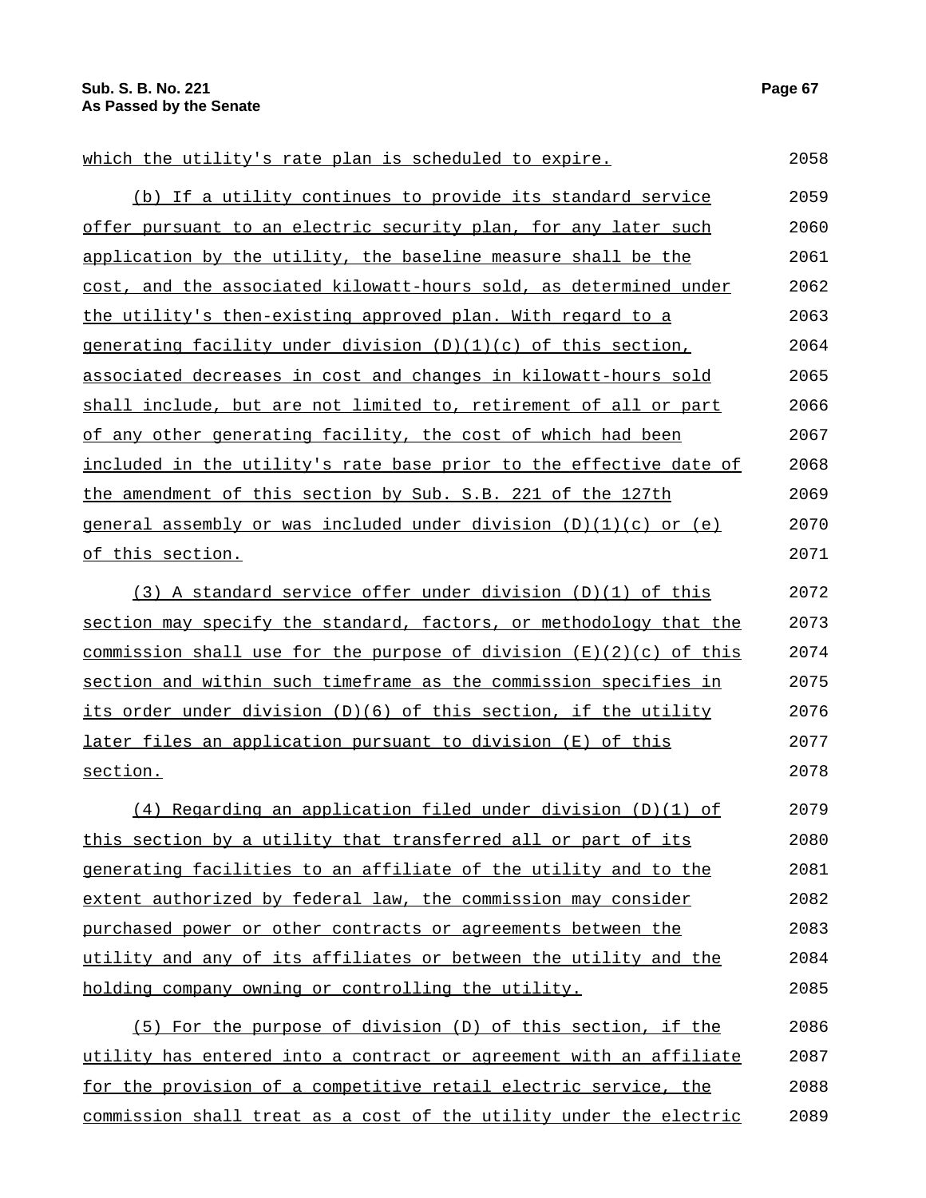which the utility's rate plan is scheduled to expire.

(b) If a utility continues to provide its standard service offer pursuant to an electric security plan, for any later such application by the utility, the baseline measure shall be the cost, and the associated kilowatt-hours sold, as determined under the utility's then-existing approved plan. With regard to a generating facility under division (D)(1)(c) of this section, associated decreases in cost and changes in kilowatt-hours sold shall include, but are not limited to, retirement of all or part of any other generating facility, the cost of which had been included in the utility's rate base prior to the effective date of the amendment of this section by Sub. S.B. 221 of the 127th general assembly or was included under division (D)(1)(c) or (e) of this section.

(3) A standard service offer under division (D)(1) of this section may specify the standard, factors, or methodology that the commission shall use for the purpose of division (E)(2)(c) of this section and within such timeframe as the commission specifies in its order under division (D)(6) of this section, if the utility later files an application pursuant to division (E) of this section.

(4) Regarding an application filed under division (D)(1) of this section by a utility that transferred all or part of its generating facilities to an affiliate of the utility and to the extent authorized by federal law, the commission may consider purchased power or other contracts or agreements between the utility and any of its affiliates or between the utility and the holding company owning or controlling the utility.

(5) For the purpose of division (D) of this section, if the utility has entered into a contract or agreement with an affiliate for the provision of a competitive retail electric service, the commission shall treat as a cost of the utility under the electric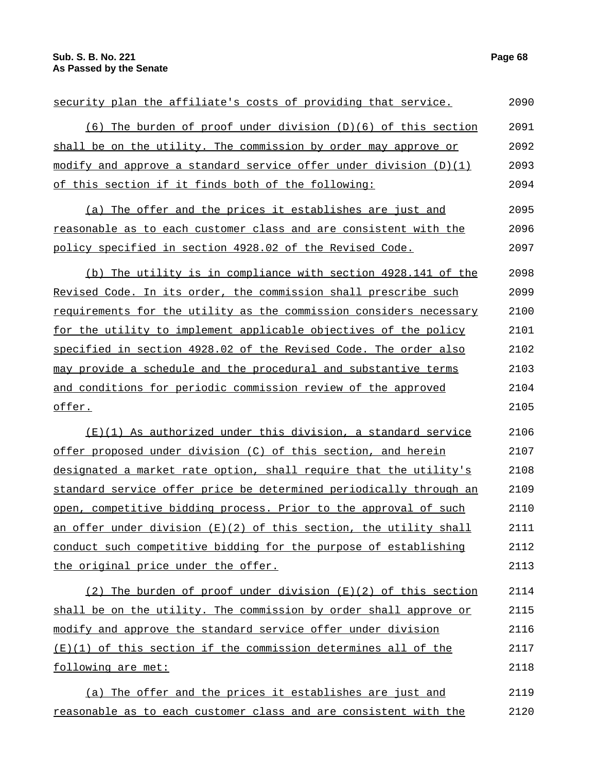security plan the affiliate's costs of providing that service.

(6) The burden of proof under division (D)(6) of this section shall be on the utility. The commission by order may approve or modify and approve a standard service offer under division (D)(1) of this section if it finds both of the following:

(a) The offer and the prices it establishes are just and reasonable as to each customer class and are consistent with the policy specified in section 4928.02 of the Revised Code.

(b) The utility is in compliance with section 4928.141 of the Revised Code. In its order, the commission shall prescribe such requirements for the utility as the commission considers necessary for the utility to implement applicable objectives of the policy specified in section 4928.02 of the Revised Code. The order also may provide a schedule and the procedural and substantive terms and conditions for periodic commission review of the approved offer.

(E)(1) As authorized under this division, a standard service offer proposed under division (C) of this section, and herein designated a market rate option, shall require that the utility's standard service offer price be determined periodically through an open, competitive bidding process. Prior to the approval of such an offer under division (E)(2) of this section, the utility shall conduct such competitive bidding for the purpose of establishing the original price under the offer.

(2) The burden of proof under division (E)(2) of this section shall be on the utility. The commission by order shall approve or modify and approve the standard service offer under division (E)(1) of this section if the commission determines all of the following are met:

(a) The offer and the prices it establishes are just and reasonable as to each customer class and are consistent with the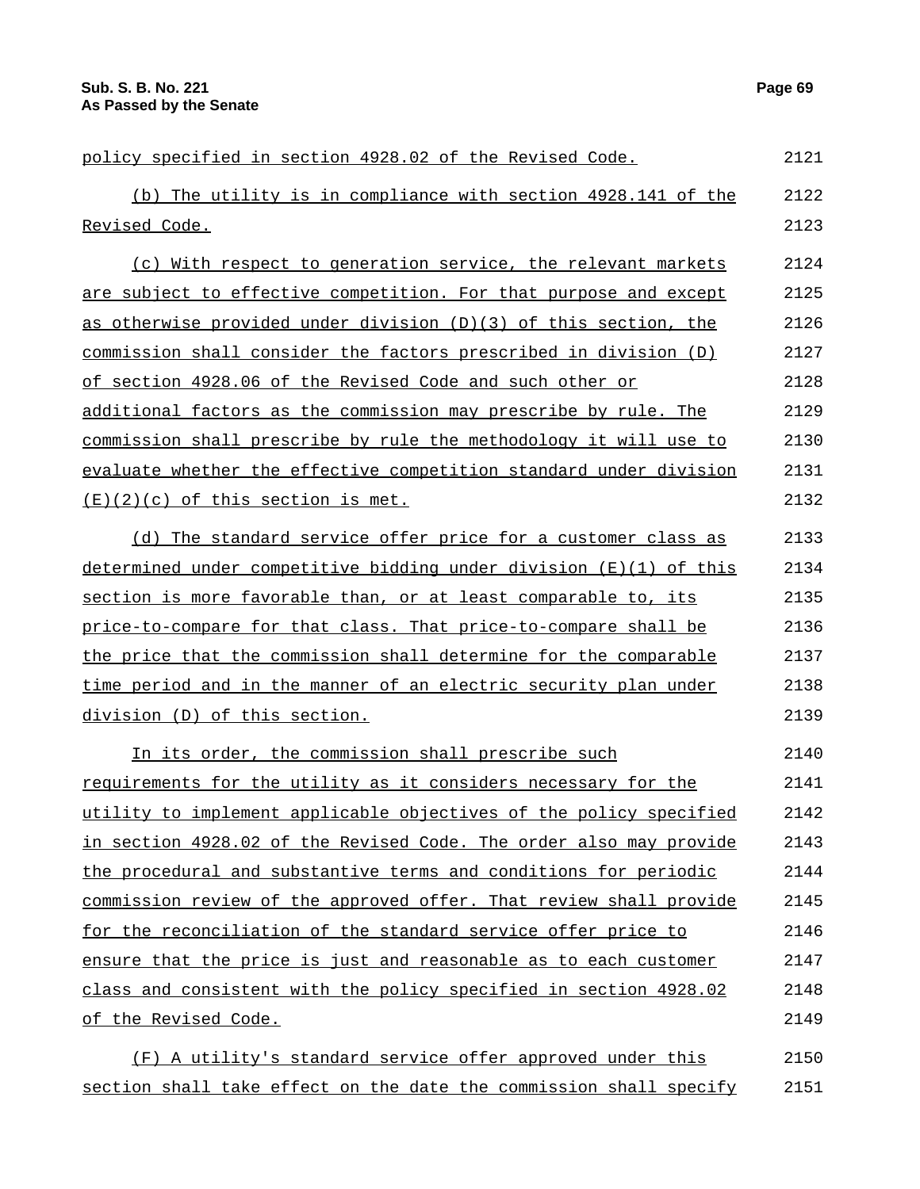policy specified in section 4928.02 of the Revised Code.

(b) The utility is in compliance with section 4928.141 of the Revised Code.

(c) With respect to generation service, the relevant markets are subject to effective competition. For that purpose and except as otherwise provided under division (D)(3) of this section, the commission shall consider the factors prescribed in division (D) of section 4928.06 of the Revised Code and such other or additional factors as the commission may prescribe by rule. The commission shall prescribe by rule the methodology it will use to evaluate whether the effective competition standard under division (E)(2)(c) of this section is met.

(d) The standard service offer price for a customer class as determined under competitive bidding under division (E)(1) of this section is more favorable than, or at least comparable to, its price-to-compare for that class. That price-to-compare shall be the price that the commission shall determine for the comparable time period and in the manner of an electric security plan under division (D) of this section.

In its order, the commission shall prescribe such requirements for the utility as it considers necessary for the utility to implement applicable objectives of the policy specified in section 4928.02 of the Revised Code. The order also may provide the procedural and substantive terms and conditions for periodic commission review of the approved offer. That review shall provide for the reconciliation of the standard service offer price to ensure that the price is just and reasonable as to each customer class and consistent with the policy specified in section 4928.02 of the Revised Code.

(F) A utility's standard service offer approved under this section shall take effect on the date the commission shall specify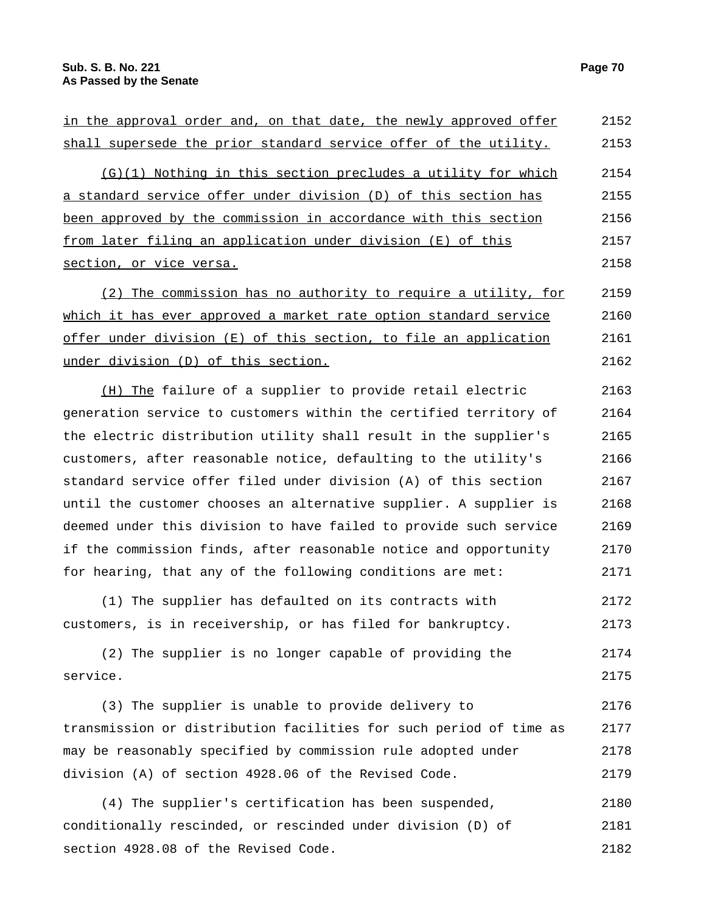in the approval order and, on that date, the newly approved offer shall supersede the prior standard service offer of the utility.

(G)(1) Nothing in this section precludes a utility for which a standard service offer under division (D) of this section has been approved by the commission in accordance with this section from later filing an application under division (E) of this section, or vice versa.

(2) The commission has no authority to require a utility, for which it has ever approved a market rate option standard service offer under division (E) of this section, to file an application under division (D) of this section.

(H) The failure of a supplier to provide retail electric generation service to customers within the certified territory of the electric distribution utility shall result in the supplier's customers, after reasonable notice, defaulting to the utility's standard service offer filed under division (A) of this section until the customer chooses an alternative supplier. A supplier is deemed under this division to have failed to provide such service if the commission finds, after reasonable notice and opportunity for hearing, that any of the following conditions are met:

(1) The supplier has defaulted on its contracts with customers, is in receivership, or has filed for bankruptcy.

(2) The supplier is no longer capable of providing the service.

(3) The supplier is unable to provide delivery to transmission or distribution facilities for such period of time as may be reasonably specified by commission rule adopted under division (A) of section 4928.06 of the Revised Code.

(4) The supplier's certification has been suspended, conditionally rescinded, or rescinded under division (D) of section 4928.08 of the Revised Code.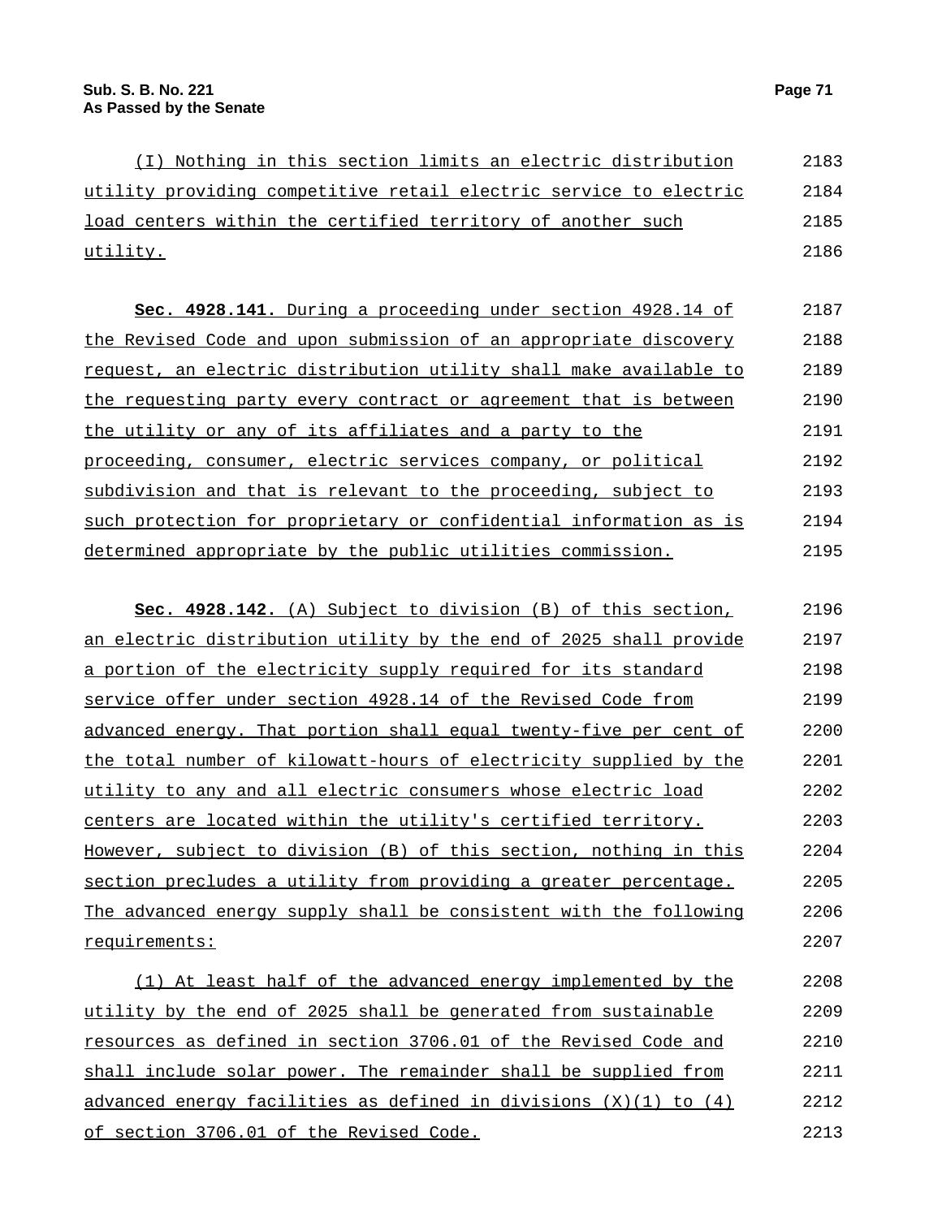(I) Nothing in this section limits an electric distribution utility providing competitive retail electric service to electric load centers within the certified territory of another such utility.

**Sec. 4928.141.** During a proceeding under section 4928.14 of the Revised Code and upon submission of an appropriate discovery request, an electric distribution utility shall make available to the requesting party every contract or agreement that is between the utility or any of its affiliates and a party to the proceeding, consumer, electric services company, or political subdivision and that is relevant to the proceeding, subject to such protection for proprietary or confidential information as is determined appropriate by the public utilities commission.

**Sec. 4928.142.** (A) Subject to division (B) of this section, an electric distribution utility by the end of 2025 shall provide a portion of the electricity supply required for its standard service offer under section 4928.14 of the Revised Code from advanced energy. That portion shall equal twenty-five per cent of the total number of kilowatt-hours of electricity supplied by the utility to any and all electric consumers whose electric load centers are located within the utility's certified territory. However, subject to division (B) of this section, nothing in this section precludes a utility from providing a greater percentage. The advanced energy supply shall be consistent with the following requirements:

(1) At least half of the advanced energy implemented by the utility by the end of 2025 shall be generated from sustainable resources as defined in section 3706.01 of the Revised Code and shall include solar power. The remainder shall be supplied from advanced energy facilities as defined in divisions (X)(1) to (4) of section 3706.01 of the Revised Code.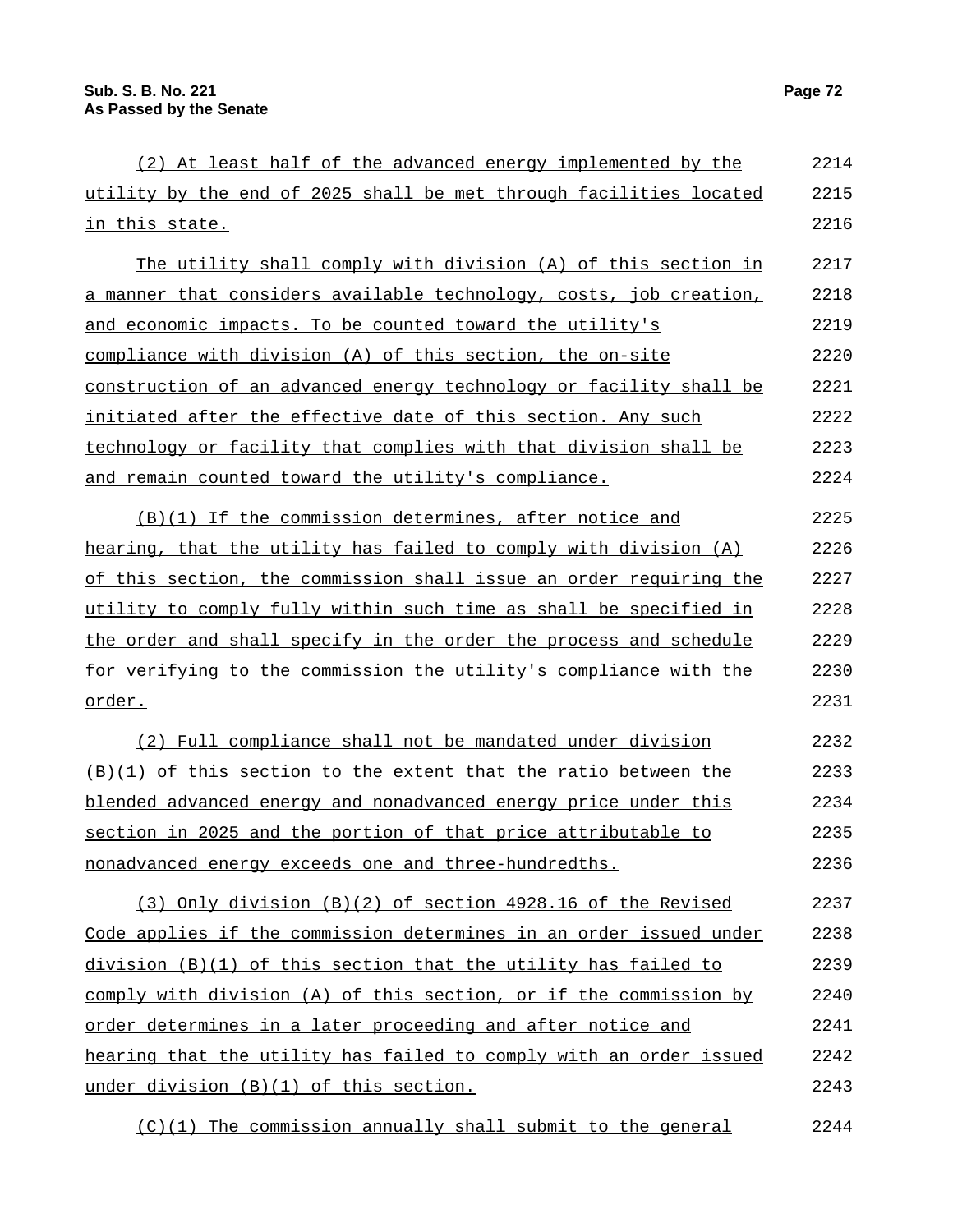(2) At least half of the advanced energy implemented by the utility by the end of 2025 shall be met through facilities located in this state.

The utility shall comply with division (A) of this section in a manner that considers available technology, costs, job creation, and economic impacts. To be counted toward the utility's compliance with division (A) of this section, the on-site construction of an advanced energy technology or facility shall be initiated after the effective date of this section. Any such technology or facility that complies with that division shall be and remain counted toward the utility's compliance.

(B)(1) If the commission determines, after notice and hearing, that the utility has failed to comply with division (A) of this section, the commission shall issue an order requiring the utility to comply fully within such time as shall be specified in the order and shall specify in the order the process and schedule for verifying to the commission the utility's compliance with the order.

(2) Full compliance shall not be mandated under division (B)(1) of this section to the extent that the ratio between the blended advanced energy and nonadvanced energy price under this section in 2025 and the portion of that price attributable to nonadvanced energy exceeds one and three-hundredths.

(3) Only division (B)(2) of section 4928.16 of the Revised Code applies if the commission determines in an order issued under division (B)(1) of this section that the utility has failed to comply with division (A) of this section, or if the commission by order determines in a later proceeding and after notice and hearing that the utility has failed to comply with an order issued under division (B)(1) of this section.

(C)(1) The commission annually shall submit to the general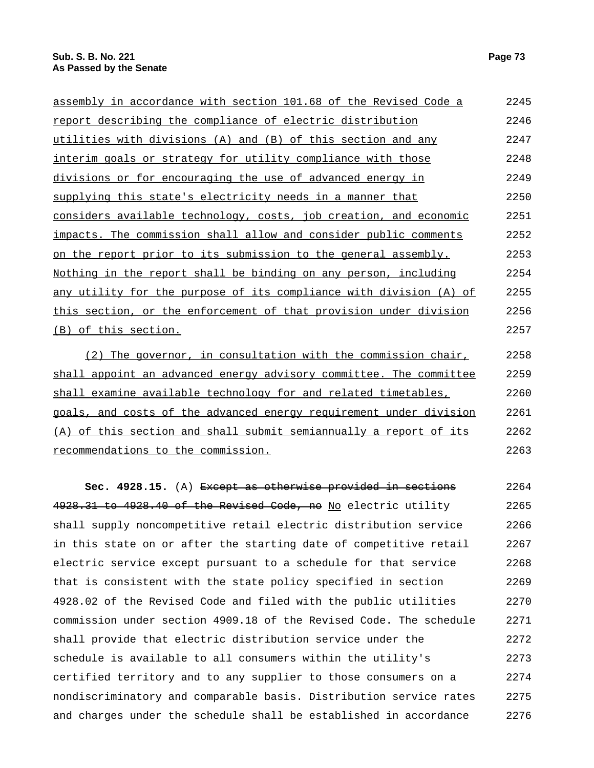assembly in accordance with section 101.68 of the Revised Code a report describing the compliance of electric distribution utilities with divisions (A) and (B) of this section and any interim goals or strategy for utility compliance with those divisions or for encouraging the use of advanced energy in supplying this state's electricity needs in a manner that considers available technology, costs, job creation, and economic impacts. The commission shall allow and consider public comments on the report prior to its submission to the general assembly. Nothing in the report shall be binding on any person, including any utility for the purpose of its compliance with division (A) of this section, or the enforcement of that provision under division (B) of this section.

(2) The governor, in consultation with the commission chair, shall appoint an advanced energy advisory committee. The committee shall examine available technology for and related timetables, goals, and costs of the advanced energy requirement under division (A) of this section and shall submit semiannually a report of its recommendations to the commission.

**Sec. 4928.15.** (A) ~~Except as otherwise provided in sections 4928.31 to 4928.40 of the Revised Code, no~~ No electric utility shall supply noncompetitive retail electric distribution service in this state on or after the starting date of competitive retail electric service except pursuant to a schedule for that service that is consistent with the state policy specified in section 4928.02 of the Revised Code and filed with the public utilities commission under section 4909.18 of the Revised Code. The schedule shall provide that electric distribution service under the schedule is available to all consumers within the utility's certified territory and to any supplier to those consumers on a nondiscriminatory and comparable basis. Distribution service rates and charges under the schedule shall be established in accordance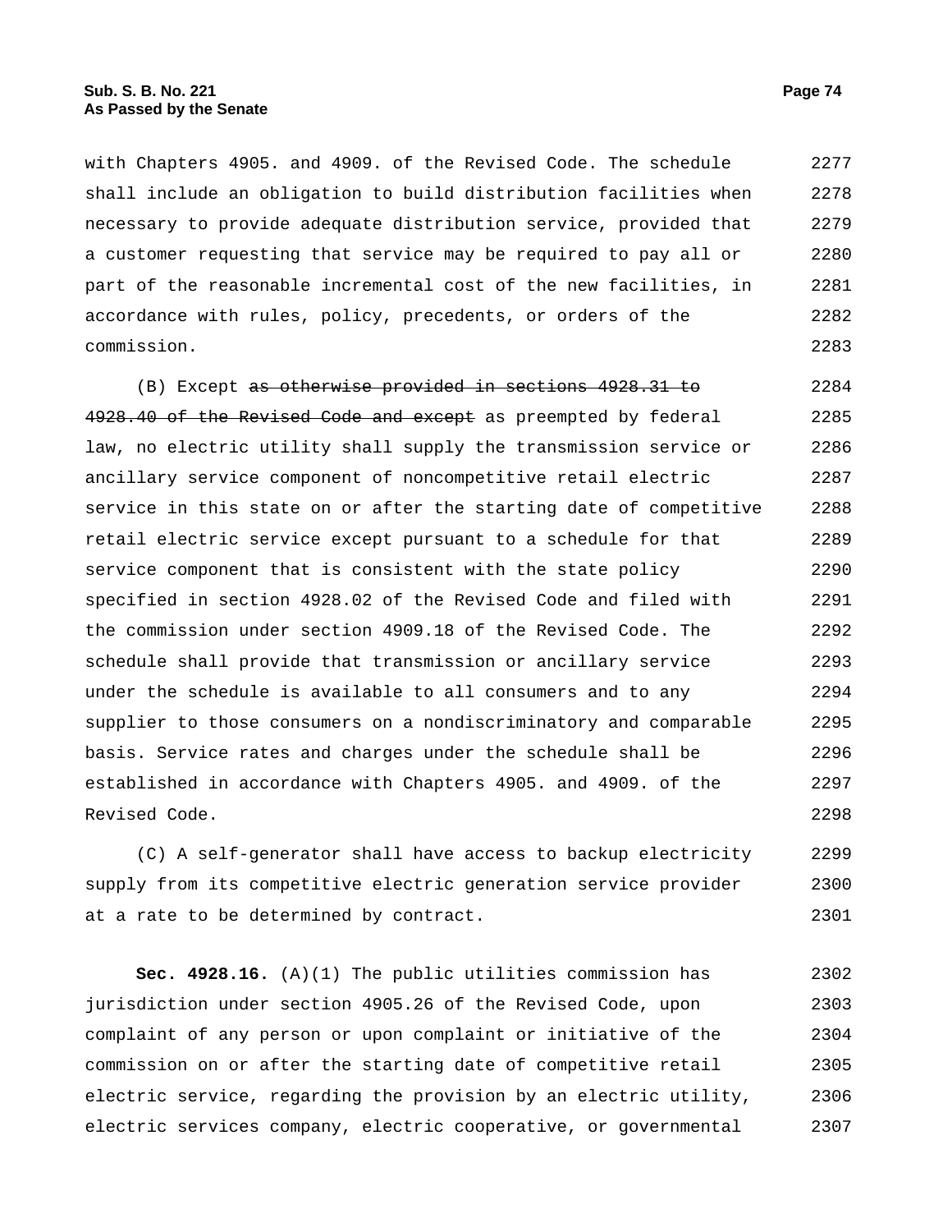with Chapters 4905. and 4909. of the Revised Code. The schedule shall include an obligation to build distribution facilities when necessary to provide adequate distribution service, provided that a customer requesting that service may be required to pay all or part of the reasonable incremental cost of the new facilities, in accordance with rules, policy, precedents, or orders of the commission.

(B) Except ~~as otherwise provided in sections 4928.31 to 4928.40 of the Revised Code and except~~ as preempted by federal law, no electric utility shall supply the transmission service or ancillary service component of noncompetitive retail electric service in this state on or after the starting date of competitive retail electric service except pursuant to a schedule for that service component that is consistent with the state policy specified in section 4928.02 of the Revised Code and filed with the commission under section 4909.18 of the Revised Code. The schedule shall provide that transmission or ancillary service under the schedule is available to all consumers and to any supplier to those consumers on a nondiscriminatory and comparable basis. Service rates and charges under the schedule shall be established in accordance with Chapters 4905. and 4909. of the Revised Code.

(C) A self-generator shall have access to backup electricity supply from its competitive electric generation service provider at a rate to be determined by contract.

**Sec. 4928.16.** (A)(1) The public utilities commission has jurisdiction under section 4905.26 of the Revised Code, upon complaint of any person or upon complaint or initiative of the commission on or after the starting date of competitive retail electric service, regarding the provision by an electric utility, electric services company, electric cooperative, or governmental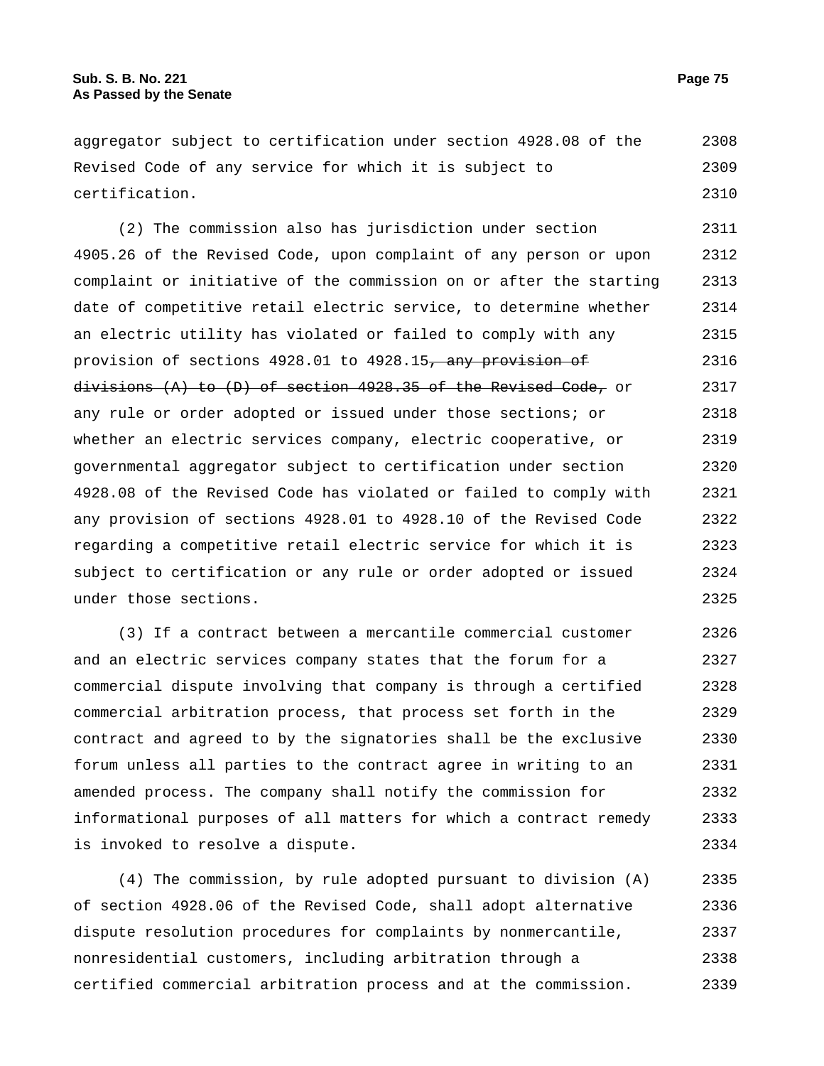aggregator subject to certification under section 4928.08 of the Revised Code of any service for which it is subject to certification.

(2) The commission also has jurisdiction under section 4905.26 of the Revised Code, upon complaint of any person or upon complaint or initiative of the commission on or after the starting date of competitive retail electric service, to determine whether an electric utility has violated or failed to comply with any provision of sections 4928.01 to 4928.15~~, any provision of divisions (A) to (D) of section 4928.35 of the Revised Code,~~ or any rule or order adopted or issued under those sections; or whether an electric services company, electric cooperative, or governmental aggregator subject to certification under section 4928.08 of the Revised Code has violated or failed to comply with any provision of sections 4928.01 to 4928.10 of the Revised Code regarding a competitive retail electric service for which it is subject to certification or any rule or order adopted or issued under those sections.

(3) If a contract between a mercantile commercial customer and an electric services company states that the forum for a commercial dispute involving that company is through a certified commercial arbitration process, that process set forth in the contract and agreed to by the signatories shall be the exclusive forum unless all parties to the contract agree in writing to an amended process. The company shall notify the commission for informational purposes of all matters for which a contract remedy is invoked to resolve a dispute.

(4) The commission, by rule adopted pursuant to division (A) of section 4928.06 of the Revised Code, shall adopt alternative dispute resolution procedures for complaints by nonmercantile, nonresidential customers, including arbitration through a certified commercial arbitration process and at the commission.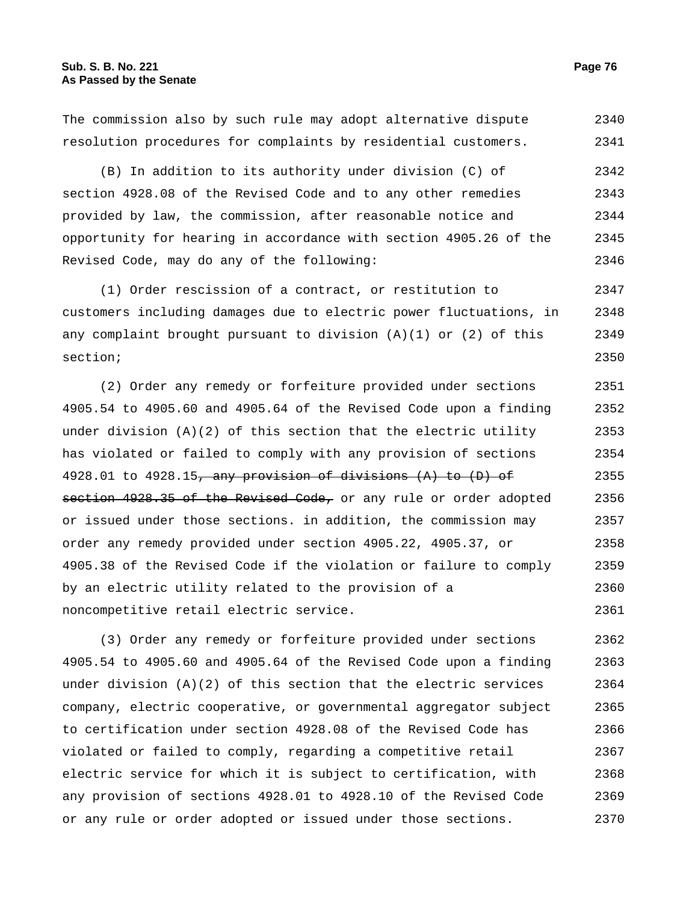The commission also by such rule may adopt alternative dispute resolution procedures for complaints by residential customers.

(B) In addition to its authority under division (C) of section 4928.08 of the Revised Code and to any other remedies provided by law, the commission, after reasonable notice and opportunity for hearing in accordance with section 4905.26 of the Revised Code, may do any of the following:

(1) Order rescission of a contract, or restitution to customers including damages due to electric power fluctuations, in any complaint brought pursuant to division (A)(1) or (2) of this section;

(2) Order any remedy or forfeiture provided under sections 4905.54 to 4905.60 and 4905.64 of the Revised Code upon a finding under division (A)(2) of this section that the electric utility has violated or failed to comply with any provision of sections 4928.01 to 4928.15~~, any provision of divisions (A) to (D) of section 4928.35 of the Revised Code,~~ or any rule or order adopted or issued under those sections. in addition, the commission may order any remedy provided under section 4905.22, 4905.37, or 4905.38 of the Revised Code if the violation or failure to comply by an electric utility related to the provision of a noncompetitive retail electric service.

(3) Order any remedy or forfeiture provided under sections 4905.54 to 4905.60 and 4905.64 of the Revised Code upon a finding under division (A)(2) of this section that the electric services company, electric cooperative, or governmental aggregator subject to certification under section 4928.08 of the Revised Code has violated or failed to comply, regarding a competitive retail electric service for which it is subject to certification, with any provision of sections 4928.01 to 4928.10 of the Revised Code or any rule or order adopted or issued under those sections.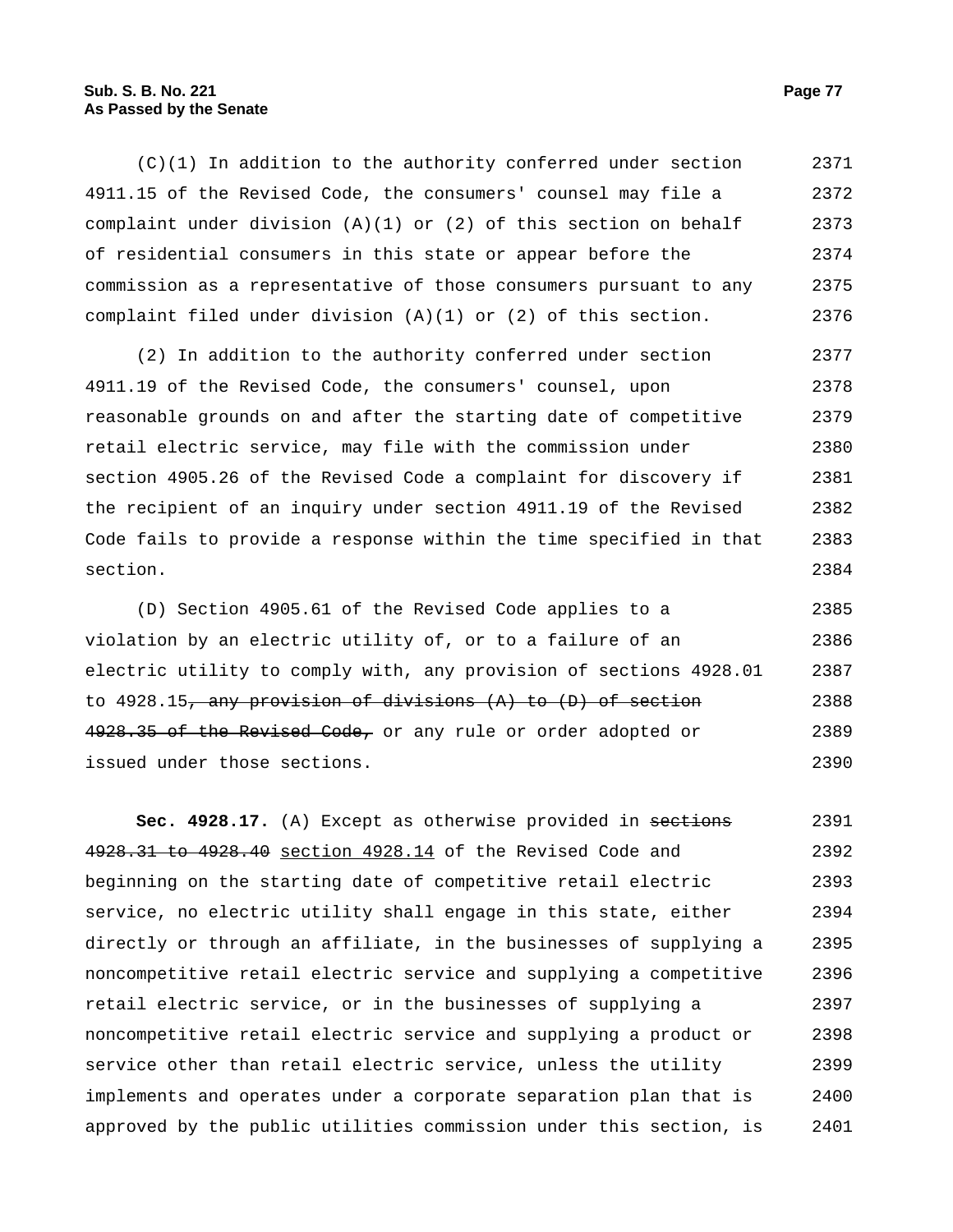(C)(1) In addition to the authority conferred under section 4911.15 of the Revised Code, the consumers' counsel may file a complaint under division (A)(1) or (2) of this section on behalf of residential consumers in this state or appear before the commission as a representative of those consumers pursuant to any complaint filed under division (A)(1) or (2) of this section.

(2) In addition to the authority conferred under section 4911.19 of the Revised Code, the consumers' counsel, upon reasonable grounds on and after the starting date of competitive retail electric service, may file with the commission under section 4905.26 of the Revised Code a complaint for discovery if the recipient of an inquiry under section 4911.19 of the Revised Code fails to provide a response within the time specified in that section.

(D) Section 4905.61 of the Revised Code applies to a violation by an electric utility of, or to a failure of an electric utility to comply with, any provision of sections 4928.01 to 4928.15~~, any provision of divisions (A) to (D) of section 4928.35 of the Revised Code,~~ or any rule or order adopted or issued under those sections.

**Sec. 4928.17.** (A) Except as otherwise provided in ~~sections 4928.31 to 4928.40~~ section 4928.14 of the Revised Code and beginning on the starting date of competitive retail electric service, no electric utility shall engage in this state, either directly or through an affiliate, in the businesses of supplying a noncompetitive retail electric service and supplying a competitive retail electric service, or in the businesses of supplying a noncompetitive retail electric service and supplying a product or service other than retail electric service, unless the utility implements and operates under a corporate separation plan that is approved by the public utilities commission under this section, is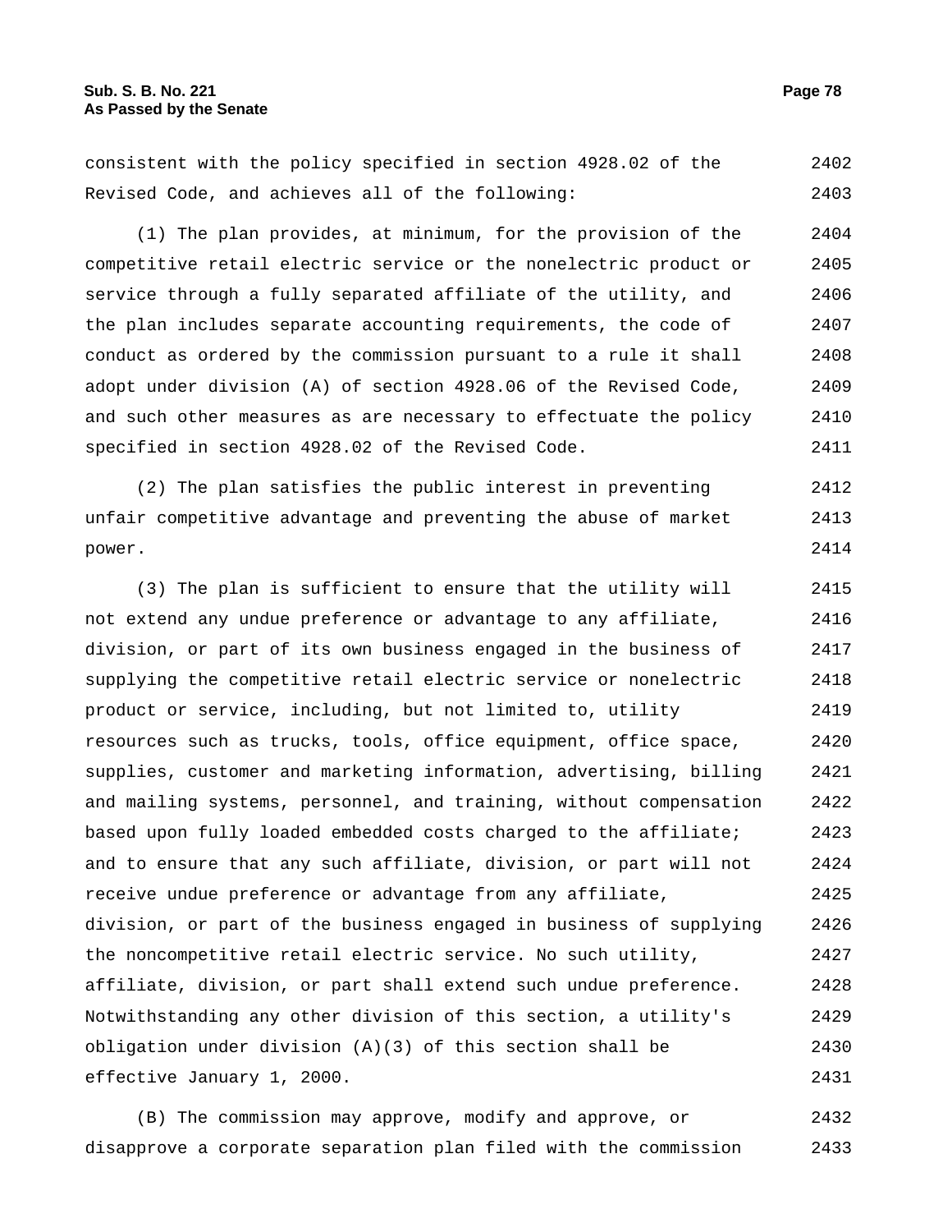consistent with the policy specified in section 4928.02 of the Revised Code, and achieves all of the following:

(1) The plan provides, at minimum, for the provision of the competitive retail electric service or the nonelectric product or service through a fully separated affiliate of the utility, and the plan includes separate accounting requirements, the code of conduct as ordered by the commission pursuant to a rule it shall adopt under division (A) of section 4928.06 of the Revised Code, and such other measures as are necessary to effectuate the policy specified in section 4928.02 of the Revised Code.

(2) The plan satisfies the public interest in preventing unfair competitive advantage and preventing the abuse of market power.

(3) The plan is sufficient to ensure that the utility will not extend any undue preference or advantage to any affiliate, division, or part of its own business engaged in the business of supplying the competitive retail electric service or nonelectric product or service, including, but not limited to, utility resources such as trucks, tools, office equipment, office space, supplies, customer and marketing information, advertising, billing and mailing systems, personnel, and training, without compensation based upon fully loaded embedded costs charged to the affiliate; and to ensure that any such affiliate, division, or part will not receive undue preference or advantage from any affiliate, division, or part of the business engaged in business of supplying the noncompetitive retail electric service. No such utility, affiliate, division, or part shall extend such undue preference. Notwithstanding any other division of this section, a utility's obligation under division (A)(3) of this section shall be effective January 1, 2000.

(B) The commission may approve, modify and approve, or disapprove a corporate separation plan filed with the commission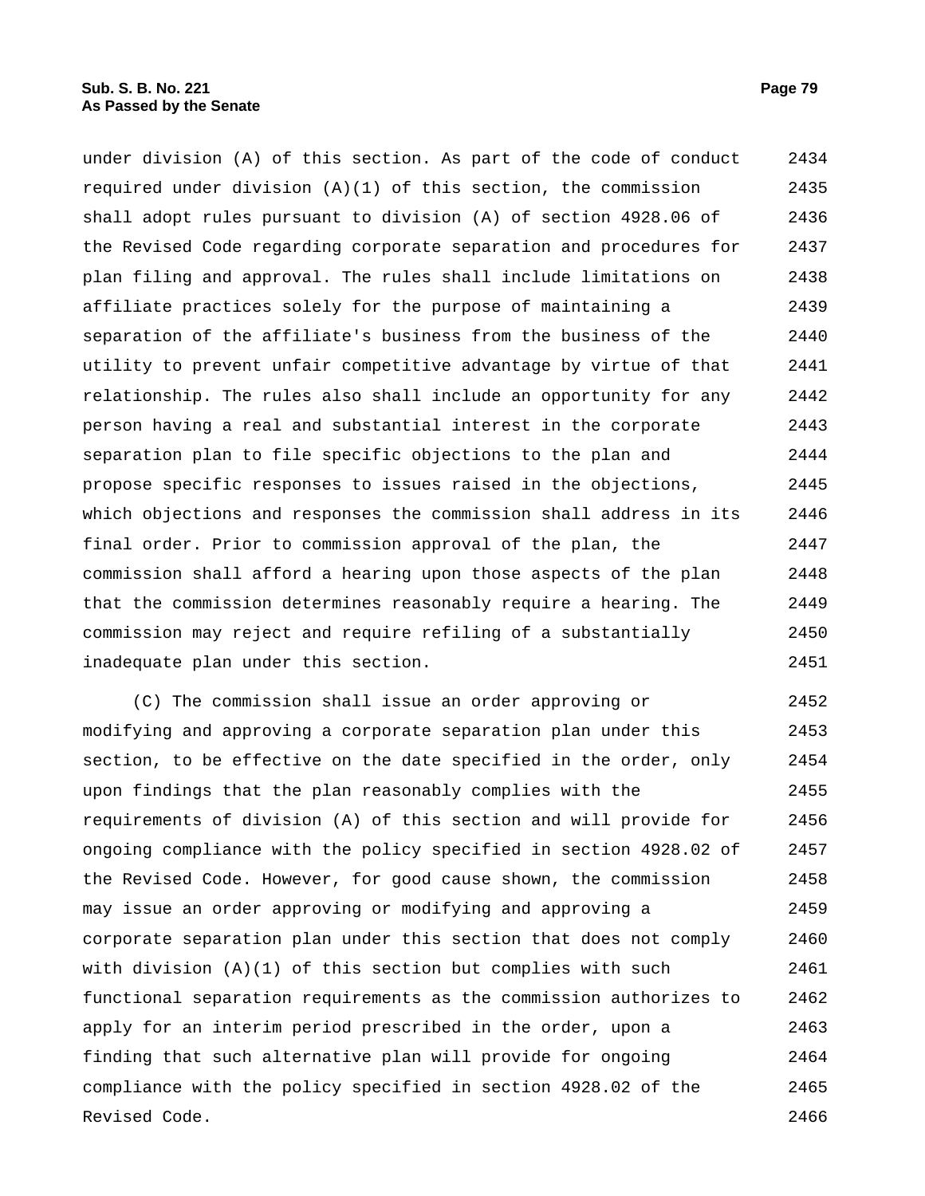under division (A) of this section. As part of the code of conduct required under division (A)(1) of this section, the commission shall adopt rules pursuant to division (A) of section 4928.06 of the Revised Code regarding corporate separation and procedures for plan filing and approval. The rules shall include limitations on affiliate practices solely for the purpose of maintaining a separation of the affiliate's business from the business of the utility to prevent unfair competitive advantage by virtue of that relationship. The rules also shall include an opportunity for any person having a real and substantial interest in the corporate separation plan to file specific objections to the plan and propose specific responses to issues raised in the objections, which objections and responses the commission shall address in its final order. Prior to commission approval of the plan, the commission shall afford a hearing upon those aspects of the plan that the commission determines reasonably require a hearing. The commission may reject and require refiling of a substantially inadequate plan under this section.

(C) The commission shall issue an order approving or modifying and approving a corporate separation plan under this section, to be effective on the date specified in the order, only upon findings that the plan reasonably complies with the requirements of division (A) of this section and will provide for ongoing compliance with the policy specified in section 4928.02 of the Revised Code. However, for good cause shown, the commission may issue an order approving or modifying and approving a corporate separation plan under this section that does not comply with division (A)(1) of this section but complies with such functional separation requirements as the commission authorizes to apply for an interim period prescribed in the order, upon a finding that such alternative plan will provide for ongoing compliance with the policy specified in section 4928.02 of the Revised Code.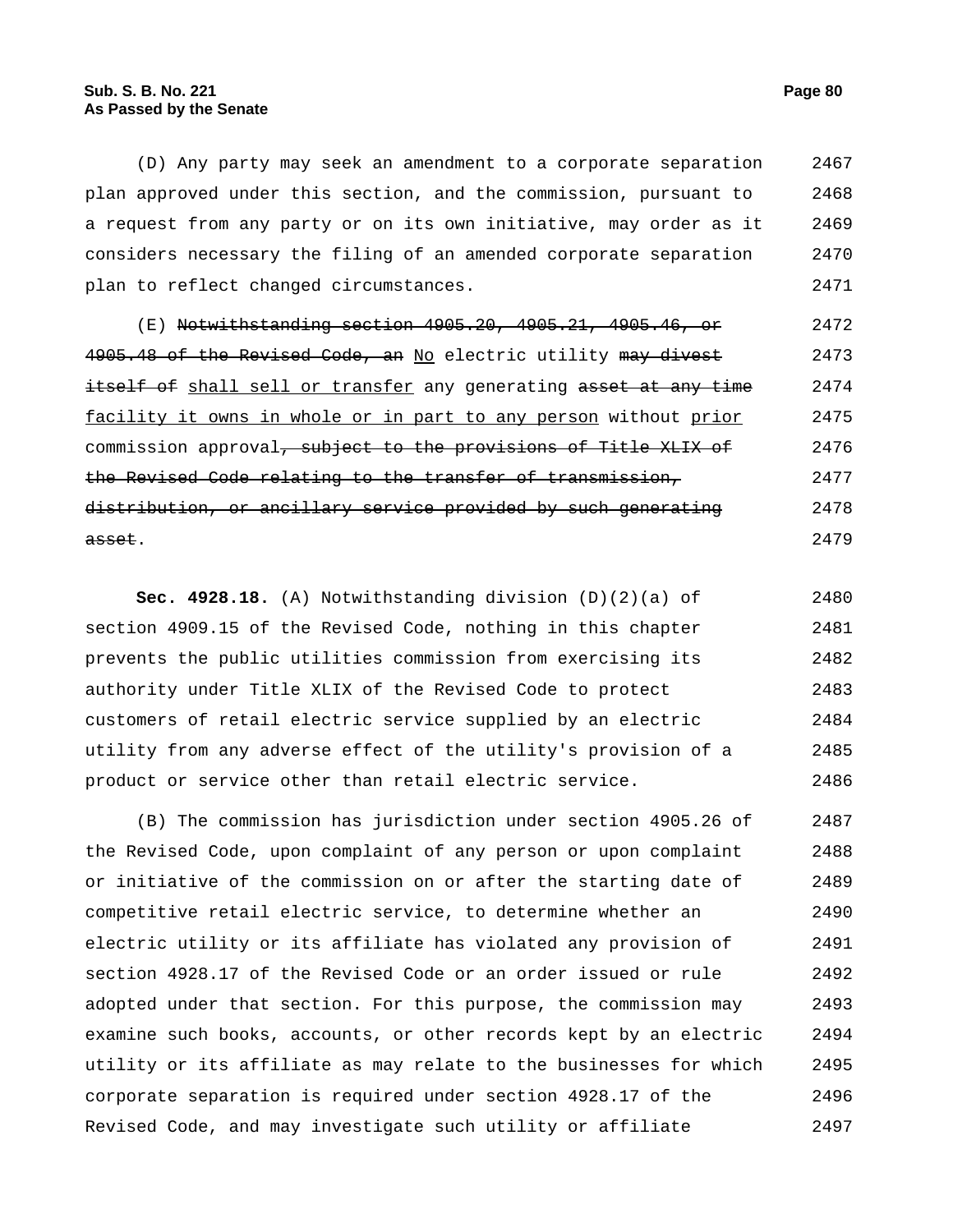(D) Any party may seek an amendment to a corporate separation plan approved under this section, and the commission, pursuant to a request from any party or on its own initiative, may order as it considers necessary the filing of an amended corporate separation plan to reflect changed circumstances.

(E) ~~Notwithstanding section 4905.20, 4905.21, 4905.46, or 4905.48 of the Revised Code, an~~ <u>No</u> electric utility ~~may divest itself of~~ <u>shall sell or transfer</u> any generating ~~asset at any time~~ <u>facility it owns in whole or in part to any person</u> without <u>prior</u> commission approval~~, subject to the provisions of Title XLIX of the Revised Code relating to the transfer of transmission, distribution, or ancillary service provided by such generating asset~~.

**Sec. 4928.18.** (A) Notwithstanding division (D)(2)(a) of section 4909.15 of the Revised Code, nothing in this chapter prevents the public utilities commission from exercising its authority under Title XLIX of the Revised Code to protect customers of retail electric service supplied by an electric utility from any adverse effect of the utility's provision of a product or service other than retail electric service.

(B) The commission has jurisdiction under section 4905.26 of the Revised Code, upon complaint of any person or upon complaint or initiative of the commission on or after the starting date of competitive retail electric service, to determine whether an electric utility or its affiliate has violated any provision of section 4928.17 of the Revised Code or an order issued or rule adopted under that section. For this purpose, the commission may examine such books, accounts, or other records kept by an electric utility or its affiliate as may relate to the businesses for which corporate separation is required under section 4928.17 of the Revised Code, and may investigate such utility or affiliate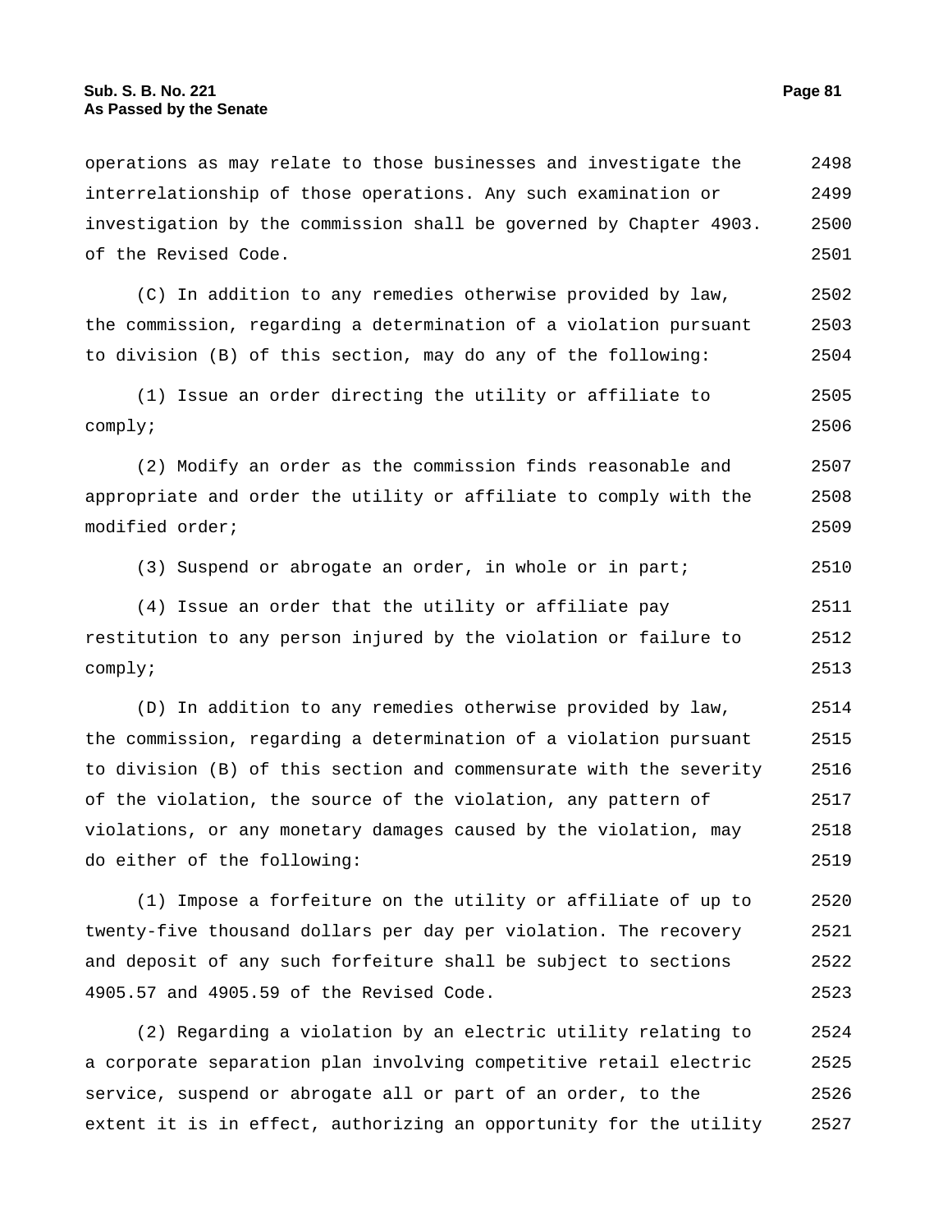operations as may relate to those businesses and investigate the interrelationship of those operations. Any such examination or investigation by the commission shall be governed by Chapter 4903. of the Revised Code.

(C) In addition to any remedies otherwise provided by law, the commission, regarding a determination of a violation pursuant to division (B) of this section, may do any of the following:

(1) Issue an order directing the utility or affiliate to comply;

(2) Modify an order as the commission finds reasonable and appropriate and order the utility or affiliate to comply with the modified order;

(3) Suspend or abrogate an order, in whole or in part;

(4) Issue an order that the utility or affiliate pay restitution to any person injured by the violation or failure to comply;

(D) In addition to any remedies otherwise provided by law, the commission, regarding a determination of a violation pursuant to division (B) of this section and commensurate with the severity of the violation, the source of the violation, any pattern of violations, or any monetary damages caused by the violation, may do either of the following:

(1) Impose a forfeiture on the utility or affiliate of up to twenty-five thousand dollars per day per violation. The recovery and deposit of any such forfeiture shall be subject to sections 4905.57 and 4905.59 of the Revised Code.

(2) Regarding a violation by an electric utility relating to a corporate separation plan involving competitive retail electric service, suspend or abrogate all or part of an order, to the extent it is in effect, authorizing an opportunity for the utility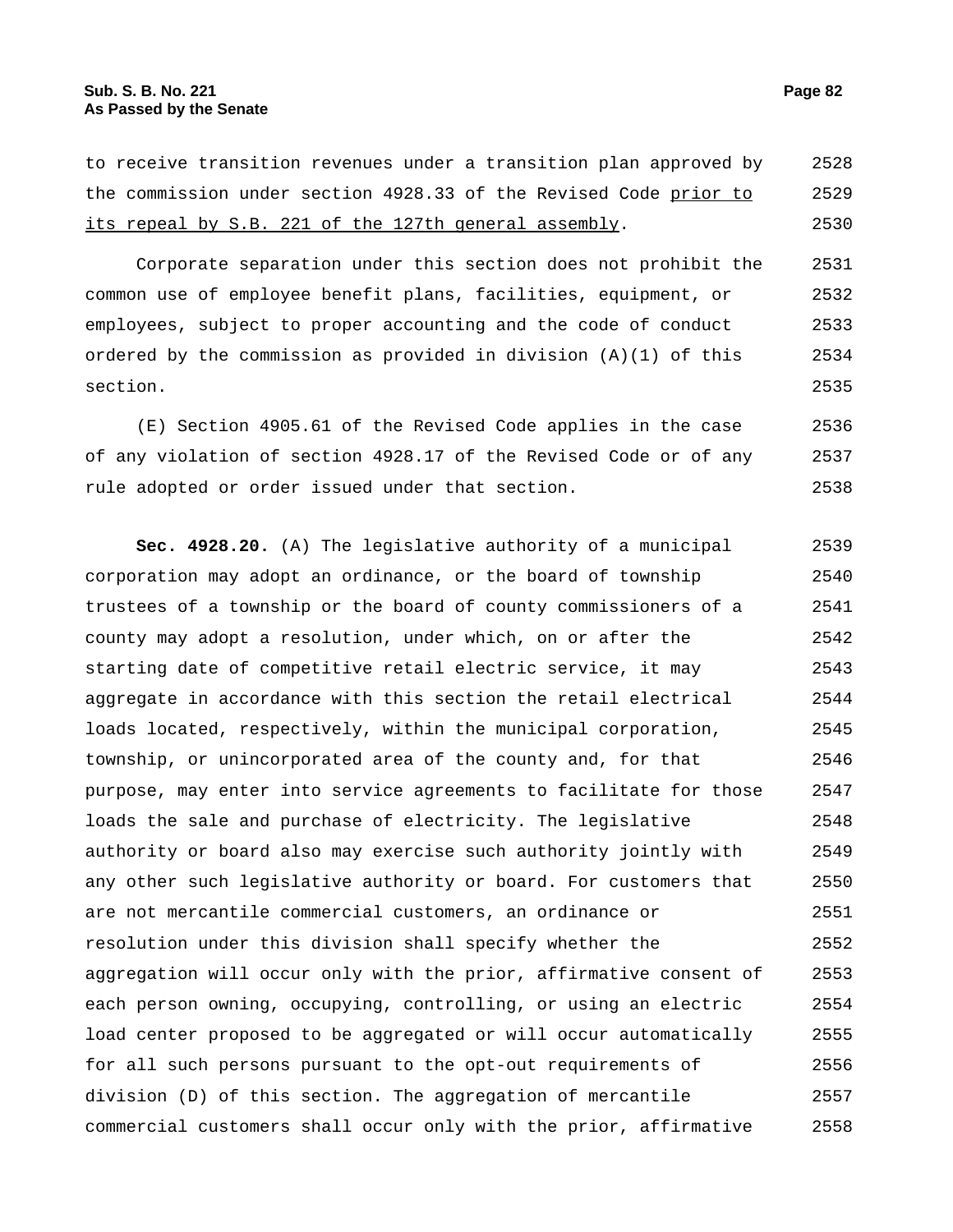to receive transition revenues under a transition plan approved by the commission under section 4928.33 of the Revised Code <u>prior to its repeal by S.B. 221 of the 127th general assembly</u>.

Corporate separation under this section does not prohibit the common use of employee benefit plans, facilities, equipment, or employees, subject to proper accounting and the code of conduct ordered by the commission as provided in division (A)(1) of this section.

(E) Section 4905.61 of the Revised Code applies in the case of any violation of section 4928.17 of the Revised Code or of any rule adopted or order issued under that section.

**Sec. 4928.20.** (A) The legislative authority of a municipal corporation may adopt an ordinance, or the board of township trustees of a township or the board of county commissioners of a county may adopt a resolution, under which, on or after the starting date of competitive retail electric service, it may aggregate in accordance with this section the retail electrical loads located, respectively, within the municipal corporation, township, or unincorporated area of the county and, for that purpose, may enter into service agreements to facilitate for those loads the sale and purchase of electricity. The legislative authority or board also may exercise such authority jointly with any other such legislative authority or board. For customers that are not mercantile commercial customers, an ordinance or resolution under this division shall specify whether the aggregation will occur only with the prior, affirmative consent of each person owning, occupying, controlling, or using an electric load center proposed to be aggregated or will occur automatically for all such persons pursuant to the opt-out requirements of division (D) of this section. The aggregation of mercantile commercial customers shall occur only with the prior, affirmative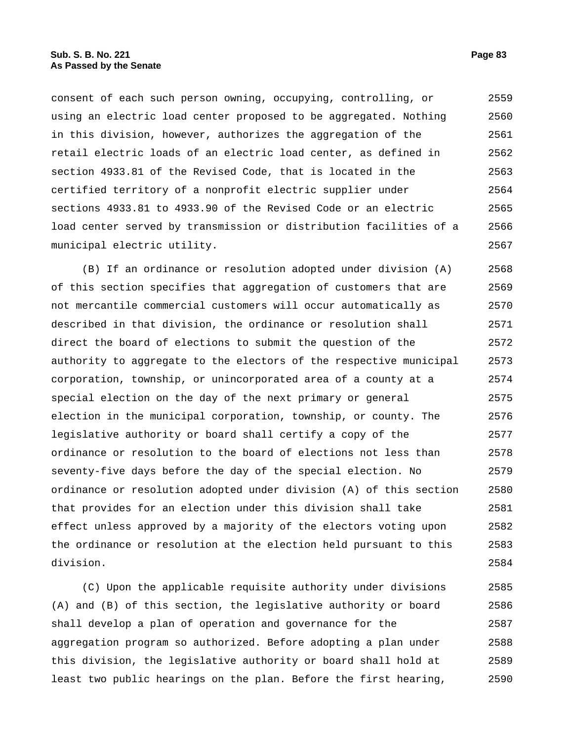consent of each such person owning, occupying, controlling, or using an electric load center proposed to be aggregated. Nothing in this division, however, authorizes the aggregation of the retail electric loads of an electric load center, as defined in section 4933.81 of the Revised Code, that is located in the certified territory of a nonprofit electric supplier under sections 4933.81 to 4933.90 of the Revised Code or an electric load center served by transmission or distribution facilities of a municipal electric utility.

(B) If an ordinance or resolution adopted under division (A) of this section specifies that aggregation of customers that are not mercantile commercial customers will occur automatically as described in that division, the ordinance or resolution shall direct the board of elections to submit the question of the authority to aggregate to the electors of the respective municipal corporation, township, or unincorporated area of a county at a special election on the day of the next primary or general election in the municipal corporation, township, or county. The legislative authority or board shall certify a copy of the ordinance or resolution to the board of elections not less than seventy-five days before the day of the special election. No ordinance or resolution adopted under division (A) of this section that provides for an election under this division shall take effect unless approved by a majority of the electors voting upon the ordinance or resolution at the election held pursuant to this division.

(C) Upon the applicable requisite authority under divisions (A) and (B) of this section, the legislative authority or board shall develop a plan of operation and governance for the aggregation program so authorized. Before adopting a plan under this division, the legislative authority or board shall hold at least two public hearings on the plan. Before the first hearing,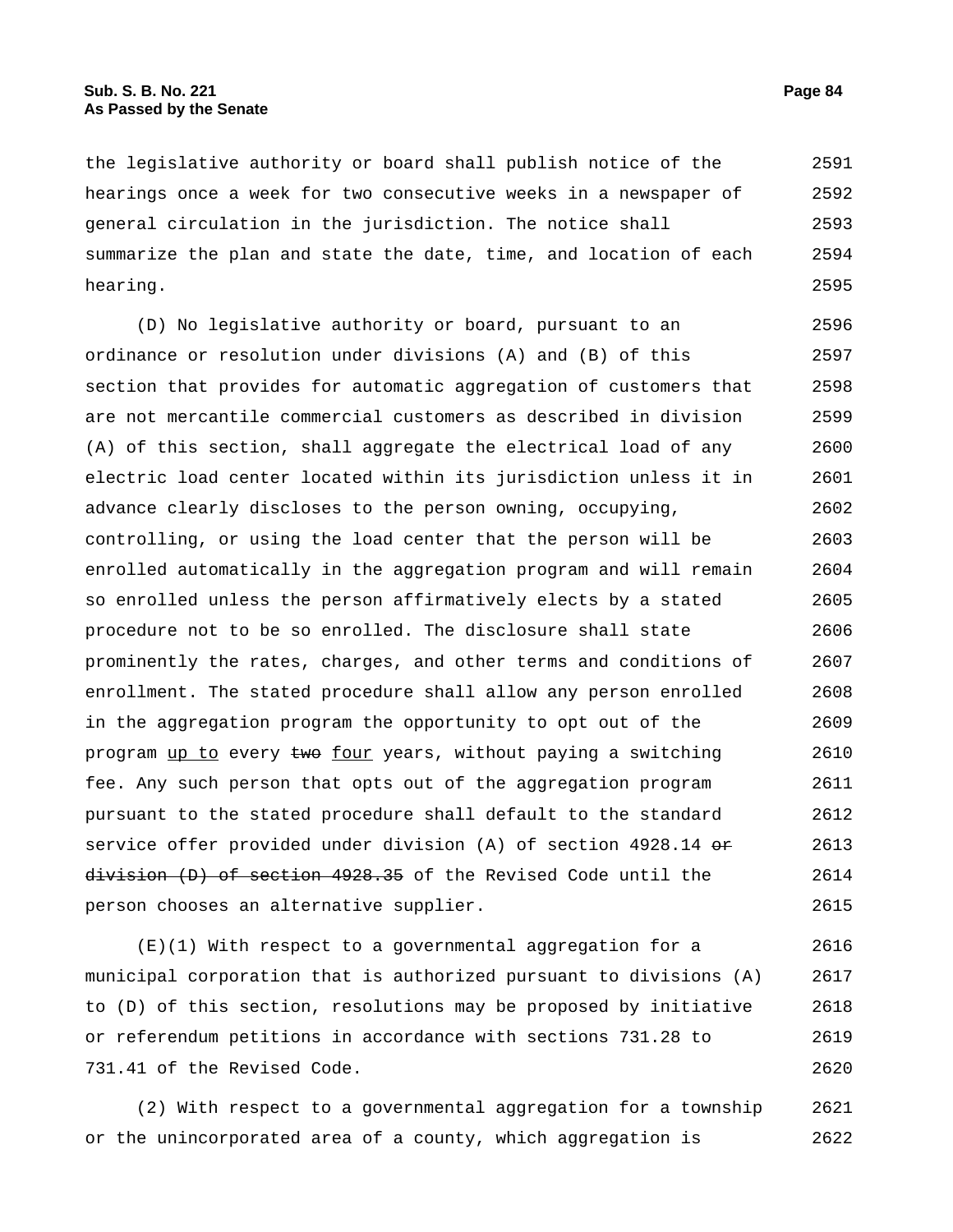the legislative authority or board shall publish notice of the hearings once a week for two consecutive weeks in a newspaper of general circulation in the jurisdiction. The notice shall summarize the plan and state the date, time, and location of each hearing.

(D) No legislative authority or board, pursuant to an ordinance or resolution under divisions (A) and (B) of this section that provides for automatic aggregation of customers that are not mercantile commercial customers as described in division (A) of this section, shall aggregate the electrical load of any electric load center located within its jurisdiction unless it in advance clearly discloses to the person owning, occupying, controlling, or using the load center that the person will be enrolled automatically in the aggregation program and will remain so enrolled unless the person affirmatively elects by a stated procedure not to be so enrolled. The disclosure shall state prominently the rates, charges, and other terms and conditions of enrollment. The stated procedure shall allow any person enrolled in the aggregation program the opportunity to opt out of the program <u>up to</u> every ~~two~~ <u>four</u> years, without paying a switching fee. Any such person that opts out of the aggregation program pursuant to the stated procedure shall default to the standard service offer provided under division (A) of section 4928.14 ~~or division (D) of section 4928.35~~ of the Revised Code until the person chooses an alternative supplier.

(E)(1) With respect to a governmental aggregation for a municipal corporation that is authorized pursuant to divisions (A) to (D) of this section, resolutions may be proposed by initiative or referendum petitions in accordance with sections 731.28 to 731.41 of the Revised Code.

(2) With respect to a governmental aggregation for a township or the unincorporated area of a county, which aggregation is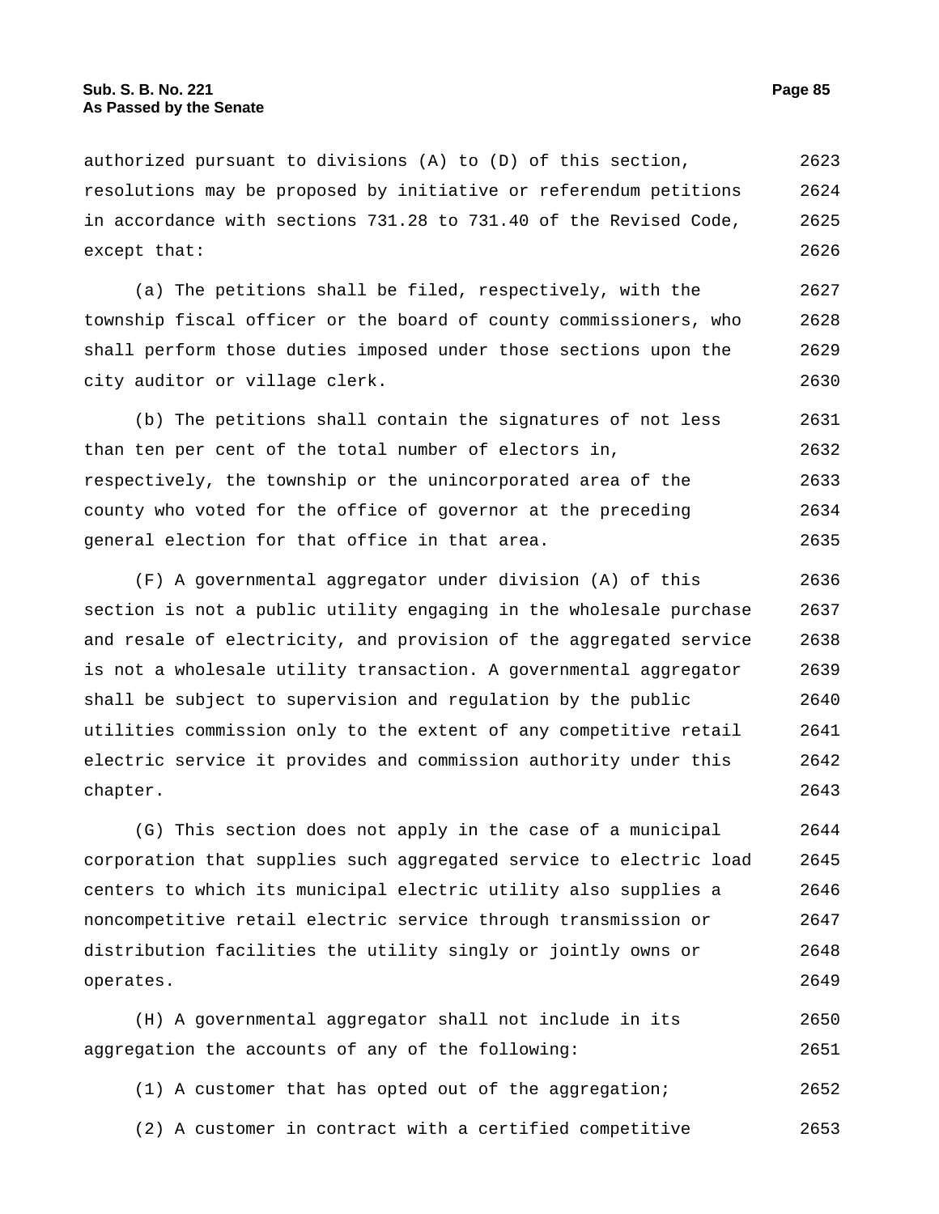authorized pursuant to divisions (A) to (D) of this section, resolutions may be proposed by initiative or referendum petitions in accordance with sections 731.28 to 731.40 of the Revised Code, except that:

(a) The petitions shall be filed, respectively, with the township fiscal officer or the board of county commissioners, who shall perform those duties imposed under those sections upon the city auditor or village clerk.

(b) The petitions shall contain the signatures of not less than ten per cent of the total number of electors in, respectively, the township or the unincorporated area of the county who voted for the office of governor at the preceding general election for that office in that area.

(F) A governmental aggregator under division (A) of this section is not a public utility engaging in the wholesale purchase and resale of electricity, and provision of the aggregated service is not a wholesale utility transaction. A governmental aggregator shall be subject to supervision and regulation by the public utilities commission only to the extent of any competitive retail electric service it provides and commission authority under this chapter.

(G) This section does not apply in the case of a municipal corporation that supplies such aggregated service to electric load centers to which its municipal electric utility also supplies a noncompetitive retail electric service through transmission or distribution facilities the utility singly or jointly owns or operates.

(H) A governmental aggregator shall not include in its aggregation the accounts of any of the following:

(1) A customer that has opted out of the aggregation;

(2) A customer in contract with a certified competitive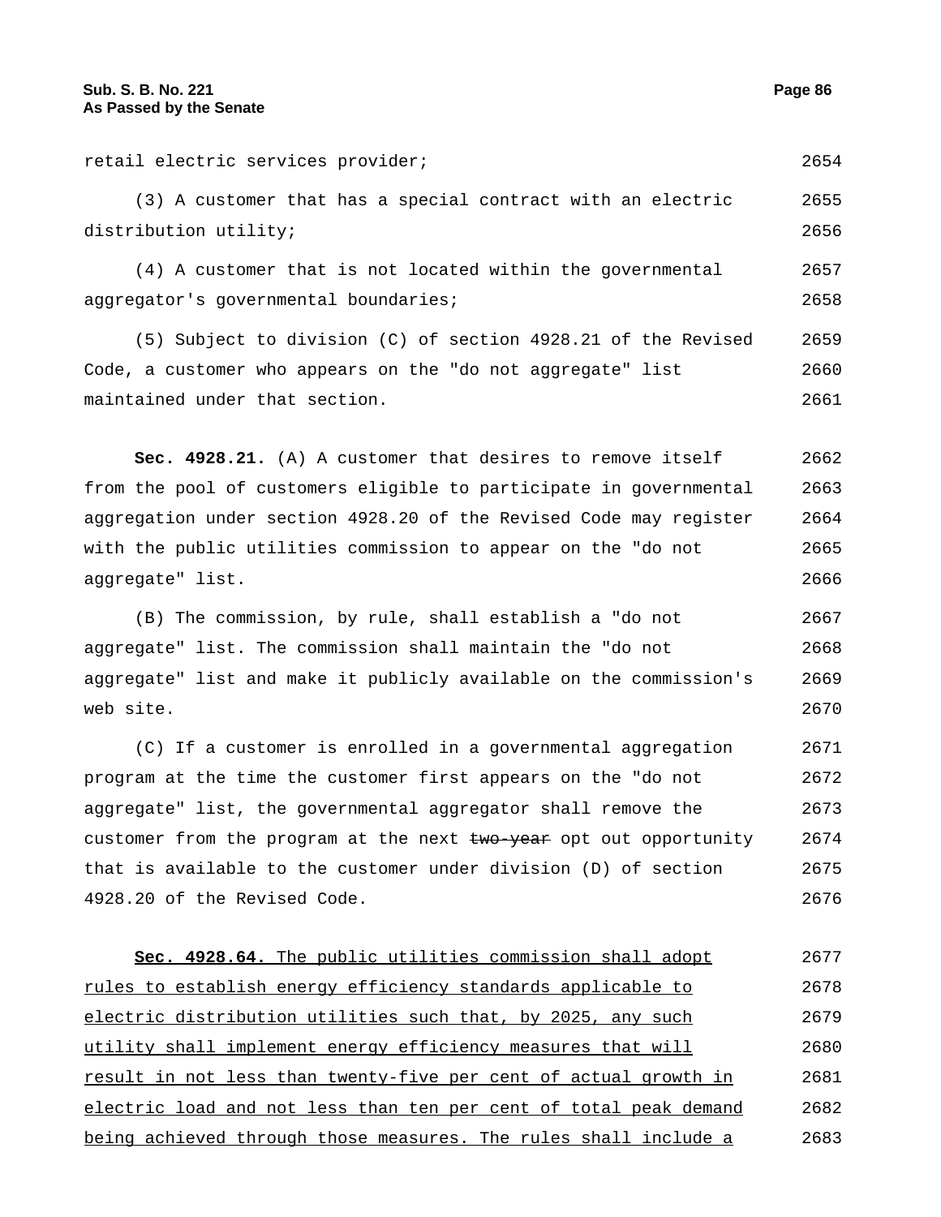retail electric services provider;

(3) A customer that has a special contract with an electric distribution utility;

(4) A customer that is not located within the governmental aggregator's governmental boundaries;

(5) Subject to division (C) of section 4928.21 of the Revised Code, a customer who appears on the "do not aggregate" list maintained under that section.

**Sec. 4928.21.** (A) A customer that desires to remove itself from the pool of customers eligible to participate in governmental aggregation under section 4928.20 of the Revised Code may register with the public utilities commission to appear on the "do not aggregate" list.

(B) The commission, by rule, shall establish a "do not aggregate" list. The commission shall maintain the "do not aggregate" list and make it publicly available on the commission's web site.

(C) If a customer is enrolled in a governmental aggregation program at the time the customer first appears on the "do not aggregate" list, the governmental aggregator shall remove the customer from the program at the next ~~two-year~~ opt out opportunity that is available to the customer under division (D) of section 4928.20 of the Revised Code.

<u>**Sec. 4928.64.** The public utilities commission shall adopt rules to establish energy efficiency standards applicable to electric distribution utilities such that, by 2025, any such utility shall implement energy efficiency measures that will result in not less than twenty-five per cent of actual growth in electric load and not less than ten per cent of total peak demand being achieved through those measures. The rules shall include a</u>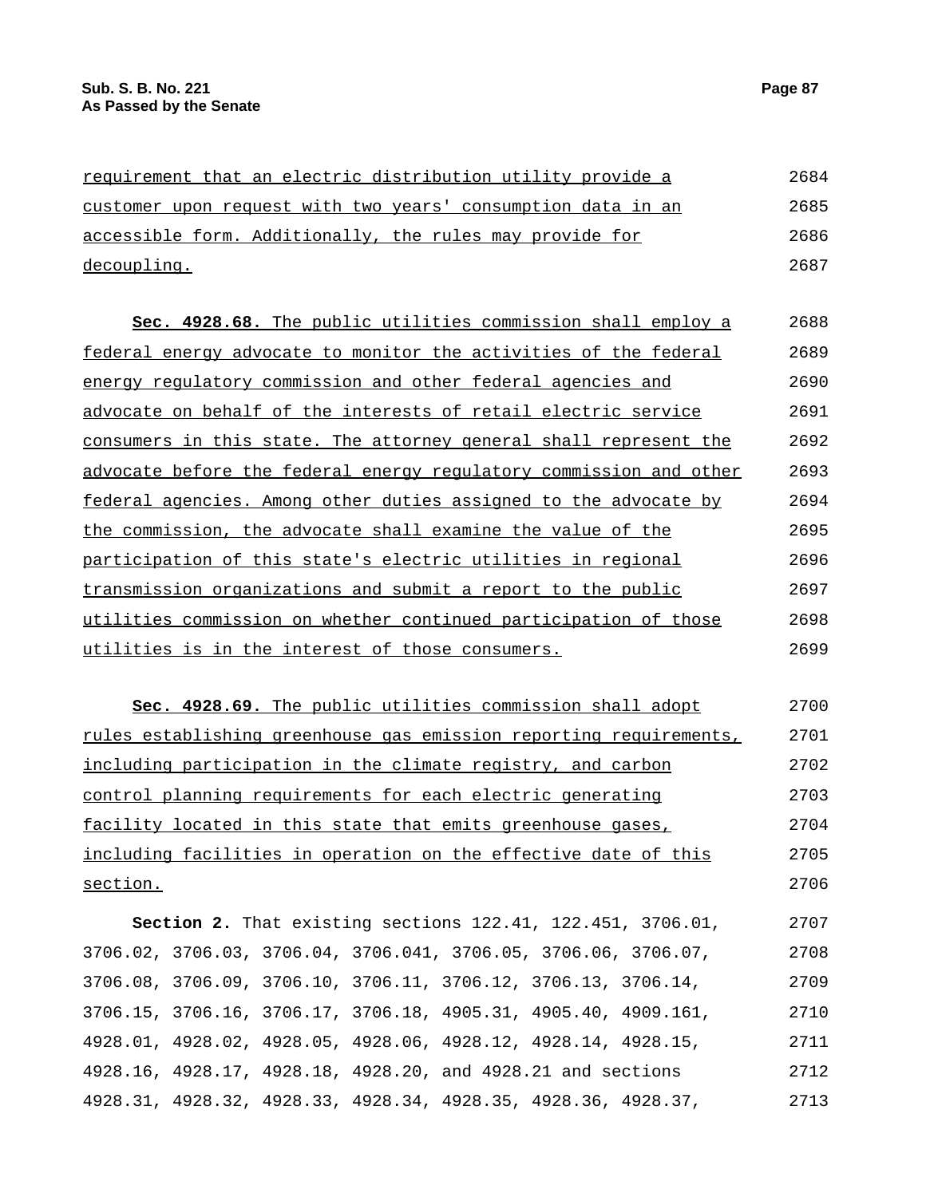requirement that an electric distribution utility provide a customer upon request with two years' consumption data in an accessible form. Additionally, the rules may provide for decoupling.

**Sec. 4928.68.** The public utilities commission shall employ a federal energy advocate to monitor the activities of the federal energy regulatory commission and other federal agencies and advocate on behalf of the interests of retail electric service consumers in this state. The attorney general shall represent the advocate before the federal energy regulatory commission and other federal agencies. Among other duties assigned to the advocate by the commission, the advocate shall examine the value of the participation of this state's electric utilities in regional transmission organizations and submit a report to the public utilities commission on whether continued participation of those utilities is in the interest of those consumers.

**Sec. 4928.69.** The public utilities commission shall adopt rules establishing greenhouse gas emission reporting requirements, including participation in the climate registry, and carbon control planning requirements for each electric generating facility located in this state that emits greenhouse gases, including facilities in operation on the effective date of this section.

**Section 2.** That existing sections 122.41, 122.451, 3706.01, 3706.02, 3706.03, 3706.04, 3706.041, 3706.05, 3706.06, 3706.07, 3706.08, 3706.09, 3706.10, 3706.11, 3706.12, 3706.13, 3706.14, 3706.15, 3706.16, 3706.17, 3706.18, 4905.31, 4905.40, 4909.161, 4928.01, 4928.02, 4928.05, 4928.06, 4928.12, 4928.14, 4928.15, 4928.16, 4928.17, 4928.18, 4928.20, and 4928.21 and sections 4928.31, 4928.32, 4928.33, 4928.34, 4928.35, 4928.36, 4928.37,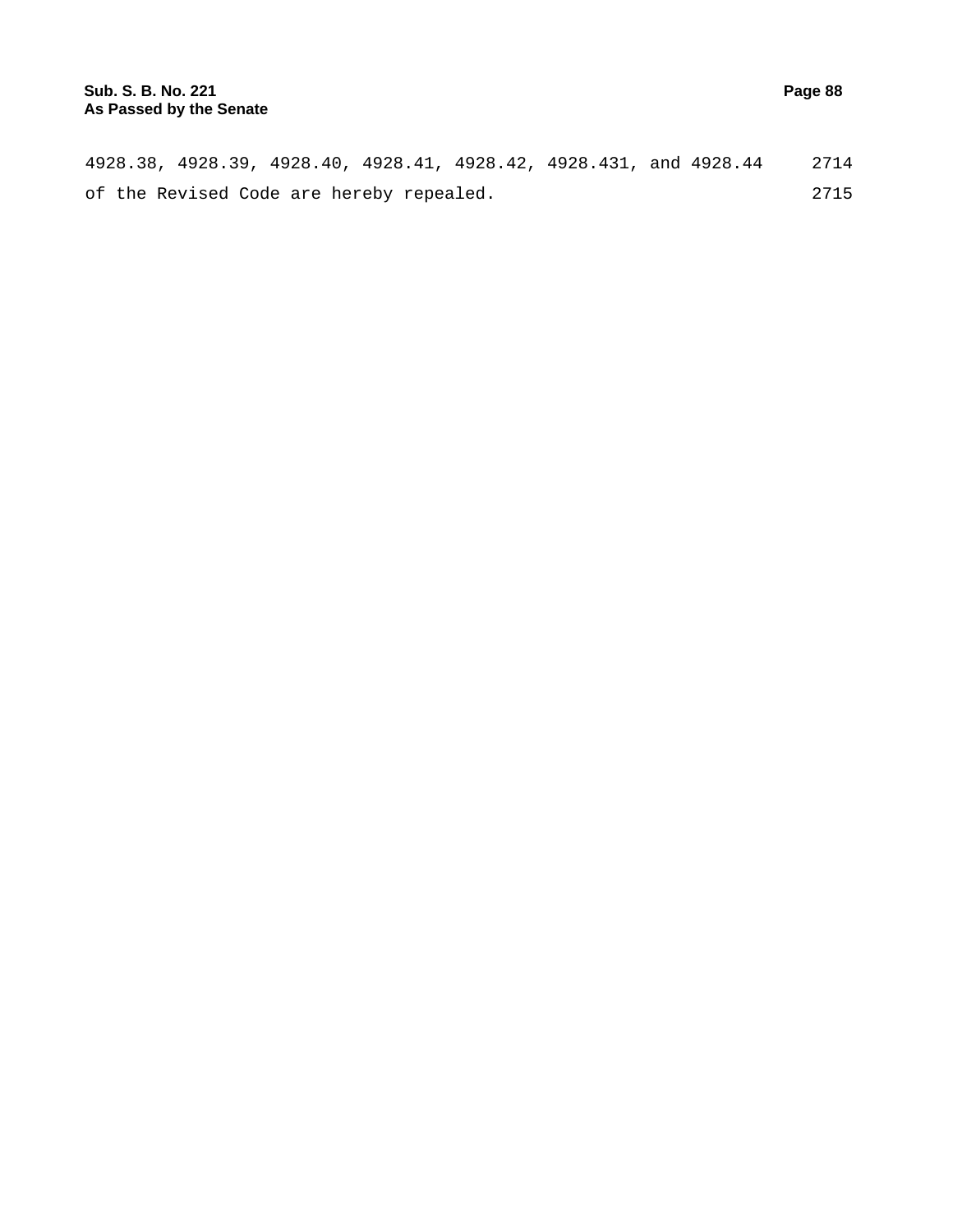4928.38, 4928.39, 4928.40, 4928.41, 4928.42, 4928.431, and 4928.44 of the Revised Code are hereby repealed.